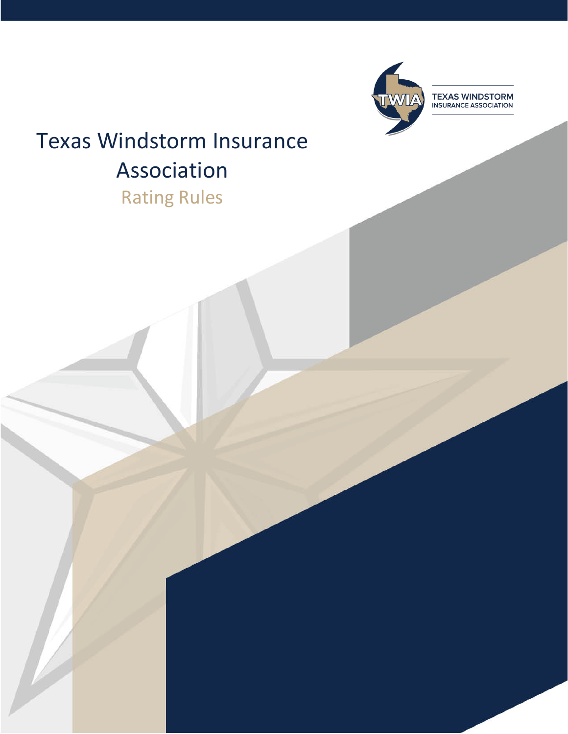TEXAS WINDSTORM INSURANCE ASSOCIATION

# Texas Windstorm Insurance Association

## Rating Rules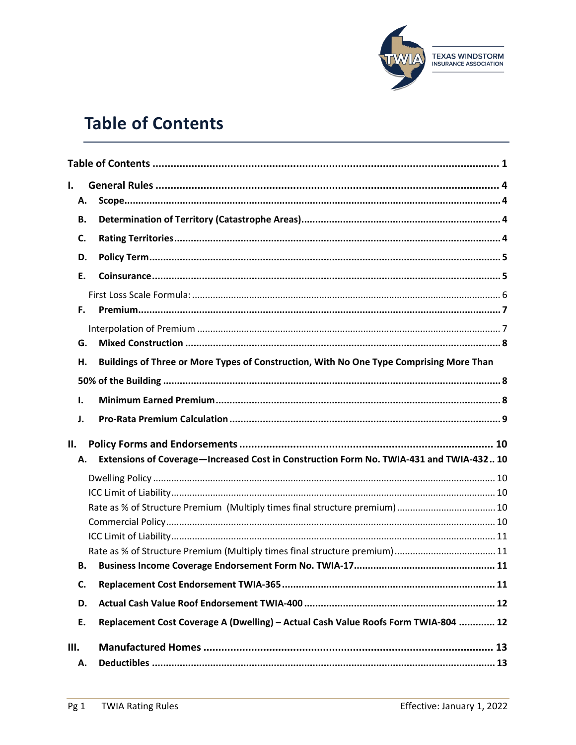# Table of Contents

Table of Contents ........................................................................................................ 1

**I. General Rules** ........................................................................................................ 4

- **A. Scope** ........................................................................................................ 4
- **B. Determination of Territory (Catastrophe Areas)** ........................................................................ 4
- **C. Rating Territories** ........................................................................................................ 4
- **D. Policy Term** ........................................................................................................ 5
- **E. Coinsurance** ........................................................................................................ 5
  - First Loss Scale Formula: ........................................................................................................ 6
- **F. Premium** ........................................................................................................ 7
  - Interpolation of Premium ........................................................................................................ 7
- **G. Mixed Construction** ........................................................................................................ 8
- **H. Buildings of Three or More Types of Construction, With No One Type Comprising More Than 50% of the Building** ........................................................................................................ 8
- **I. Minimum Earned Premium** ........................................................................................................ 8
- **J. Pro-Rata Premium Calculation** ........................................................................................................ 9

**II. Policy Forms and Endorsements** ........................................................................................................ 10

- **A. Extensions of Coverage—Increased Cost in Construction Form No. TWIA-431 and TWIA-432** .. 10
  - Dwelling Policy ........................................................................................................ 10
  - ICC Limit of Liability ........................................................................................................ 10
  - Rate as % of Structure Premium (Multiply times final structure premium) ........................................ 10
  - Commercial Policy ........................................................................................................ 10
  - ICC Limit of Liability ........................................................................................................ 11
  - Rate as % of Structure Premium (Multiply times final structure premium) ........................................ 11
- **B. Business Income Coverage Endorsement Form No. TWIA-17** ........................................................ 11
- **C. Replacement Cost Endorsement TWIA-365** ........................................................................................................ 11
- **D. Actual Cash Value Roof Endorsement TWIA-400** ........................................................................................................ 12
- **E. Replacement Cost Coverage A (Dwelling) – Actual Cash Value Roofs Form TWIA-804** ............. 12

**III. Manufactured Homes** ........................................................................................................ 13

- **A. Deductibles** ........................................................................................................ 13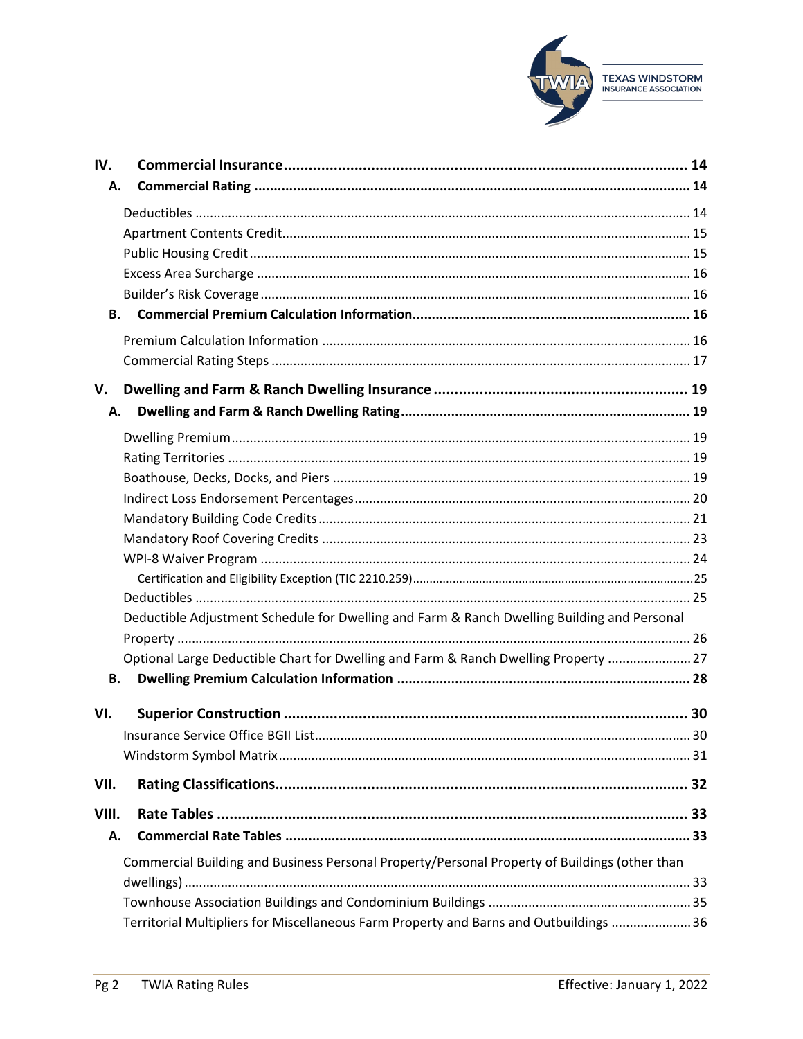**IV. Commercial Insurance** ........ 14

**A. Commercial Rating** ........ 14

- Deductibles ........ 14
- Apartment Contents Credit ........ 15
- Public Housing Credit ........ 15
- Excess Area Surcharge ........ 16
- Builder's Risk Coverage ........ 16

**B. Commercial Premium Calculation Information** ........ 16

- Premium Calculation Information ........ 16
- Commercial Rating Steps ........ 17

**V. Dwelling and Farm & Ranch Dwelling Insurance** ........ 19

**A. Dwelling and Farm & Ranch Dwelling Rating** ........ 19

- Dwelling Premium ........ 19
- Rating Territories ........ 19
- Boathouse, Decks, Docks, and Piers ........ 19
- Indirect Loss Endorsement Percentages ........ 20
- Mandatory Building Code Credits ........ 21
- Mandatory Roof Covering Credits ........ 23
- WPI-8 Waiver Program ........ 24
  - Certification and Eligibility Exception (TIC 2210.259) ........ 25
- Deductibles ........ 25
- Deductible Adjustment Schedule for Dwelling and Farm & Ranch Dwelling Building and Personal Property ........ 26
- Optional Large Deductible Chart for Dwelling and Farm & Ranch Dwelling Property ........ 27

**B. Dwelling Premium Calculation Information** ........ 28

**VI. Superior Construction** ........ 30

- Insurance Service Office BGII List ........ 30
- Windstorm Symbol Matrix ........ 31

**VII. Rating Classifications** ........ 32

**VIII. Rate Tables** ........ 33

**A. Commercial Rate Tables** ........ 33

- Commercial Building and Business Personal Property/Personal Property of Buildings (other than dwellings) ........ 33
- Townhouse Association Buildings and Condominium Buildings ........ 35
- Territorial Multipliers for Miscellaneous Farm Property and Barns and Outbuildings ........ 36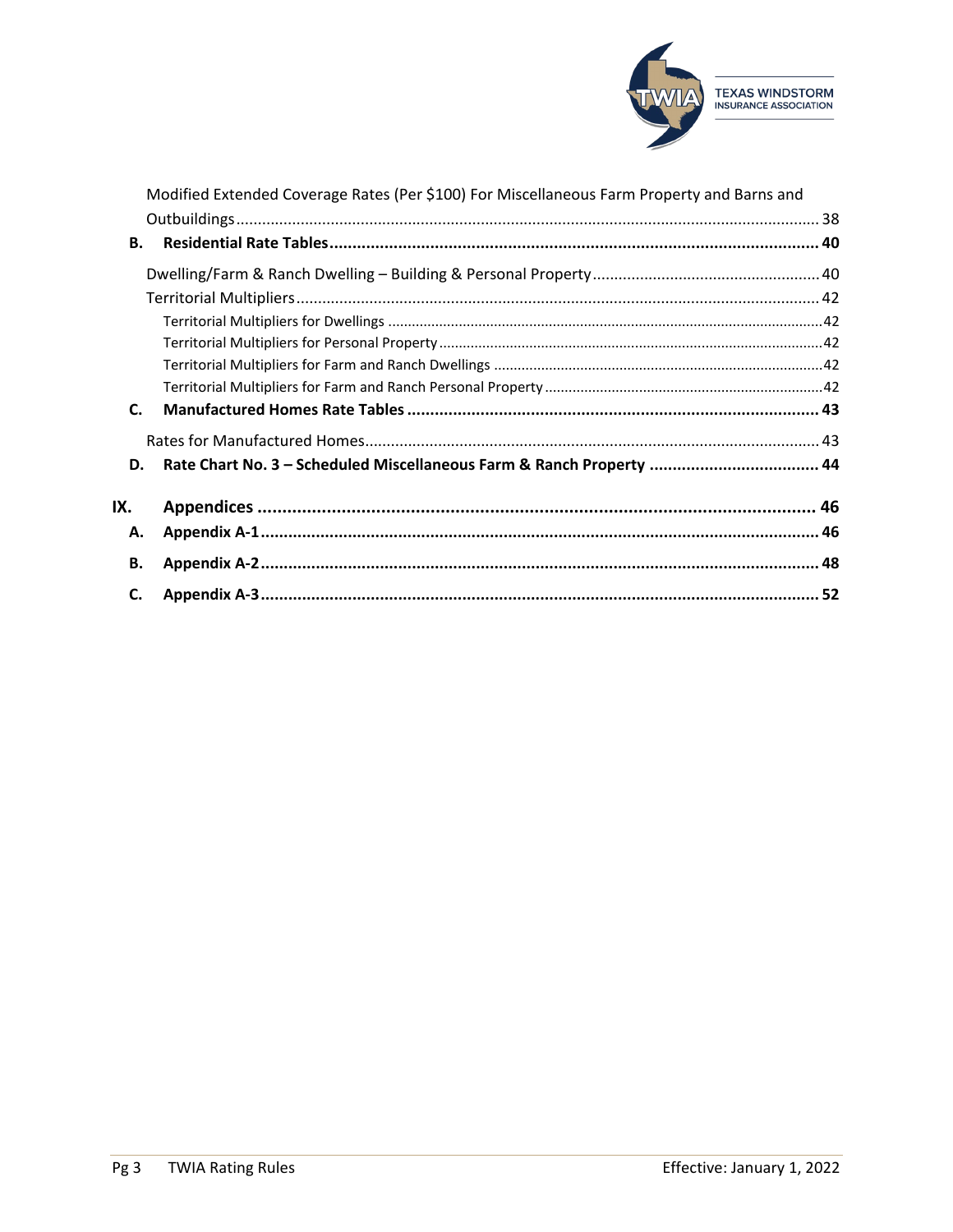Modified Extended Coverage Rates (Per $100) For Miscellaneous Farm Property and Barns and Outbuildings ........ 38

**B. Residential Rate Tables ........ 40**

Dwelling/Farm & Ranch Dwelling – Building & Personal Property ........ 40

Territorial Multipliers ........ 42

Territorial Multipliers for Dwellings ........ 42

Territorial Multipliers for Personal Property ........ 42

Territorial Multipliers for Farm and Ranch Dwellings ........ 42

Territorial Multipliers for Farm and Ranch Personal Property ........ 42

**C. Manufactured Homes Rate Tables ........ 43**

Rates for Manufactured Homes ........ 43

**D. Rate Chart No. 3 – Scheduled Miscellaneous Farm & Ranch Property ........ 44**

**IX. Appendices ........ 46**

**A. Appendix A-1 ........ 46**

**B. Appendix A-2 ........ 48**

**C. Appendix A-3 ........ 52**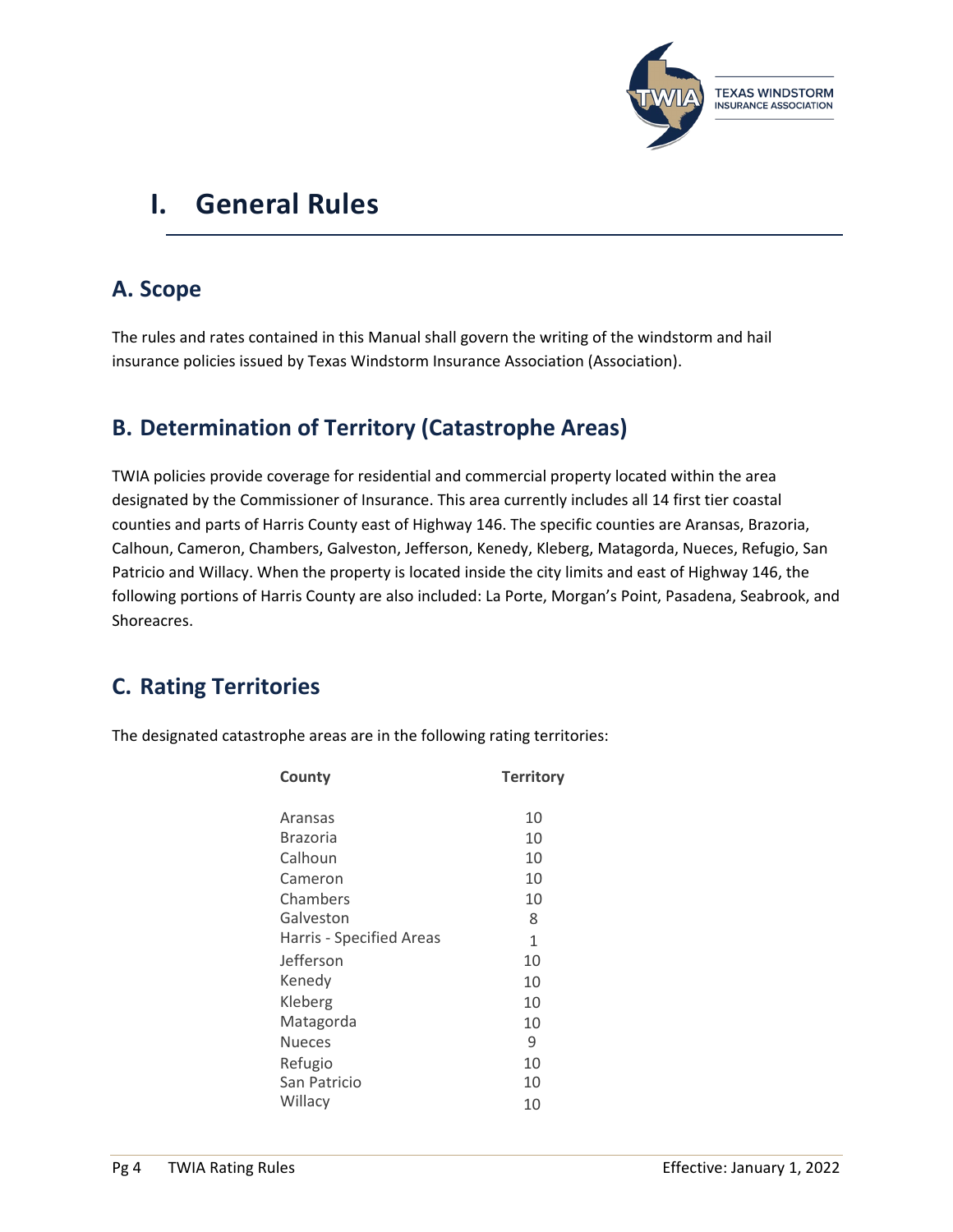# I. General Rules

## A. Scope

The rules and rates contained in this Manual shall govern the writing of the windstorm and hail insurance policies issued by Texas Windstorm Insurance Association (Association).

## B. Determination of Territory (Catastrophe Areas)

TWIA policies provide coverage for residential and commercial property located within the area designated by the Commissioner of Insurance. This area currently includes all 14 first tier coastal counties and parts of Harris County east of Highway 146. The specific counties are Aransas, Brazoria, Calhoun, Cameron, Chambers, Galveston, Jefferson, Kenedy, Kleberg, Matagorda, Nueces, Refugio, San Patricio and Willacy. When the property is located inside the city limits and east of Highway 146, the following portions of Harris County are also included: La Porte, Morgan's Point, Pasadena, Seabrook, and Shoreacres.

## C. Rating Territories

The designated catastrophe areas are in the following rating territories:

| County | Territory |
|---|---|
| Aransas | 10 |
| Brazoria | 10 |
| Calhoun | 10 |
| Cameron | 10 |
| Chambers | 10 |
| Galveston | 8 |
| Harris - Specified Areas | 1 |
| Jefferson | 10 |
| Kenedy | 10 |
| Kleberg | 10 |
| Matagorda | 10 |
| Nueces | 9 |
| Refugio | 10 |
| San Patricio | 10 |
| Willacy | 10 |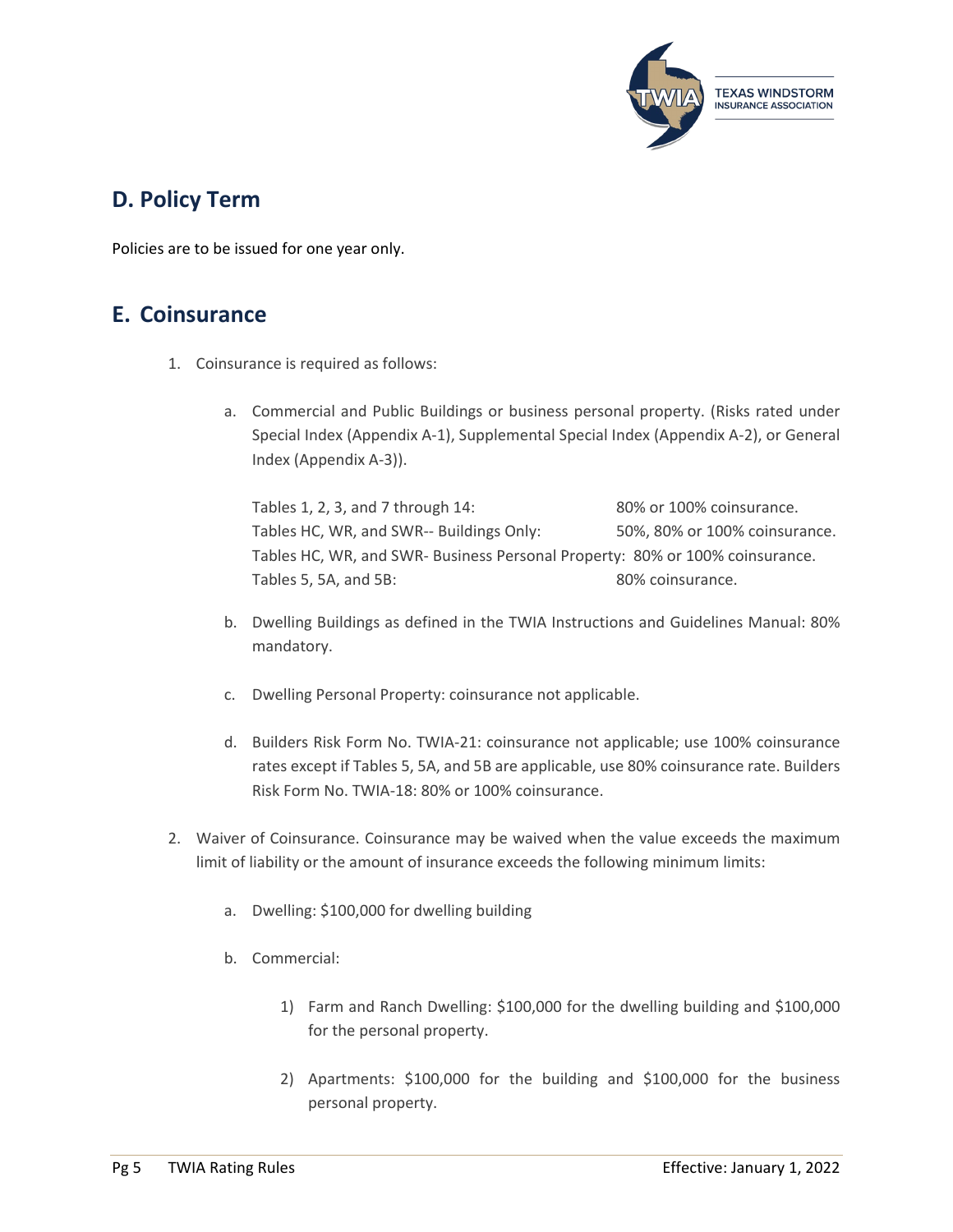## D. Policy Term

Policies are to be issued for one year only.

## E. Coinsurance

1. Coinsurance is required as follows:

    a. Commercial and Public Buildings or business personal property. (Risks rated under Special Index (Appendix A-1), Supplemental Special Index (Appendix A-2), or General Index (Appendix A-3)).

    Tables 1, 2, 3, and 7 through 14: 80% or 100% coinsurance.
    Tables HC, WR, and SWR-- Buildings Only: 50%, 80% or 100% coinsurance.
    Tables HC, WR, and SWR- Business Personal Property: 80% or 100% coinsurance.
    Tables 5, 5A, and 5B: 80% coinsurance.

    b. Dwelling Buildings as defined in the TWIA Instructions and Guidelines Manual: 80% mandatory.

    c. Dwelling Personal Property: coinsurance not applicable.

    d. Builders Risk Form No. TWIA-21: coinsurance not applicable; use 100% coinsurance rates except if Tables 5, 5A, and 5B are applicable, use 80% coinsurance rate. Builders Risk Form No. TWIA-18: 80% or 100% coinsurance.

2. Waiver of Coinsurance. Coinsurance may be waived when the value exceeds the maximum limit of liability or the amount of insurance exceeds the following minimum limits:

    a. Dwelling: $100,000 for dwelling building

    b. Commercial:

        1) Farm and Ranch Dwelling: $100,000 for the dwelling building and $100,000 for the personal property.

        2) Apartments: $100,000 for the building and $100,000 for the business personal property.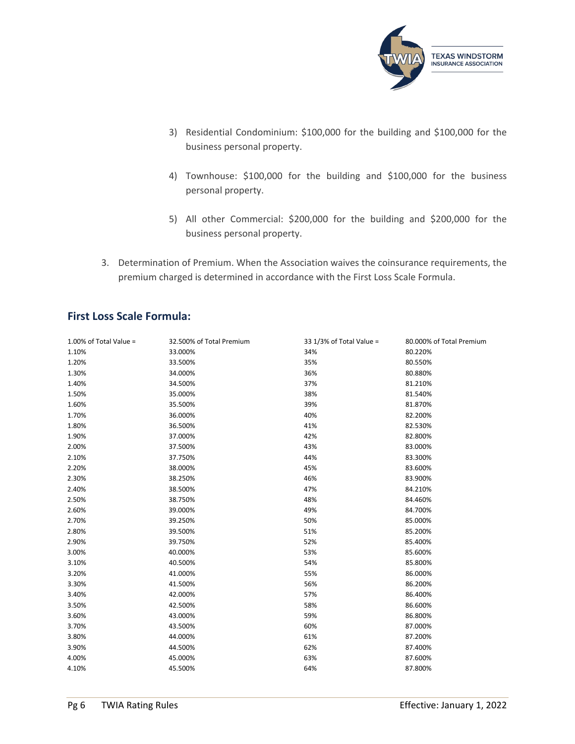3) Residential Condominium: $100,000 for the building and $100,000 for the business personal property.

4) Townhouse: $100,000 for the building and $100,000 for the business personal property.

5) All other Commercial: $200,000 for the building and $200,000 for the business personal property.

3. Determination of Premium. When the Association waives the coinsurance requirements, the premium charged is determined in accordance with the First Loss Scale Formula.

## First Loss Scale Formula:

| 1.00% of Total Value = | 32.500% of Total Premium | 33 1/3% of Total Value = | 80.000% of Total Premium |
|---|---|---|---|
| 1.10% | 33.000% | 34% | 80.220% |
| 1.20% | 33.500% | 35% | 80.550% |
| 1.30% | 34.000% | 36% | 80.880% |
| 1.40% | 34.500% | 37% | 81.210% |
| 1.50% | 35.000% | 38% | 81.540% |
| 1.60% | 35.500% | 39% | 81.870% |
| 1.70% | 36.000% | 40% | 82.200% |
| 1.80% | 36.500% | 41% | 82.530% |
| 1.90% | 37.000% | 42% | 82.800% |
| 2.00% | 37.500% | 43% | 83.000% |
| 2.10% | 37.750% | 44% | 83.300% |
| 2.20% | 38.000% | 45% | 83.600% |
| 2.30% | 38.250% | 46% | 83.900% |
| 2.40% | 38.500% | 47% | 84.210% |
| 2.50% | 38.750% | 48% | 84.460% |
| 2.60% | 39.000% | 49% | 84.700% |
| 2.70% | 39.250% | 50% | 85.000% |
| 2.80% | 39.500% | 51% | 85.200% |
| 2.90% | 39.750% | 52% | 85.400% |
| 3.00% | 40.000% | 53% | 85.600% |
| 3.10% | 40.500% | 54% | 85.800% |
| 3.20% | 41.000% | 55% | 86.000% |
| 3.30% | 41.500% | 56% | 86.200% |
| 3.40% | 42.000% | 57% | 86.400% |
| 3.50% | 42.500% | 58% | 86.600% |
| 3.60% | 43.000% | 59% | 86.800% |
| 3.70% | 43.500% | 60% | 87.000% |
| 3.80% | 44.000% | 61% | 87.200% |
| 3.90% | 44.500% | 62% | 87.400% |
| 4.00% | 45.000% | 63% | 87.600% |
| 4.10% | 45.500% | 64% | 87.800% |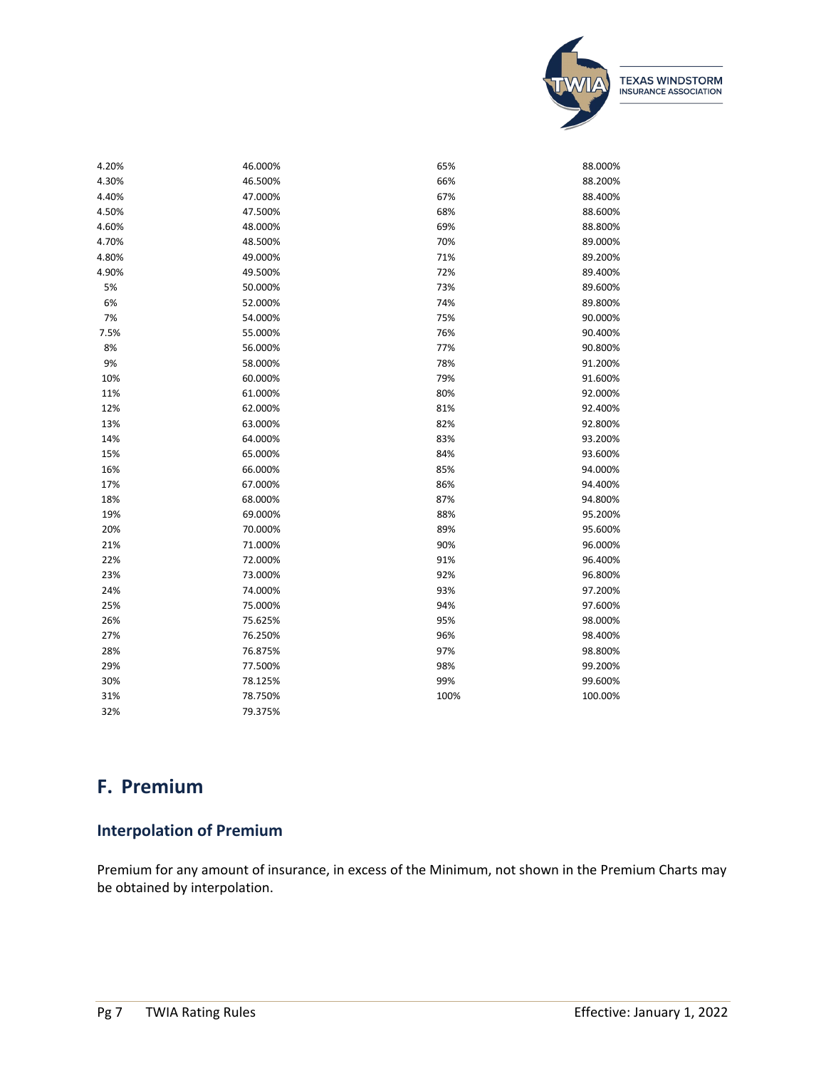| | | | |
|---|---|---|---|
| 4.20% | 46.000% | 65% | 88.000% |
| 4.30% | 46.500% | 66% | 88.200% |
| 4.40% | 47.000% | 67% | 88.400% |
| 4.50% | 47.500% | 68% | 88.600% |
| 4.60% | 48.000% | 69% | 88.800% |
| 4.70% | 48.500% | 70% | 89.000% |
| 4.80% | 49.000% | 71% | 89.200% |
| 4.90% | 49.500% | 72% | 89.400% |
| 5% | 50.000% | 73% | 89.600% |
| 6% | 52.000% | 74% | 89.800% |
| 7% | 54.000% | 75% | 90.000% |
| 7.5% | 55.000% | 76% | 90.400% |
| 8% | 56.000% | 77% | 90.800% |
| 9% | 58.000% | 78% | 91.200% |
| 10% | 60.000% | 79% | 91.600% |
| 11% | 61.000% | 80% | 92.000% |
| 12% | 62.000% | 81% | 92.400% |
| 13% | 63.000% | 82% | 92.800% |
| 14% | 64.000% | 83% | 93.200% |
| 15% | 65.000% | 84% | 93.600% |
| 16% | 66.000% | 85% | 94.000% |
| 17% | 67.000% | 86% | 94.400% |
| 18% | 68.000% | 87% | 94.800% |
| 19% | 69.000% | 88% | 95.200% |
| 20% | 70.000% | 89% | 95.600% |
| 21% | 71.000% | 90% | 96.000% |
| 22% | 72.000% | 91% | 96.400% |
| 23% | 73.000% | 92% | 96.800% |
| 24% | 74.000% | 93% | 97.200% |
| 25% | 75.000% | 94% | 97.600% |
| 26% | 75.625% | 95% | 98.000% |
| 27% | 76.250% | 96% | 98.400% |
| 28% | 76.875% | 97% | 98.800% |
| 29% | 77.500% | 98% | 99.200% |
| 30% | 78.125% | 99% | 99.600% |
| 31% | 78.750% | 100% | 100.00% |
| 32% | 79.375% | | |

## F. Premium

### Interpolation of Premium

Premium for any amount of insurance, in excess of the Minimum, not shown in the Premium Charts may be obtained by interpolation.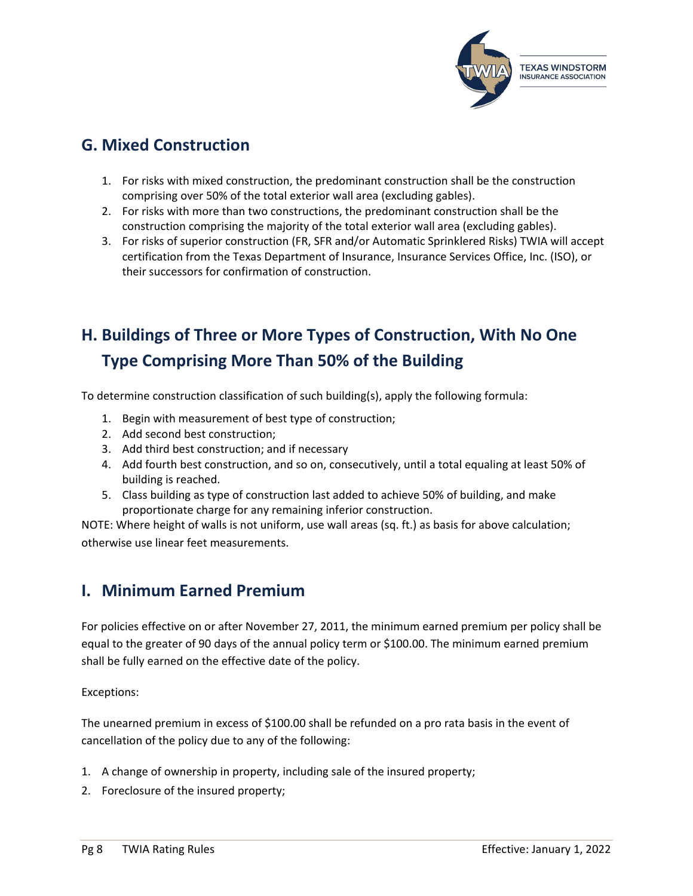## G. Mixed Construction

1. For risks with mixed construction, the predominant construction shall be the construction comprising over 50% of the total exterior wall area (excluding gables).
2. For risks with more than two constructions, the predominant construction shall be the construction comprising the majority of the total exterior wall area (excluding gables).
3. For risks of superior construction (FR, SFR and/or Automatic Sprinklered Risks) TWIA will accept certification from the Texas Department of Insurance, Insurance Services Office, Inc. (ISO), or their successors for confirmation of construction.

## H. Buildings of Three or More Types of Construction, With No One Type Comprising More Than 50% of the Building

To determine construction classification of such building(s), apply the following formula:

1. Begin with measurement of best type of construction;
2. Add second best construction;
3. Add third best construction; and if necessary
4. Add fourth best construction, and so on, consecutively, until a total equaling at least 50% of building is reached.
5. Class building as type of construction last added to achieve 50% of building, and make proportionate charge for any remaining inferior construction.

NOTE: Where height of walls is not uniform, use wall areas (sq. ft.) as basis for above calculation; otherwise use linear feet measurements.

## I. Minimum Earned Premium

For policies effective on or after November 27, 2011, the minimum earned premium per policy shall be equal to the greater of 90 days of the annual policy term or $100.00. The minimum earned premium shall be fully earned on the effective date of the policy.

Exceptions:

The unearned premium in excess of $100.00 shall be refunded on a pro rata basis in the event of cancellation of the policy due to any of the following:

1. A change of ownership in property, including sale of the insured property;
2. Foreclosure of the insured property;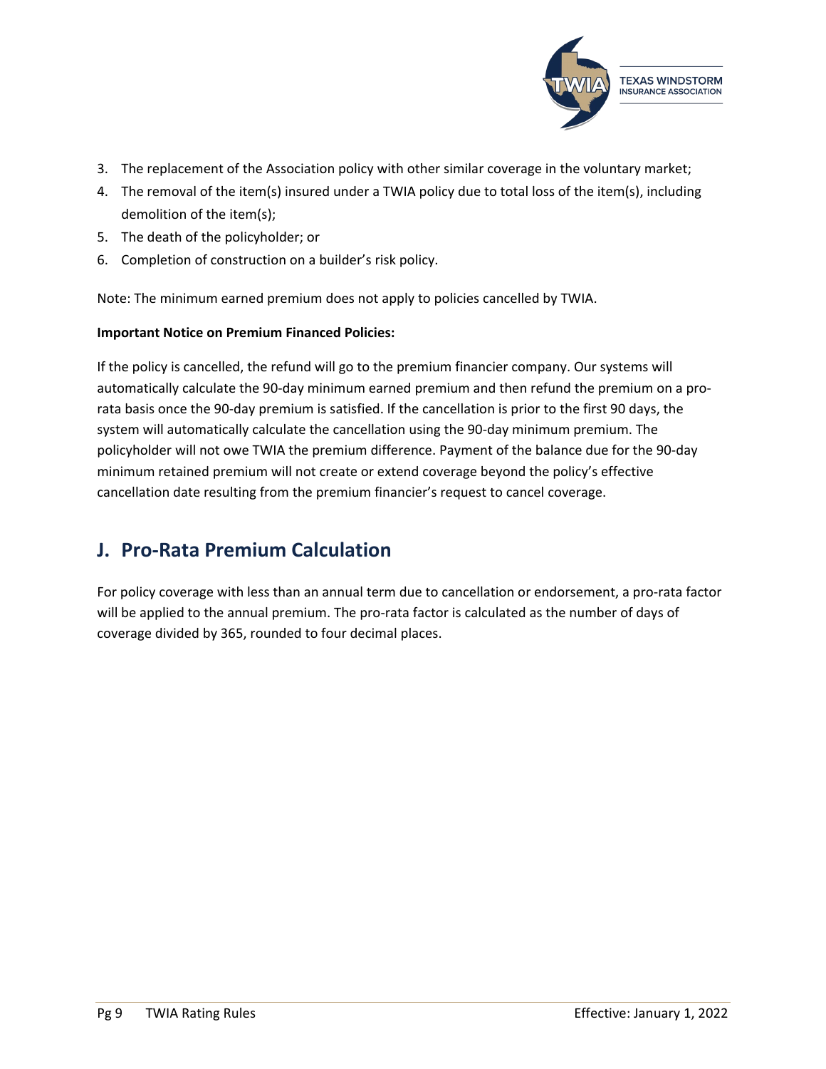3. The replacement of the Association policy with other similar coverage in the voluntary market;
4. The removal of the item(s) insured under a TWIA policy due to total loss of the item(s), including demolition of the item(s);
5. The death of the policyholder; or
6. Completion of construction on a builder's risk policy.

Note: The minimum earned premium does not apply to policies cancelled by TWIA.

**Important Notice on Premium Financed Policies:**

If the policy is cancelled, the refund will go to the premium financier company. Our systems will automatically calculate the 90-day minimum earned premium and then refund the premium on a pro-rata basis once the 90-day premium is satisfied. If the cancellation is prior to the first 90 days, the system will automatically calculate the cancellation using the 90-day minimum premium. The policyholder will not owe TWIA the premium difference. Payment of the balance due for the 90-day minimum retained premium will not create or extend coverage beyond the policy's effective cancellation date resulting from the premium financier's request to cancel coverage.

## J. Pro-Rata Premium Calculation

For policy coverage with less than an annual term due to cancellation or endorsement, a pro-rata factor will be applied to the annual premium. The pro-rata factor is calculated as the number of days of coverage divided by 365, rounded to four decimal places.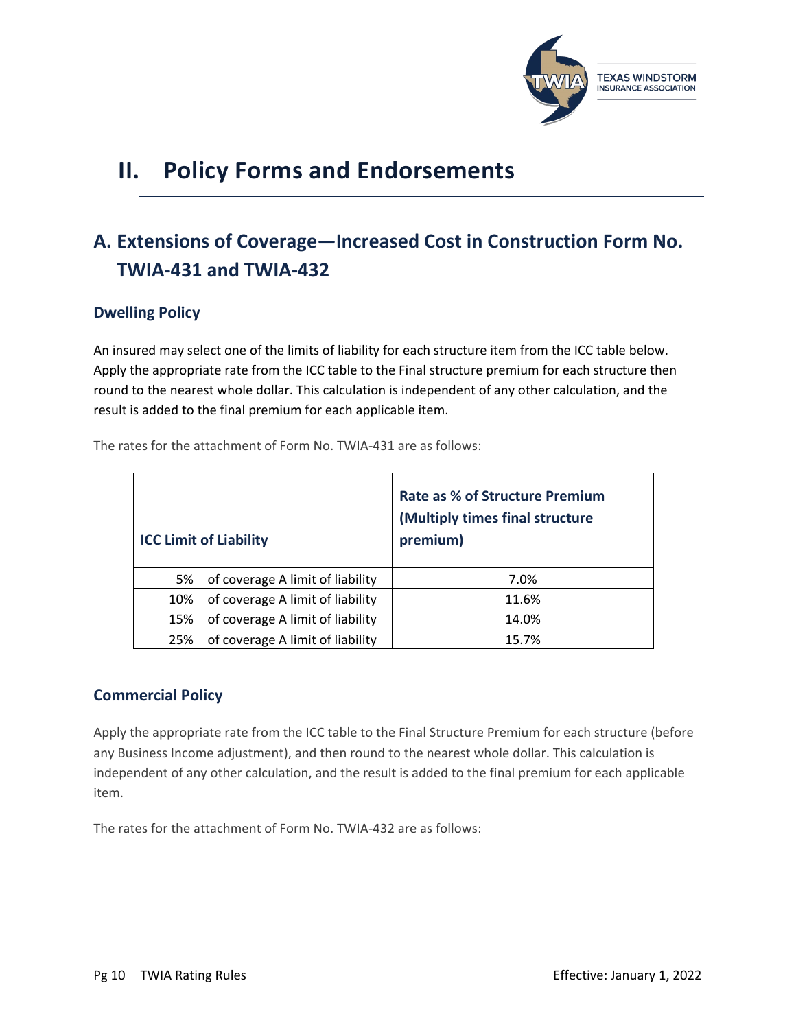# II. Policy Forms and Endorsements

## A. Extensions of Coverage—Increased Cost in Construction Form No. TWIA-431 and TWIA-432

### Dwelling Policy

An insured may select one of the limits of liability for each structure item from the ICC table below. Apply the appropriate rate from the ICC table to the Final structure premium for each structure then round to the nearest whole dollar. This calculation is independent of any other calculation, and the result is added to the final premium for each applicable item.

The rates for the attachment of Form No. TWIA-431 are as follows:

| ICC Limit of Liability | Rate as % of Structure Premium (Multiply times final structure premium) |
|---|---|
| 5% of coverage A limit of liability | 7.0% |
| 10% of coverage A limit of liability | 11.6% |
| 15% of coverage A limit of liability | 14.0% |
| 25% of coverage A limit of liability | 15.7% |

### Commercial Policy

Apply the appropriate rate from the ICC table to the Final Structure Premium for each structure (before any Business Income adjustment), and then round to the nearest whole dollar. This calculation is independent of any other calculation, and the result is added to the final premium for each applicable item.

The rates for the attachment of Form No. TWIA-432 are as follows: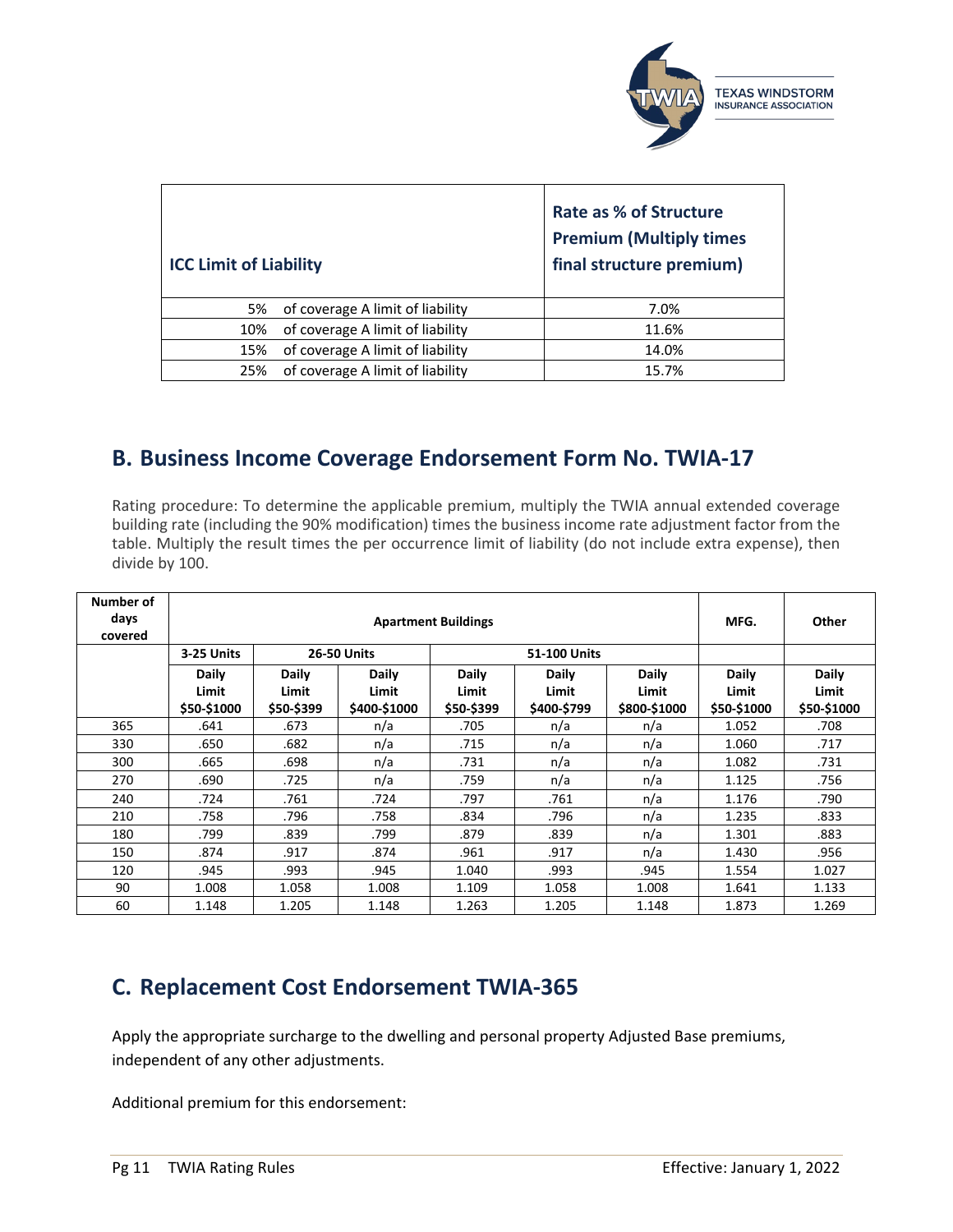| ICC Limit of Liability | Rate as % of Structure Premium (Multiply times final structure premium) |
|---|---|
| 5% of coverage A limit of liability | 7.0% |
| 10% of coverage A limit of liability | 11.6% |
| 15% of coverage A limit of liability | 14.0% |
| 25% of coverage A limit of liability | 15.7% |

## B. Business Income Coverage Endorsement Form No. TWIA-17

Rating procedure: To determine the applicable premium, multiply the TWIA annual extended coverage building rate (including the 90% modification) times the business income rate adjustment factor from the table. Multiply the result times the per occurrence limit of liability (do not include extra expense), then divide by 100.

| Number of days covered | Apartment Buildings | | | | | | MFG. | Other |
|---|---|---|---|---|---|---|---|---|
| | 3-25 Units | 26-50 Units | | 51-100 Units | | | | |
| | Daily Limit $50-$1000 | Daily Limit $50-$399 | Daily Limit $400-$1000 | Daily Limit $50-$399 | Daily Limit $400-$799 | Daily Limit $800-$1000 | Daily Limit $50-$1000 | Daily Limit $50-$1000 |
| 365 | .641 | .673 | n/a | .705 | n/a | n/a | 1.052 | .708 |
| 330 | .650 | .682 | n/a | .715 | n/a | n/a | 1.060 | .717 |
| 300 | .665 | .698 | n/a | .731 | n/a | n/a | 1.082 | .731 |
| 270 | .690 | .725 | n/a | .759 | n/a | n/a | 1.125 | .756 |
| 240 | .724 | .761 | .724 | .797 | .761 | n/a | 1.176 | .790 |
| 210 | .758 | .796 | .758 | .834 | .796 | n/a | 1.235 | .833 |
| 180 | .799 | .839 | .799 | .879 | .839 | n/a | 1.301 | .883 |
| 150 | .874 | .917 | .874 | .961 | .917 | n/a | 1.430 | .956 |
| 120 | .945 | .993 | .945 | 1.040 | .993 | .945 | 1.554 | 1.027 |
| 90 | 1.008 | 1.058 | 1.008 | 1.109 | 1.058 | 1.008 | 1.641 | 1.133 |
| 60 | 1.148 | 1.205 | 1.148 | 1.263 | 1.205 | 1.148 | 1.873 | 1.269 |

## C. Replacement Cost Endorsement TWIA-365

Apply the appropriate surcharge to the dwelling and personal property Adjusted Base premiums, independent of any other adjustments.

Additional premium for this endorsement: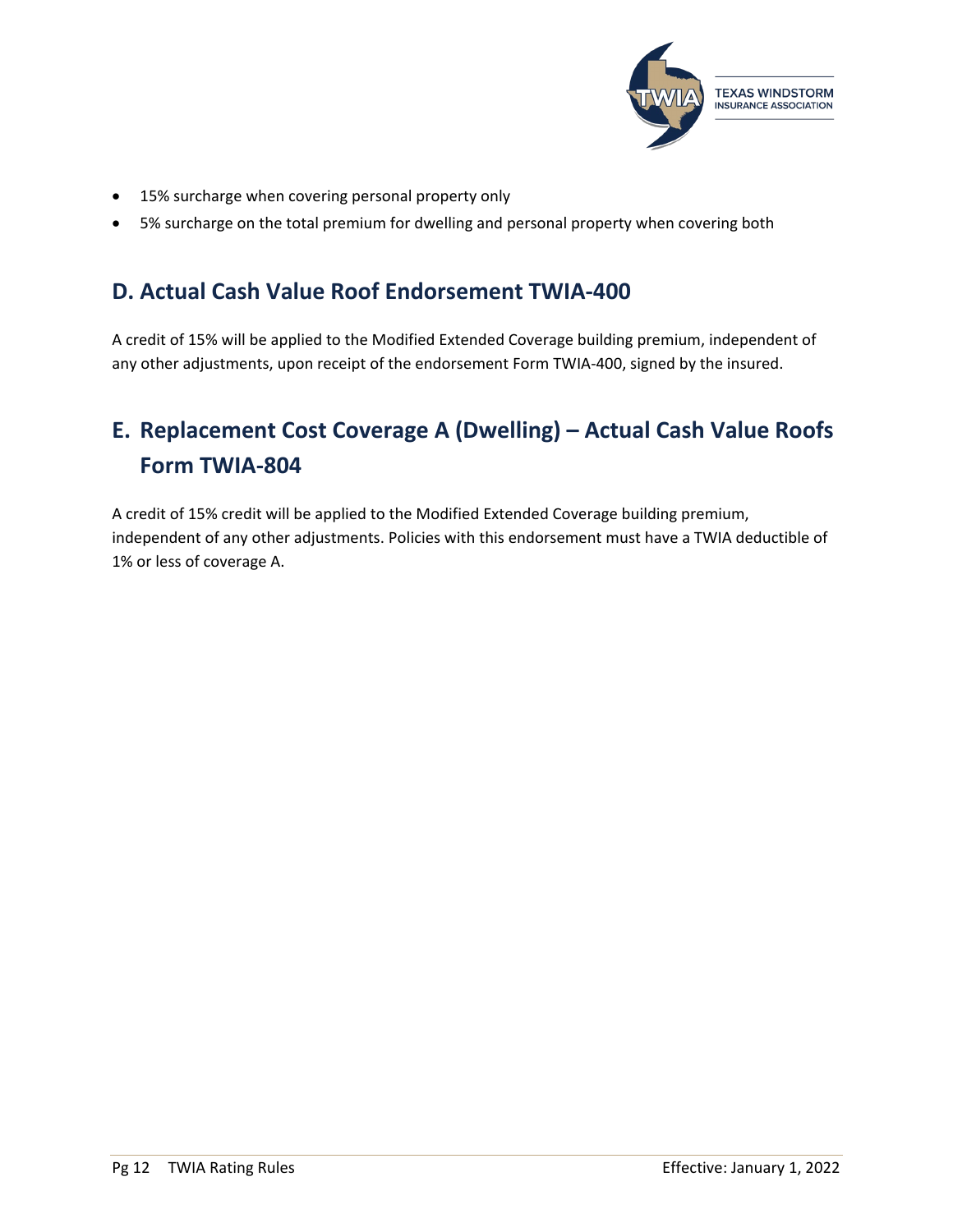- 15% surcharge when covering personal property only
- 5% surcharge on the total premium for dwelling and personal property when covering both

## D. Actual Cash Value Roof Endorsement TWIA-400

A credit of 15% will be applied to the Modified Extended Coverage building premium, independent of any other adjustments, upon receipt of the endorsement Form TWIA-400, signed by the insured.

## E. Replacement Cost Coverage A (Dwelling) – Actual Cash Value Roofs Form TWIA-804

A credit of 15% credit will be applied to the Modified Extended Coverage building premium, independent of any other adjustments. Policies with this endorsement must have a TWIA deductible of 1% or less of coverage A.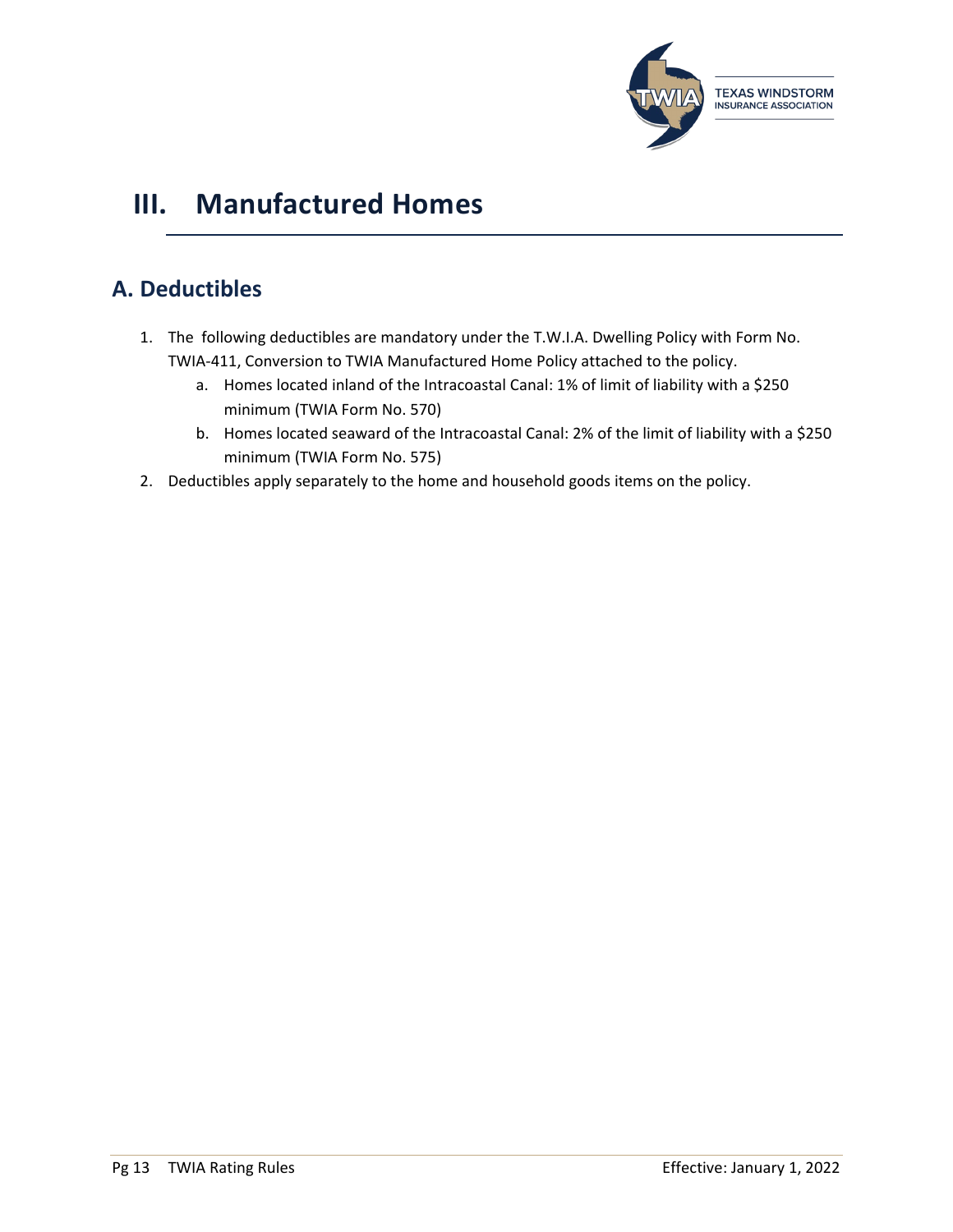# III. Manufactured Homes

## A. Deductibles

1. The following deductibles are mandatory under the T.W.I.A. Dwelling Policy with Form No. TWIA-411, Conversion to TWIA Manufactured Home Policy attached to the policy.
   a. Homes located inland of the Intracoastal Canal: 1% of limit of liability with a $250 minimum (TWIA Form No. 570)
   b. Homes located seaward of the Intracoastal Canal: 2% of the limit of liability with a $250 minimum (TWIA Form No. 575)
2. Deductibles apply separately to the home and household goods items on the policy.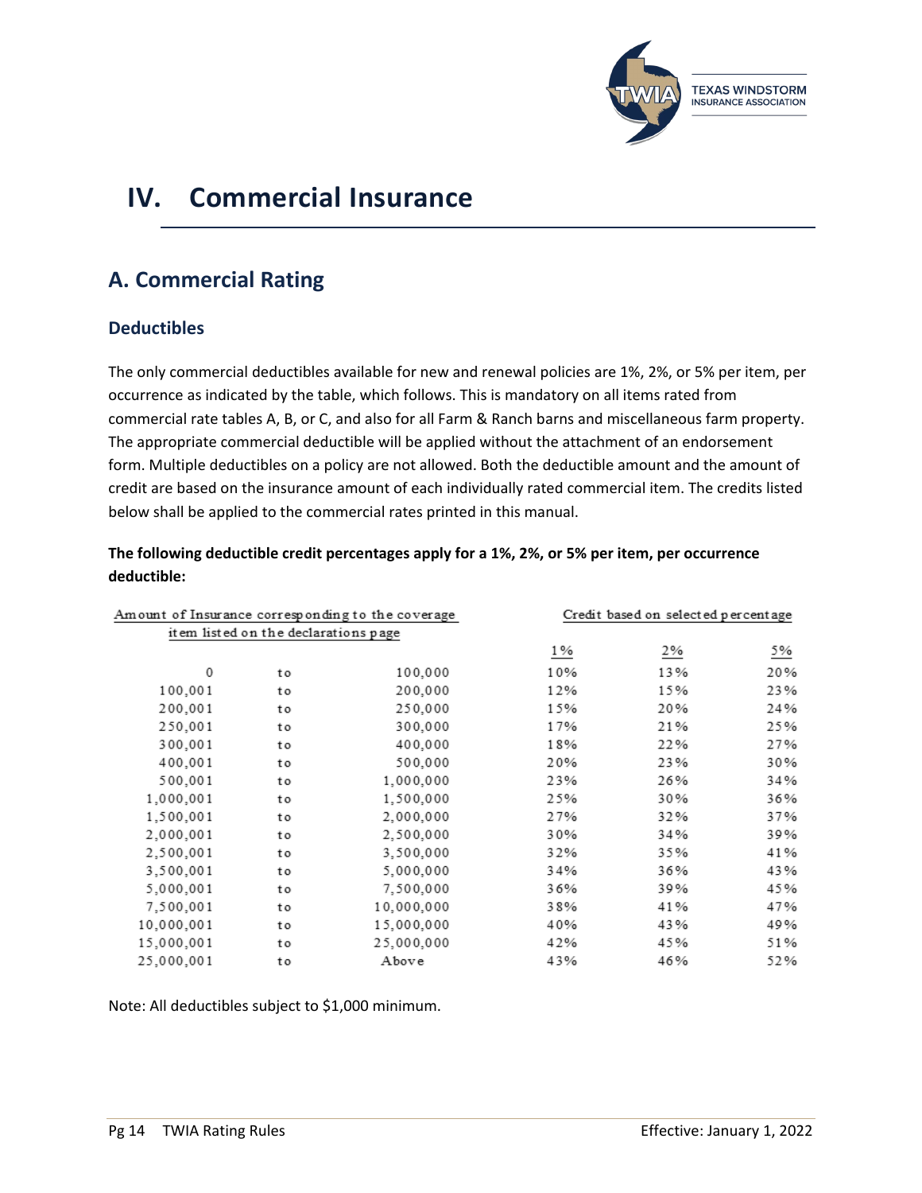# IV. Commercial Insurance

## A. Commercial Rating

### Deductibles

The only commercial deductibles available for new and renewal policies are 1%, 2%, or 5% per item, per occurrence as indicated by the table, which follows. This is mandatory on all items rated from commercial rate tables A, B, or C, and also for all Farm & Ranch barns and miscellaneous farm property. The appropriate commercial deductible will be applied without the attachment of an endorsement form. Multiple deductibles on a policy are not allowed. Both the deductible amount and the amount of credit are based on the insurance amount of each individually rated commercial item. The credits listed below shall be applied to the commercial rates printed in this manual.

**The following deductible credit percentages apply for a 1%, 2%, or 5% per item, per occurrence deductible:**

| Amount of Insurance corresponding to the coverage item listed on the declarations page | | | Credit based on selected percentage | | |
|---|---|---|---|---|---|
| | | | 1% | 2% | 5% |
| 0 | to | 100,000 | 10% | 13% | 20% |
| 100,001 | to | 200,000 | 12% | 15% | 23% |
| 200,001 | to | 250,000 | 15% | 20% | 24% |
| 250,001 | to | 300,000 | 17% | 21% | 25% |
| 300,001 | to | 400,000 | 18% | 22% | 27% |
| 400,001 | to | 500,000 | 20% | 23% | 30% |
| 500,001 | to | 1,000,000 | 23% | 26% | 34% |
| 1,000,001 | to | 1,500,000 | 25% | 30% | 36% |
| 1,500,001 | to | 2,000,000 | 27% | 32% | 37% |
| 2,000,001 | to | 2,500,000 | 30% | 34% | 39% |
| 2,500,001 | to | 3,500,000 | 32% | 35% | 41% |
| 3,500,001 | to | 5,000,000 | 34% | 36% | 43% |
| 5,000,001 | to | 7,500,000 | 36% | 39% | 45% |
| 7,500,001 | to | 10,000,000 | 38% | 41% | 47% |
| 10,000,001 | to | 15,000,000 | 40% | 43% | 49% |
| 15,000,001 | to | 25,000,000 | 42% | 45% | 51% |
| 25,000,001 | to | Above | 43% | 46% | 52% |

Note: All deductibles subject to $1,000 minimum.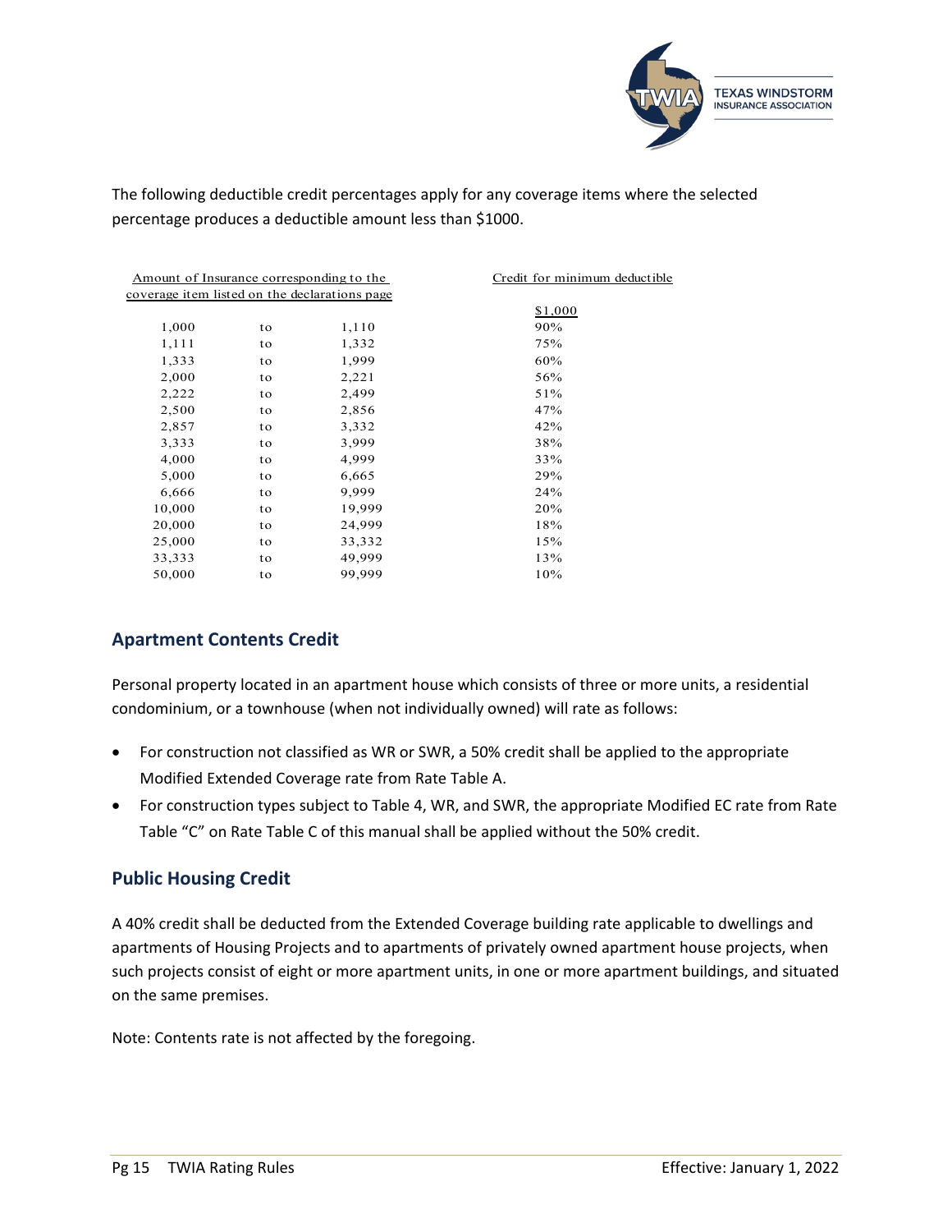The following deductible credit percentages apply for any coverage items where the selected percentage produces a deductible amount less than $1000.

| Amount of Insurance corresponding to the coverage item listed on the declarations page | | | Credit for minimum deductible |
|---|---|---|---|
| | | | $1,000 |
| 1,000 | to | 1,110 | 90% |
| 1,111 | to | 1,332 | 75% |
| 1,333 | to | 1,999 | 60% |
| 2,000 | to | 2,221 | 56% |
| 2,222 | to | 2,499 | 51% |
| 2,500 | to | 2,856 | 47% |
| 2,857 | to | 3,332 | 42% |
| 3,333 | to | 3,999 | 38% |
| 4,000 | to | 4,999 | 33% |
| 5,000 | to | 6,665 | 29% |
| 6,666 | to | 9,999 | 24% |
| 10,000 | to | 19,999 | 20% |
| 20,000 | to | 24,999 | 18% |
| 25,000 | to | 33,332 | 15% |
| 33,333 | to | 49,999 | 13% |
| 50,000 | to | 99,999 | 10% |

## Apartment Contents Credit

Personal property located in an apartment house which consists of three or more units, a residential condominium, or a townhouse (when not individually owned) will rate as follows:

- For construction not classified as WR or SWR, a 50% credit shall be applied to the appropriate Modified Extended Coverage rate from Rate Table A.
- For construction types subject to Table 4, WR, and SWR, the appropriate Modified EC rate from Rate Table "C" on Rate Table C of this manual shall be applied without the 50% credit.

## Public Housing Credit

A 40% credit shall be deducted from the Extended Coverage building rate applicable to dwellings and apartments of Housing Projects and to apartments of privately owned apartment house projects, when such projects consist of eight or more apartment units, in one or more apartment buildings, and situated on the same premises.

Note: Contents rate is not affected by the foregoing.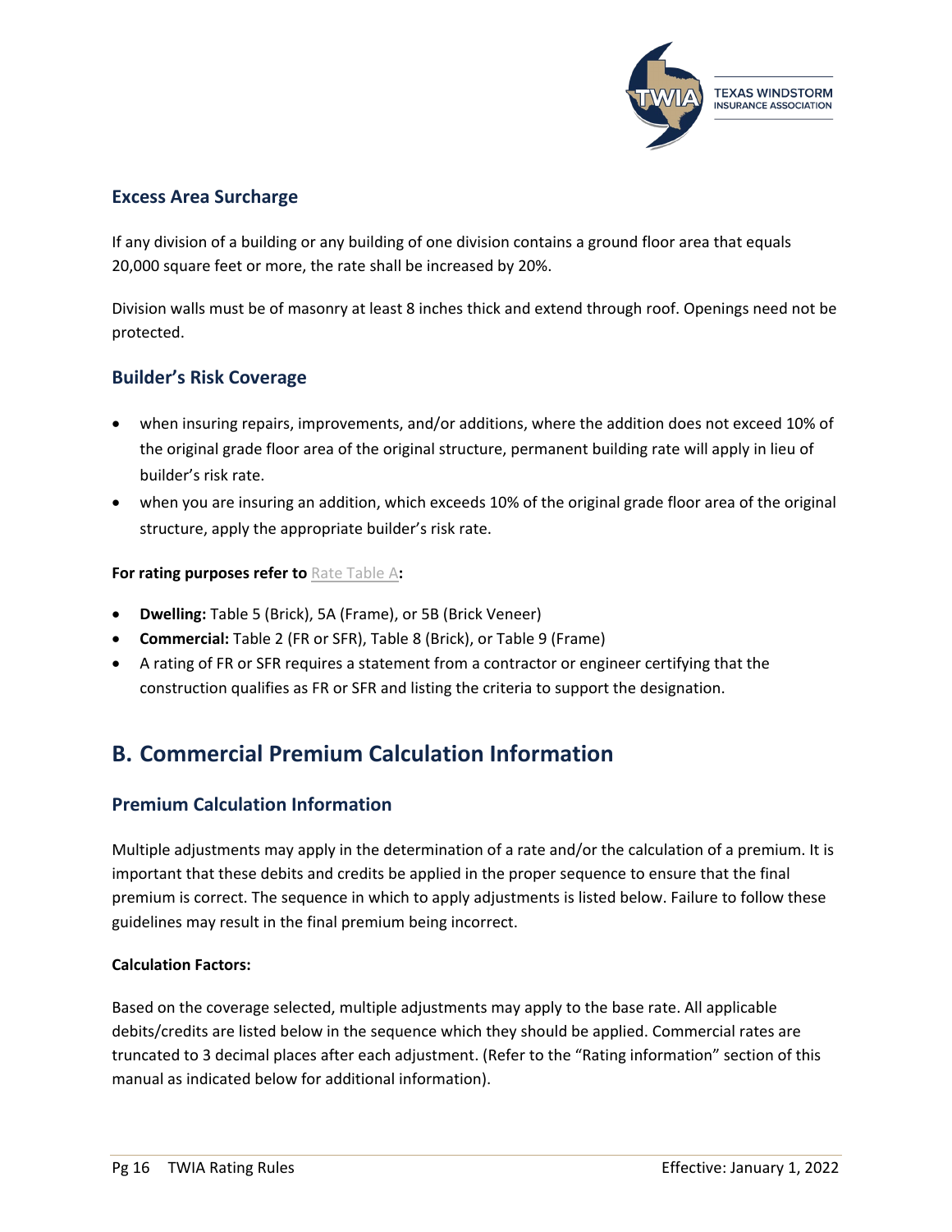### Excess Area Surcharge

If any division of a building or any building of one division contains a ground floor area that equals 20,000 square feet or more, the rate shall be increased by 20%.

Division walls must be of masonry at least 8 inches thick and extend through roof. Openings need not be protected.

### Builder's Risk Coverage

- when insuring repairs, improvements, and/or additions, where the addition does not exceed 10% of the original grade floor area of the original structure, permanent building rate will apply in lieu of builder's risk rate.
- when you are insuring an addition, which exceeds 10% of the original grade floor area of the original structure, apply the appropriate builder's risk rate.

**For rating purposes refer to** Rate Table A**:**

- **Dwelling:** Table 5 (Brick), 5A (Frame), or 5B (Brick Veneer)
- **Commercial:** Table 2 (FR or SFR), Table 8 (Brick), or Table 9 (Frame)
- A rating of FR or SFR requires a statement from a contractor or engineer certifying that the construction qualifies as FR or SFR and listing the criteria to support the designation.

## B. Commercial Premium Calculation Information

### Premium Calculation Information

Multiple adjustments may apply in the determination of a rate and/or the calculation of a premium. It is important that these debits and credits be applied in the proper sequence to ensure that the final premium is correct. The sequence in which to apply adjustments is listed below. Failure to follow these guidelines may result in the final premium being incorrect.

**Calculation Factors:**

Based on the coverage selected, multiple adjustments may apply to the base rate. All applicable debits/credits are listed below in the sequence which they should be applied. Commercial rates are truncated to 3 decimal places after each adjustment. (Refer to the "Rating information" section of this manual as indicated below for additional information).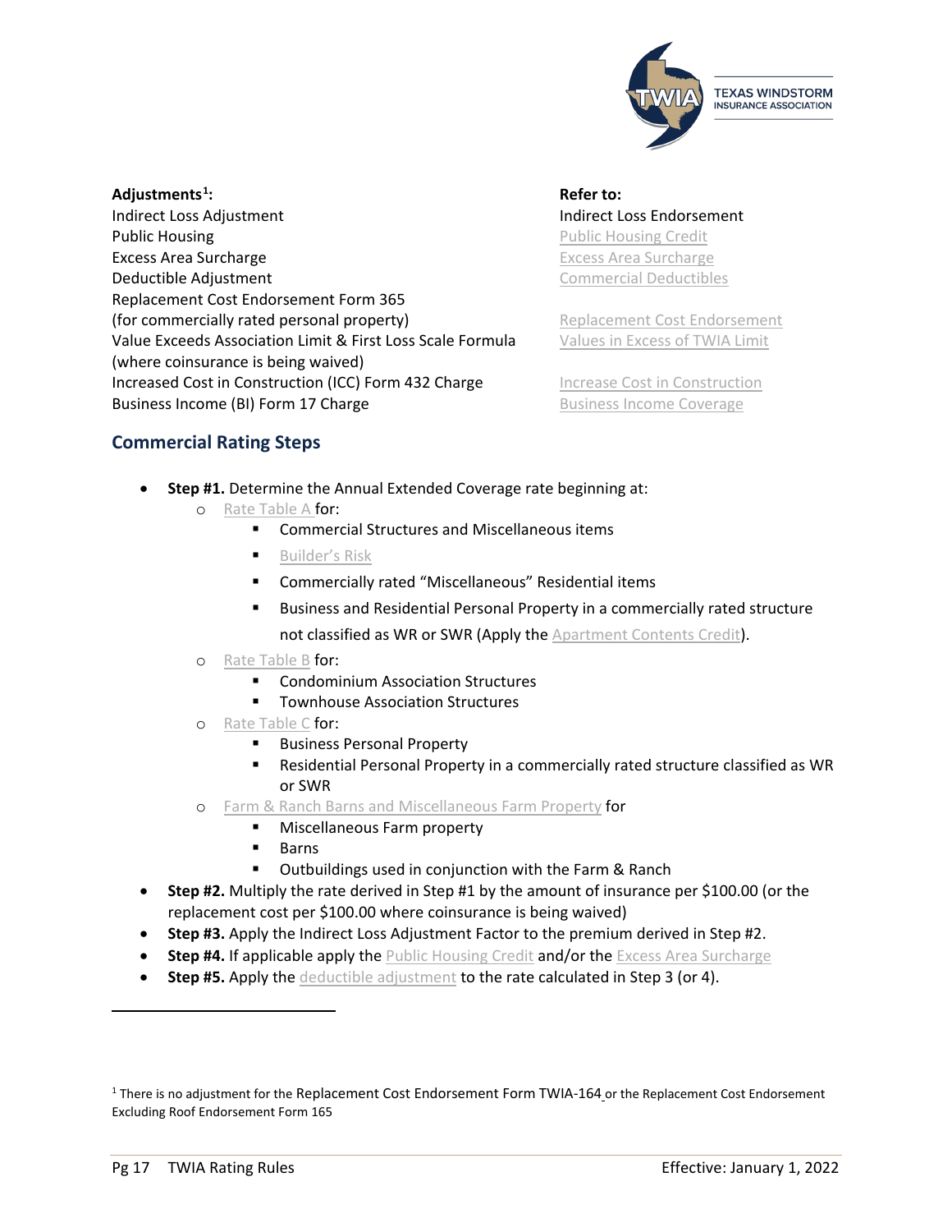| **Adjustments[1]:** | **Refer to:** |
| --- | --- |
| Indirect Loss Adjustment | Indirect Loss Endorsement |
| Public Housing | Public Housing Credit |
| Excess Area Surcharge | Excess Area Surcharge |
| Deductible Adjustment | Commercial Deductibles |
| Replacement Cost Endorsement Form 365 (for commercially rated personal property) | Replacement Cost Endorsement |
| Value Exceeds Association Limit & First Loss Scale Formula (where coinsurance is being waived) | Values in Excess of TWIA Limit |
| Increased Cost in Construction (ICC) Form 432 Charge | Increase Cost in Construction |
| Business Income (BI) Form 17 Charge | Business Income Coverage |

## Commercial Rating Steps

- **Step #1.** Determine the Annual Extended Coverage rate beginning at:
  - Rate Table A for:
    - Commercial Structures and Miscellaneous items
    - Builder's Risk
    - Commercially rated "Miscellaneous" Residential items
    - Business and Residential Personal Property in a commercially rated structure not classified as WR or SWR (Apply the Apartment Contents Credit).
  - Rate Table B for:
    - Condominium Association Structures
    - Townhouse Association Structures
  - Rate Table C for:
    - Business Personal Property
    - Residential Personal Property in a commercially rated structure classified as WR or SWR
  - Farm & Ranch Barns and Miscellaneous Farm Property for
    - Miscellaneous Farm property
    - Barns
    - Outbuildings used in conjunction with the Farm & Ranch
- **Step #2.** Multiply the rate derived in Step #1 by the amount of insurance per $100.00 (or the replacement cost per $100.00 where coinsurance is being waived)
- **Step #3.** Apply the Indirect Loss Adjustment Factor to the premium derived in Step #2.
- **Step #4.** If applicable apply the Public Housing Credit and/or the Excess Area Surcharge
- **Step #5.** Apply the deductible adjustment to the rate calculated in Step 3 (or 4).

[1] There is no adjustment for the Replacement Cost Endorsement Form TWIA-164 or the Replacement Cost Endorsement Excluding Roof Endorsement Form 165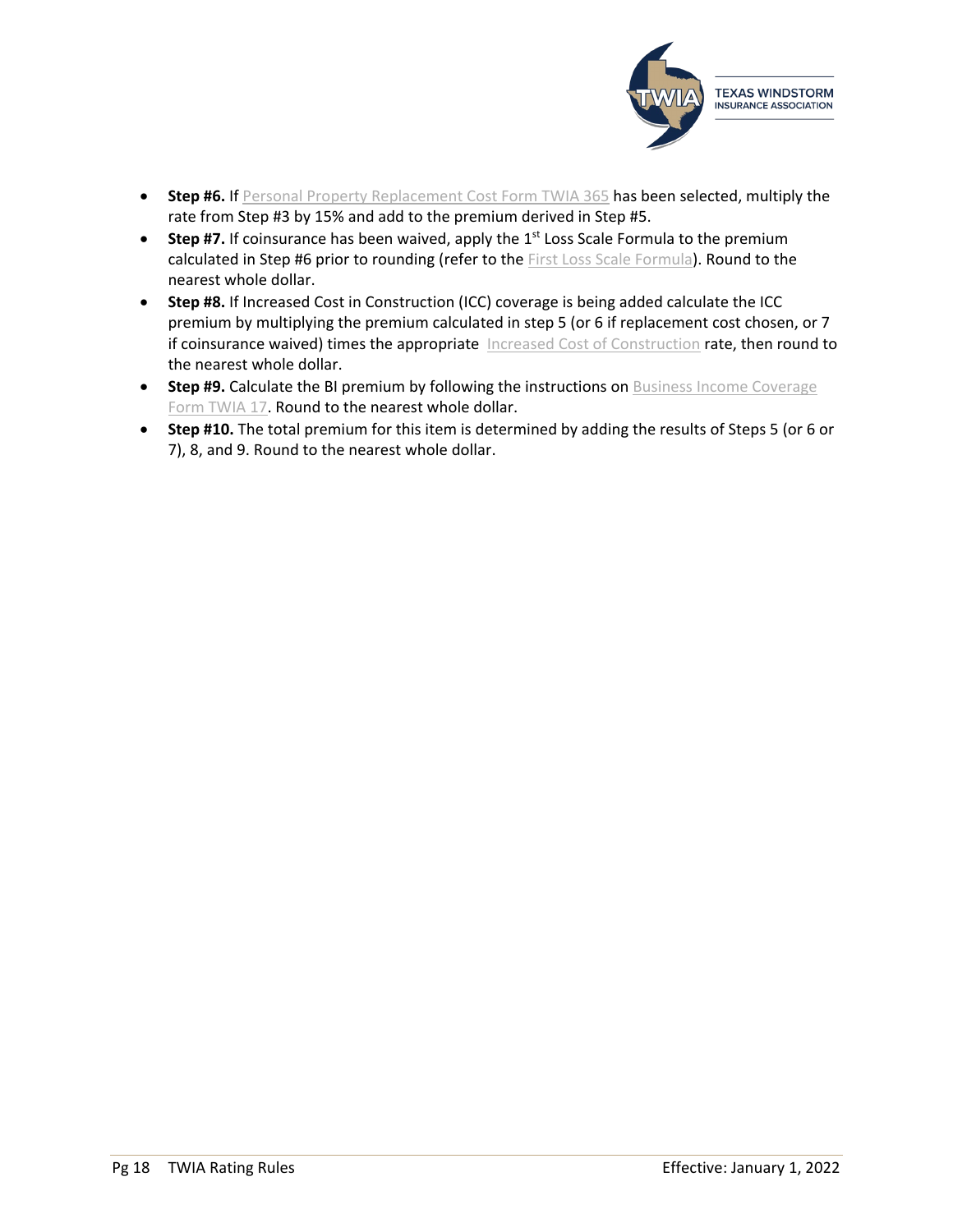- **Step #6.** If Personal Property Replacement Cost Form TWIA 365 has been selected, multiply the rate from Step #3 by 15% and add to the premium derived in Step #5.
- **Step #7.** If coinsurance has been waived, apply the 1st Loss Scale Formula to the premium calculated in Step #6 prior to rounding (refer to the First Loss Scale Formula). Round to the nearest whole dollar.
- **Step #8.** If Increased Cost in Construction (ICC) coverage is being added calculate the ICC premium by multiplying the premium calculated in step 5 (or 6 if replacement cost chosen, or 7 if coinsurance waived) times the appropriate Increased Cost of Construction rate, then round to the nearest whole dollar.
- **Step #9.** Calculate the BI premium by following the instructions on Business Income Coverage Form TWIA 17. Round to the nearest whole dollar.
- **Step #10.** The total premium for this item is determined by adding the results of Steps 5 (or 6 or 7), 8, and 9. Round to the nearest whole dollar.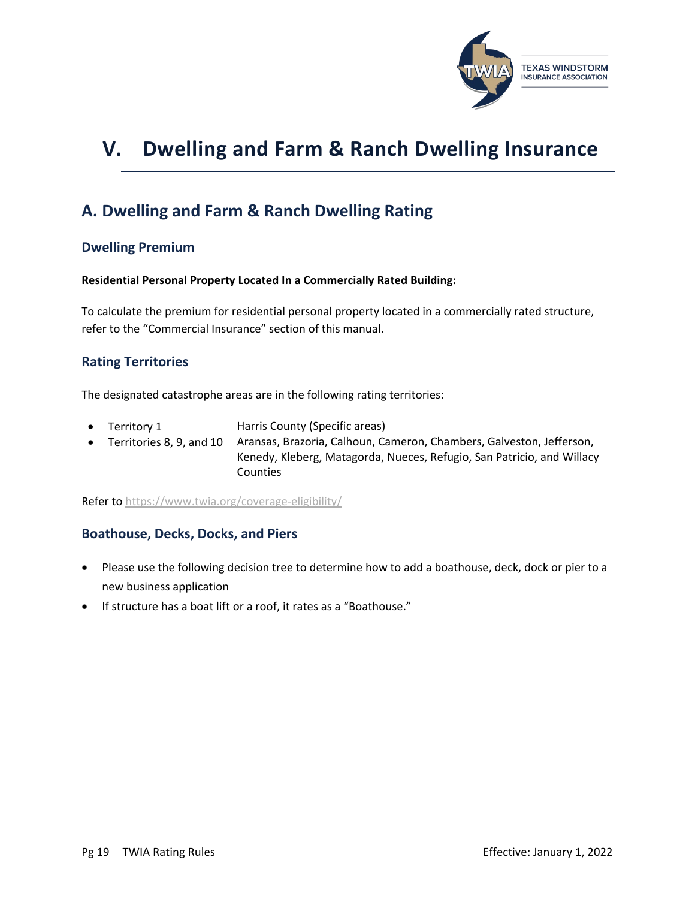# V. Dwelling and Farm & Ranch Dwelling Insurance

## A. Dwelling and Farm & Ranch Dwelling Rating

### Dwelling Premium

**Residential Personal Property Located In a Commercially Rated Building:**

To calculate the premium for residential personal property located in a commercially rated structure, refer to the "Commercial Insurance" section of this manual.

### Rating Territories

The designated catastrophe areas are in the following rating territories:

- Territory 1 — Harris County (Specific areas)
- Territories 8, 9, and 10 — Aransas, Brazoria, Calhoun, Cameron, Chambers, Galveston, Jefferson, Kenedy, Kleberg, Matagorda, Nueces, Refugio, San Patricio, and Willacy Counties

Refer to https://www.twia.org/coverage-eligibility/

### Boathouse, Decks, Docks, and Piers

- Please use the following decision tree to determine how to add a boathouse, deck, dock or pier to a new business application
- If structure has a boat lift or a roof, it rates as a "Boathouse."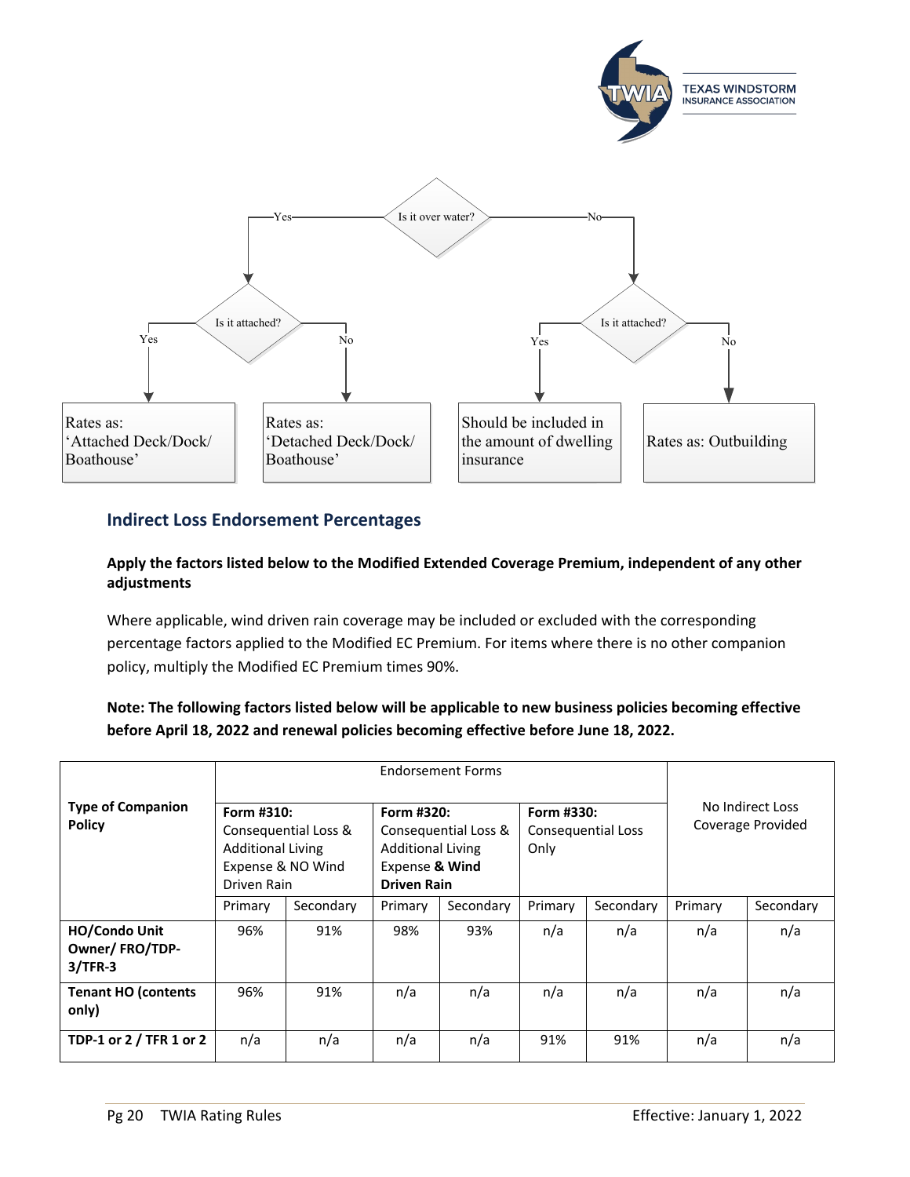- Is it over water?
  - Yes → Is it attached?
    - Yes → Rates as: 'Attached Deck/Dock/ Boathouse'
    - No → Rates as: 'Detached Deck/Dock/ Boathouse'
  - No → Is it attached?
    - Yes → Should be included in the amount of dwelling insurance
    - No → Rates as: Outbuilding

## Indirect Loss Endorsement Percentages

**Apply the factors listed below to the Modified Extended Coverage Premium, independent of any other adjustments**

Where applicable, wind driven rain coverage may be included or excluded with the corresponding percentage factors applied to the Modified EC Premium. For items where there is no other companion policy, multiply the Modified EC Premium times 90%.

**Note: The following factors listed below will be applicable to new business policies becoming effective before April 18, 2022 and renewal policies becoming effective before June 18, 2022.**

| **Type of Companion Policy** | Endorsement Forms | | | | | | No Indirect Loss Coverage Provided | |
|---|---|---|---|---|---|---|---|---|
| | **Form #310:** Consequential Loss & Additional Living Expense & NO Wind Driven Rain | | **Form #320:** Consequential Loss & Additional Living Expense **& Wind Driven Rain** | | **Form #330:** Consequential Loss Only | | | |
| | Primary | Secondary | Primary | Secondary | Primary | Secondary | Primary | Secondary |
| **HO/Condo Unit Owner/ FRO/TDP-3/TFR-3** | 96% | 91% | 98% | 93% | n/a | n/a | n/a | n/a |
| **Tenant HO (contents only)** | 96% | 91% | n/a | n/a | n/a | n/a | n/a | n/a |
| **TDP-1 or 2 / TFR 1 or 2** | n/a | n/a | n/a | n/a | 91% | 91% | n/a | n/a |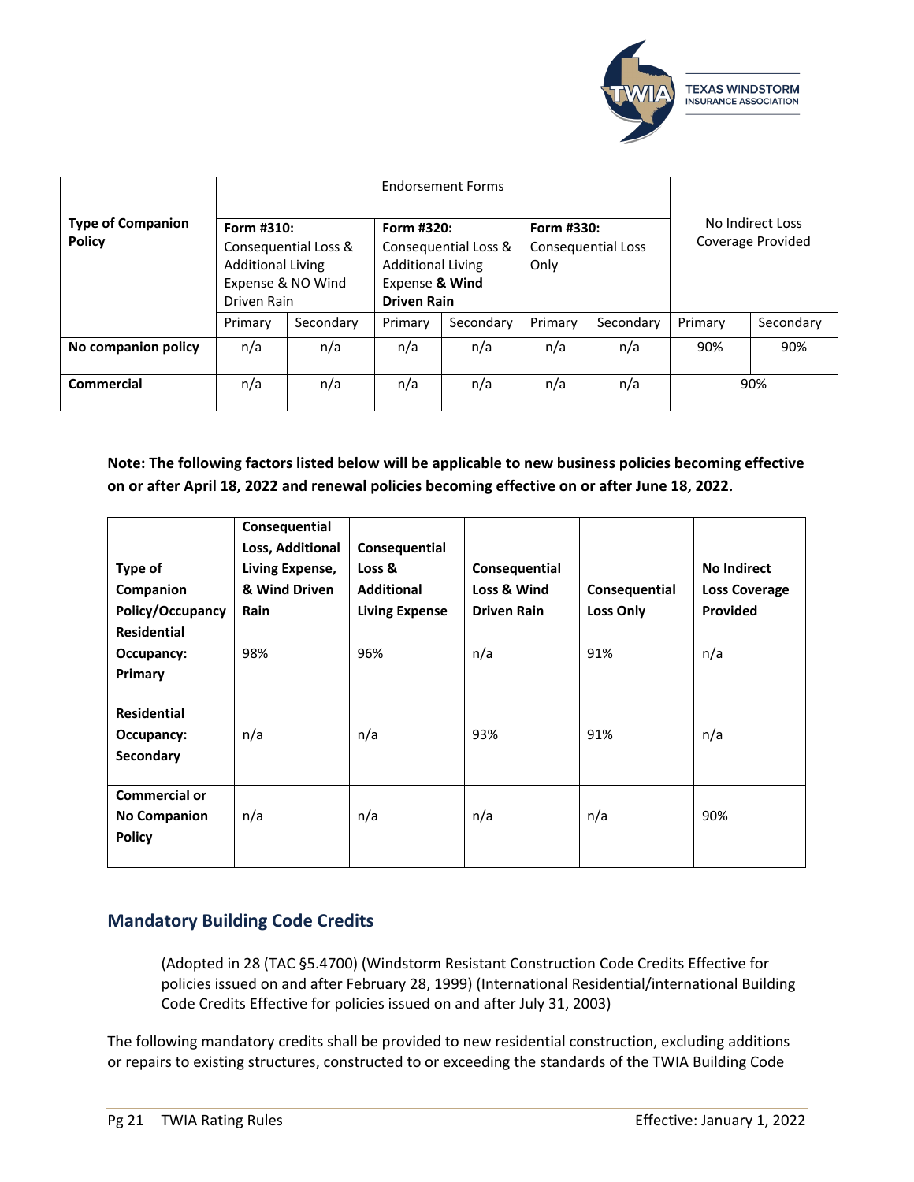| Type of Companion Policy | Endorsement Forms | | | | | | No Indirect Loss Coverage Provided | |
|---|---|---|---|---|---|---|---|---|
| | **Form #310:** Consequential Loss & Additional Living Expense & NO Wind Driven Rain | | **Form #320:** Consequential Loss & Additional Living Expense **& Wind Driven Rain** | | **Form #330:** Consequential Loss Only | | | |
| | Primary | Secondary | Primary | Secondary | Primary | Secondary | Primary | Secondary |
| **No companion policy** | n/a | n/a | n/a | n/a | n/a | n/a | 90% | 90% |
| **Commercial** | n/a | n/a | n/a | n/a | n/a | n/a | 90% | |

**Note: The following factors listed below will be applicable to new business policies becoming effective on or after April 18, 2022 and renewal policies becoming effective on or after June 18, 2022.**

| Type of Companion Policy/Occupancy | Consequential Loss, Additional Living Expense, & Wind Driven Rain | Consequential Loss & Additional Living Expense | Consequential Loss & Wind Driven Rain | Consequential Loss Only | No Indirect Loss Coverage Provided |
|---|---|---|---|---|---|
| **Residential Occupancy: Primary** | 98% | 96% | n/a | 91% | n/a |
| **Residential Occupancy: Secondary** | n/a | n/a | 93% | 91% | n/a |
| **Commercial or No Companion Policy** | n/a | n/a | n/a | n/a | 90% |

## Mandatory Building Code Credits

(Adopted in 28 (TAC §5.4700) (Windstorm Resistant Construction Code Credits Effective for policies issued on and after February 28, 1999) (International Residential/international Building Code Credits Effective for policies issued on and after July 31, 2003)

The following mandatory credits shall be provided to new residential construction, excluding additions or repairs to existing structures, constructed to or exceeding the standards of the TWIA Building Code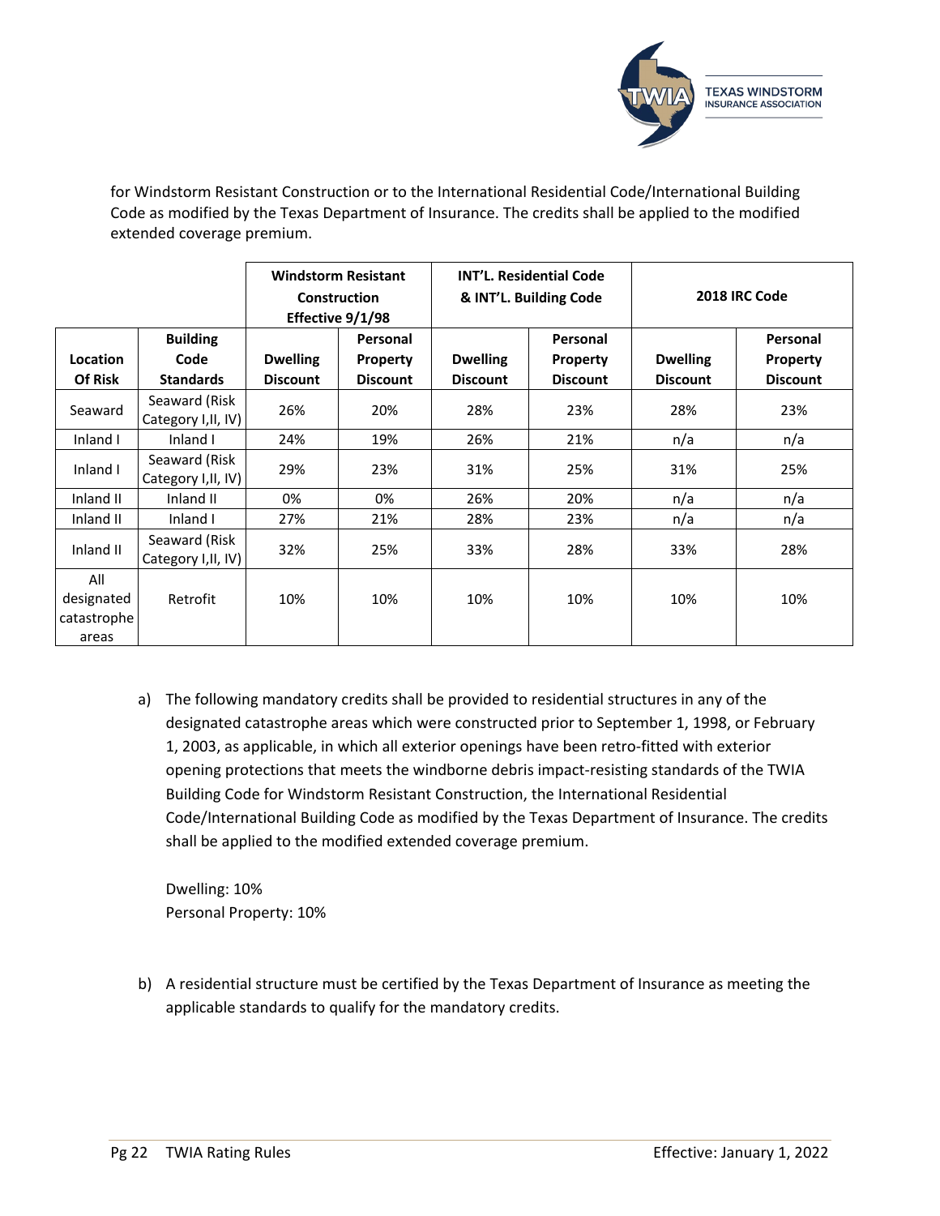for Windstorm Resistant Construction or to the International Residential Code/International Building Code as modified by the Texas Department of Insurance. The credits shall be applied to the modified extended coverage premium.

| | | Windstorm Resistant Construction Effective 9/1/98 | | INT'L. Residential Code & INT'L. Building Code | | 2018 IRC Code | |
|---|---|---|---|---|---|---|---|
| **Location Of Risk** | **Building Code Standards** | **Dwelling Discount** | **Personal Property Discount** | **Dwelling Discount** | **Personal Property Discount** | **Dwelling Discount** | **Personal Property Discount** |
| Seaward | Seaward (Risk Category I,II, IV) | 26% | 20% | 28% | 23% | 28% | 23% |
| Inland I | Inland I | 24% | 19% | 26% | 21% | n/a | n/a |
| Inland I | Seaward (Risk Category I,II, IV) | 29% | 23% | 31% | 25% | 31% | 25% |
| Inland II | Inland II | 0% | 0% | 26% | 20% | n/a | n/a |
| Inland II | Inland I | 27% | 21% | 28% | 23% | n/a | n/a |
| Inland II | Seaward (Risk Category I,II, IV) | 32% | 25% | 33% | 28% | 33% | 28% |
| All designated catastrophe areas | Retrofit | 10% | 10% | 10% | 10% | 10% | 10% |

a) The following mandatory credits shall be provided to residential structures in any of the designated catastrophe areas which were constructed prior to September 1, 1998, or February 1, 2003, as applicable, in which all exterior openings have been retro-fitted with exterior opening protections that meets the windborne debris impact-resisting standards of the TWIA Building Code for Windstorm Resistant Construction, the International Residential Code/International Building Code as modified by the Texas Department of Insurance. The credits shall be applied to the modified extended coverage premium.

   Dwelling: 10%
   Personal Property: 10%

b) A residential structure must be certified by the Texas Department of Insurance as meeting the applicable standards to qualify for the mandatory credits.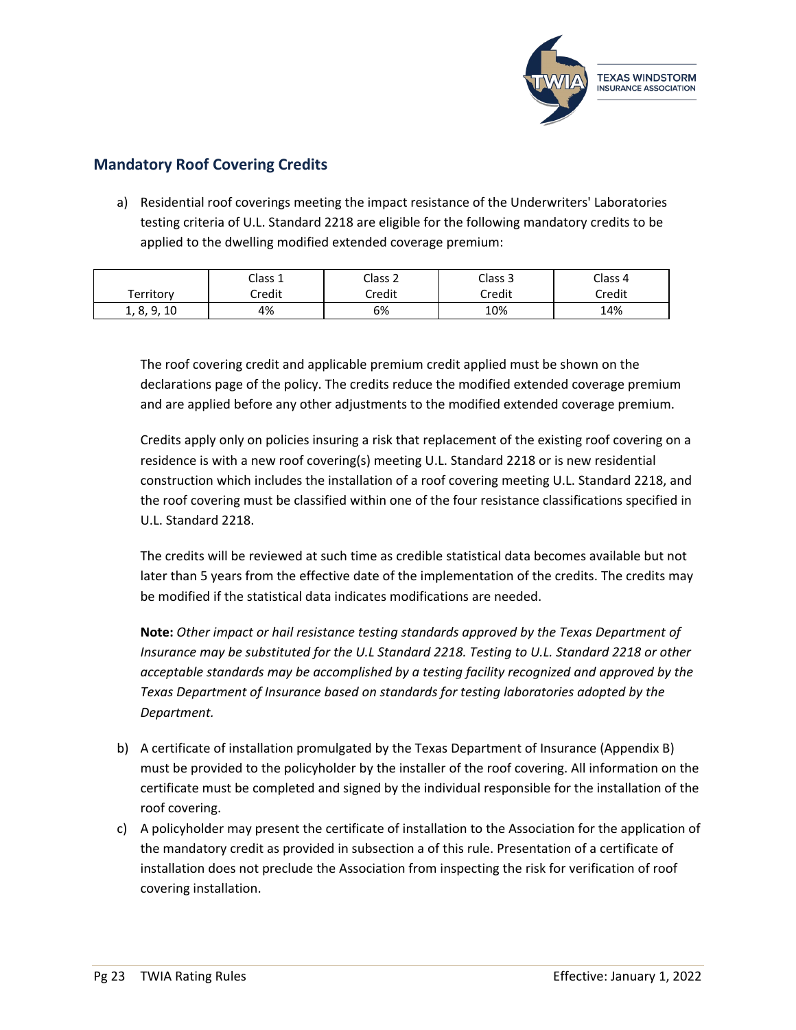## Mandatory Roof Covering Credits

a) Residential roof coverings meeting the impact resistance of the Underwriters' Laboratories testing criteria of U.L. Standard 2218 are eligible for the following mandatory credits to be applied to the dwelling modified extended coverage premium:

| Territory | Class 1 Credit | Class 2 Credit | Class 3 Credit | Class 4 Credit |
|---|---|---|---|---|
| 1, 8, 9, 10 | 4% | 6% | 10% | 14% |

The roof covering credit and applicable premium credit applied must be shown on the declarations page of the policy. The credits reduce the modified extended coverage premium and are applied before any other adjustments to the modified extended coverage premium.

Credits apply only on policies insuring a risk that replacement of the existing roof covering on a residence is with a new roof covering(s) meeting U.L. Standard 2218 or is new residential construction which includes the installation of a roof covering meeting U.L. Standard 2218, and the roof covering must be classified within one of the four resistance classifications specified in U.L. Standard 2218.

The credits will be reviewed at such time as credible statistical data becomes available but not later than 5 years from the effective date of the implementation of the credits. The credits may be modified if the statistical data indicates modifications are needed.

**Note:** *Other impact or hail resistance testing standards approved by the Texas Department of Insurance may be substituted for the U.L Standard 2218. Testing to U.L. Standard 2218 or other acceptable standards may be accomplished by a testing facility recognized and approved by the Texas Department of Insurance based on standards for testing laboratories adopted by the Department.*

b) A certificate of installation promulgated by the Texas Department of Insurance (Appendix B) must be provided to the policyholder by the installer of the roof covering. All information on the certificate must be completed and signed by the individual responsible for the installation of the roof covering.

c) A policyholder may present the certificate of installation to the Association for the application of the mandatory credit as provided in subsection a of this rule. Presentation of a certificate of installation does not preclude the Association from inspecting the risk for verification of roof covering installation.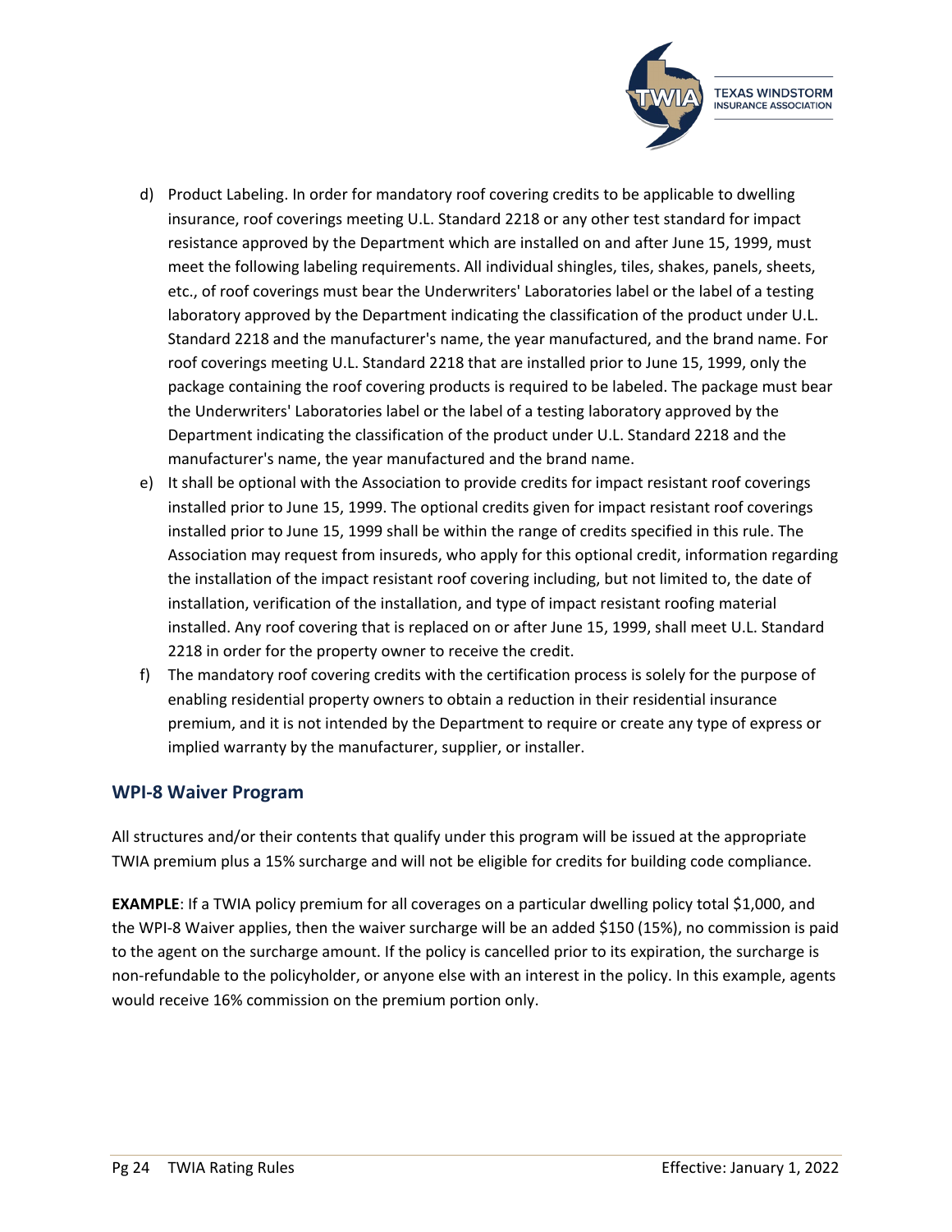d) Product Labeling. In order for mandatory roof covering credits to be applicable to dwelling insurance, roof coverings meeting U.L. Standard 2218 or any other test standard for impact resistance approved by the Department which are installed on and after June 15, 1999, must meet the following labeling requirements. All individual shingles, tiles, shakes, panels, sheets, etc., of roof coverings must bear the Underwriters' Laboratories label or the label of a testing laboratory approved by the Department indicating the classification of the product under U.L. Standard 2218 and the manufacturer's name, the year manufactured, and the brand name. For roof coverings meeting U.L. Standard 2218 that are installed prior to June 15, 1999, only the package containing the roof covering products is required to be labeled. The package must bear the Underwriters' Laboratories label or the label of a testing laboratory approved by the Department indicating the classification of the product under U.L. Standard 2218 and the manufacturer's name, the year manufactured and the brand name.

e) It shall be optional with the Association to provide credits for impact resistant roof coverings installed prior to June 15, 1999. The optional credits given for impact resistant roof coverings installed prior to June 15, 1999 shall be within the range of credits specified in this rule. The Association may request from insureds, who apply for this optional credit, information regarding the installation of the impact resistant roof covering including, but not limited to, the date of installation, verification of the installation, and type of impact resistant roofing material installed. Any roof covering that is replaced on or after June 15, 1999, shall meet U.L. Standard 2218 in order for the property owner to receive the credit.

f) The mandatory roof covering credits with the certification process is solely for the purpose of enabling residential property owners to obtain a reduction in their residential insurance premium, and it is not intended by the Department to require or create any type of express or implied warranty by the manufacturer, supplier, or installer.

## WPI-8 Waiver Program

All structures and/or their contents that qualify under this program will be issued at the appropriate TWIA premium plus a 15% surcharge and will not be eligible for credits for building code compliance.

**EXAMPLE**: If a TWIA policy premium for all coverages on a particular dwelling policy total $1,000, and the WPI-8 Waiver applies, then the waiver surcharge will be an added $150 (15%), no commission is paid to the agent on the surcharge amount. If the policy is cancelled prior to its expiration, the surcharge is non-refundable to the policyholder, or anyone else with an interest in the policy. In this example, agents would receive 16% commission on the premium portion only.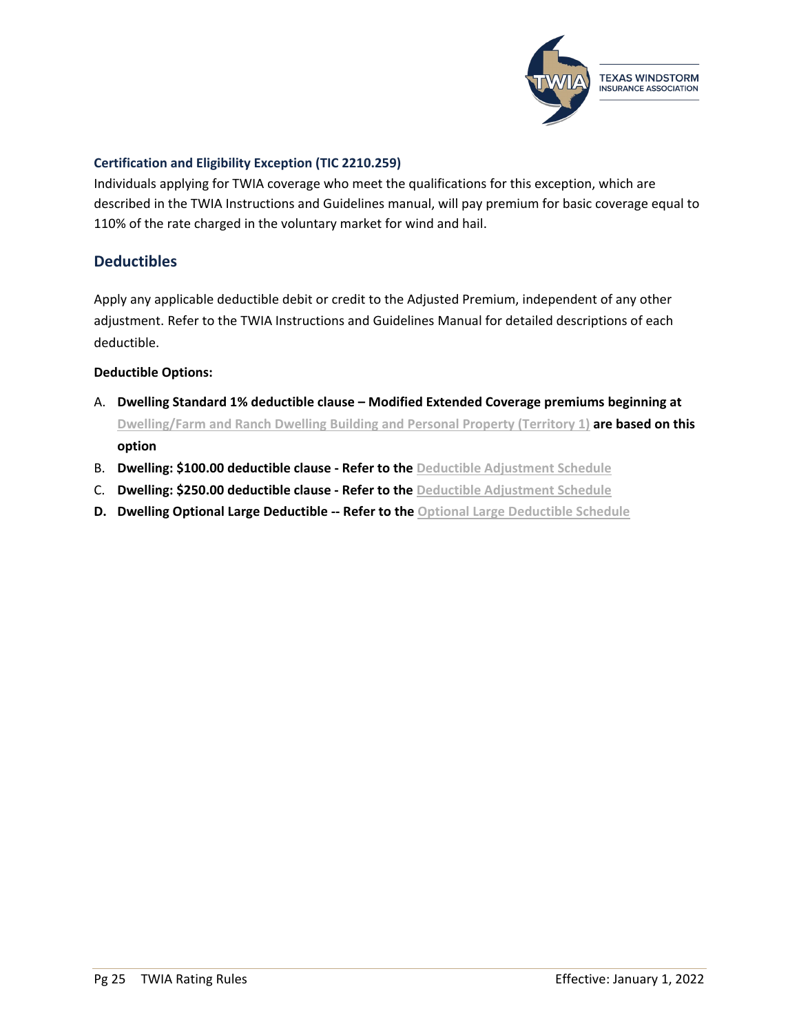### Certification and Eligibility Exception (TIC 2210.259)

Individuals applying for TWIA coverage who meet the qualifications for this exception, which are described in the TWIA Instructions and Guidelines manual, will pay premium for basic coverage equal to 110% of the rate charged in the voluntary market for wind and hail.

## Deductibles

Apply any applicable deductible debit or credit to the Adjusted Premium, independent of any other adjustment. Refer to the TWIA Instructions and Guidelines Manual for detailed descriptions of each deductible.

**Deductible Options:**

A. **Dwelling Standard 1% deductible clause – Modified Extended Coverage premiums beginning at Dwelling/Farm and Ranch Dwelling Building and Personal Property (Territory 1) are based on this option**

B. **Dwelling: $100.00 deductible clause - Refer to the Deductible Adjustment Schedule**

C. **Dwelling: $250.00 deductible clause - Refer to the Deductible Adjustment Schedule**

**D. Dwelling Optional Large Deductible -- Refer to the Optional Large Deductible Schedule**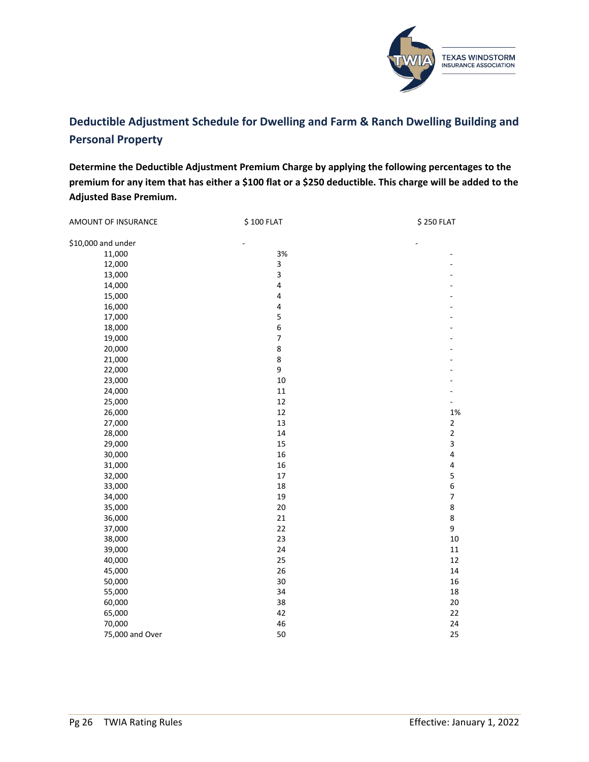## Deductible Adjustment Schedule for Dwelling and Farm & Ranch Dwelling Building and Personal Property

**Determine the Deductible Adjustment Premium Charge by applying the following percentages to the premium for any item that has either a $100 flat or a $250 deductible. This charge will be added to the Adjusted Base Premium.**

| AMOUNT OF INSURANCE | $ 100 FLAT | $ 250 FLAT |
|---|---|---|
| $10,000 and under | - | - |
| 11,000 | 3% | - |
| 12,000 | 3 | - |
| 13,000 | 3 | - |
| 14,000 | 4 | - |
| 15,000 | 4 | - |
| 16,000 | 4 | - |
| 17,000 | 5 | - |
| 18,000 | 6 | - |
| 19,000 | 7 | - |
| 20,000 | 8 | - |
| 21,000 | 8 | - |
| 22,000 | 9 | - |
| 23,000 | 10 | - |
| 24,000 | 11 | - |
| 25,000 | 12 | - |
| 26,000 | 12 | 1% |
| 27,000 | 13 | 2 |
| 28,000 | 14 | 2 |
| 29,000 | 15 | 3 |
| 30,000 | 16 | 4 |
| 31,000 | 16 | 4 |
| 32,000 | 17 | 5 |
| 33,000 | 18 | 6 |
| 34,000 | 19 | 7 |
| 35,000 | 20 | 8 |
| 36,000 | 21 | 8 |
| 37,000 | 22 | 9 |
| 38,000 | 23 | 10 |
| 39,000 | 24 | 11 |
| 40,000 | 25 | 12 |
| 45,000 | 26 | 14 |
| 50,000 | 30 | 16 |
| 55,000 | 34 | 18 |
| 60,000 | 38 | 20 |
| 65,000 | 42 | 22 |
| 70,000 | 46 | 24 |
| 75,000 and Over | 50 | 25 |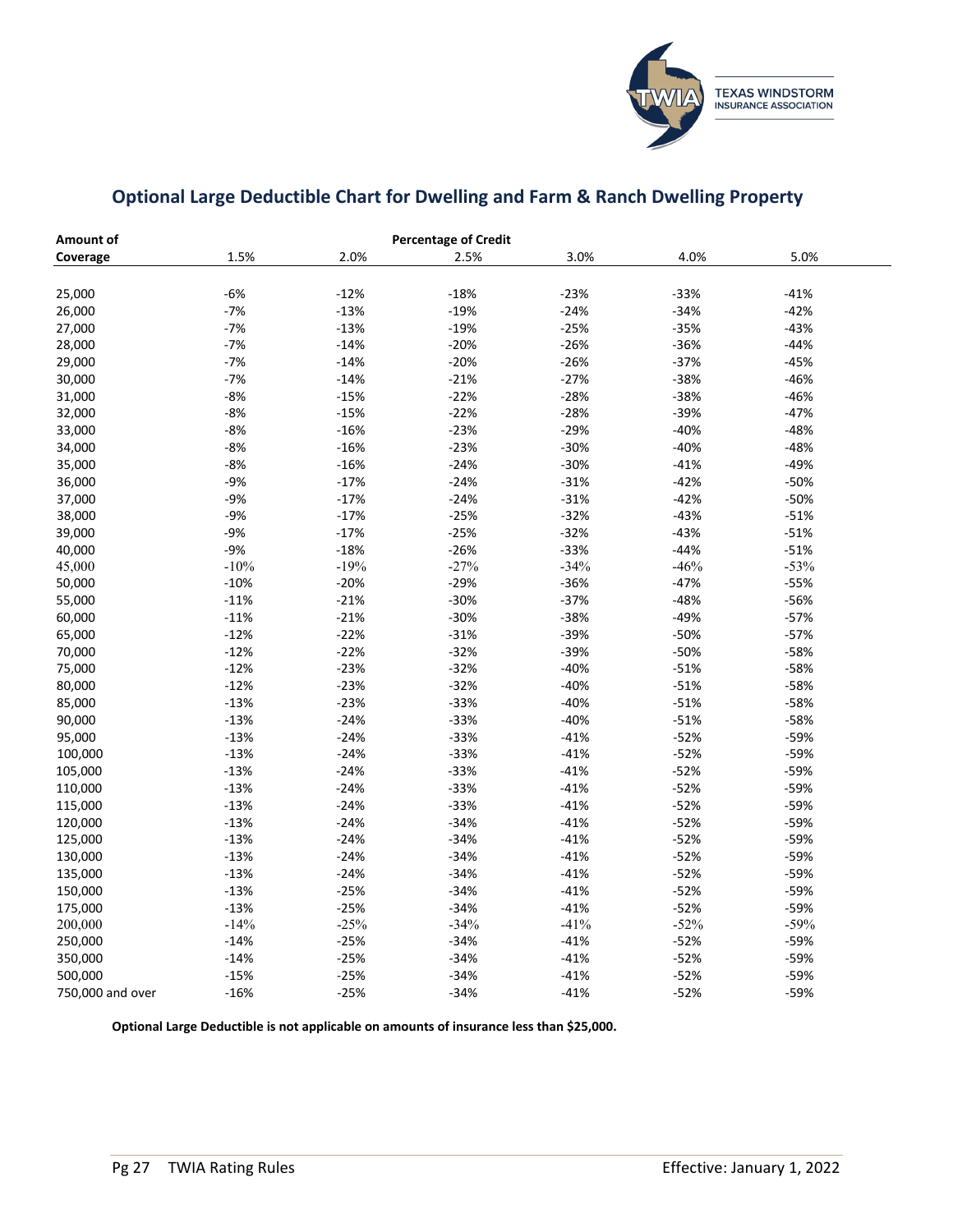## Optional Large Deductible Chart for Dwelling and Farm & Ranch Dwelling Property

| Amount of Coverage | Percentage of Credit 1.5% | 2.0% | 2.5% | 3.0% | 4.0% | 5.0% |
|---|---|---|---|---|---|---|
| 25,000 | -6% | -12% | -18% | -23% | -33% | -41% |
| 26,000 | -7% | -13% | -19% | -24% | -34% | -42% |
| 27,000 | -7% | -13% | -19% | -25% | -35% | -43% |
| 28,000 | -7% | -14% | -20% | -26% | -36% | -44% |
| 29,000 | -7% | -14% | -20% | -26% | -37% | -45% |
| 30,000 | -7% | -14% | -21% | -27% | -38% | -46% |
| 31,000 | -8% | -15% | -22% | -28% | -38% | -46% |
| 32,000 | -8% | -15% | -22% | -28% | -39% | -47% |
| 33,000 | -8% | -16% | -23% | -29% | -40% | -48% |
| 34,000 | -8% | -16% | -23% | -30% | -40% | -48% |
| 35,000 | -8% | -16% | -24% | -30% | -41% | -49% |
| 36,000 | -9% | -17% | -24% | -31% | -42% | -50% |
| 37,000 | -9% | -17% | -24% | -31% | -42% | -50% |
| 38,000 | -9% | -17% | -25% | -32% | -43% | -51% |
| 39,000 | -9% | -17% | -25% | -32% | -43% | -51% |
| 40,000 | -9% | -18% | -26% | -33% | -44% | -51% |
| 45,000 | -10% | -19% | -27% | -34% | -46% | -53% |
| 50,000 | -10% | -20% | -29% | -36% | -47% | -55% |
| 55,000 | -11% | -21% | -30% | -37% | -48% | -56% |
| 60,000 | -11% | -21% | -30% | -38% | -49% | -57% |
| 65,000 | -12% | -22% | -31% | -39% | -50% | -57% |
| 70,000 | -12% | -22% | -32% | -39% | -50% | -58% |
| 75,000 | -12% | -23% | -32% | -40% | -51% | -58% |
| 80,000 | -12% | -23% | -32% | -40% | -51% | -58% |
| 85,000 | -13% | -23% | -33% | -40% | -51% | -58% |
| 90,000 | -13% | -24% | -33% | -40% | -51% | -58% |
| 95,000 | -13% | -24% | -33% | -41% | -52% | -59% |
| 100,000 | -13% | -24% | -33% | -41% | -52% | -59% |
| 105,000 | -13% | -24% | -33% | -41% | -52% | -59% |
| 110,000 | -13% | -24% | -33% | -41% | -52% | -59% |
| 115,000 | -13% | -24% | -33% | -41% | -52% | -59% |
| 120,000 | -13% | -24% | -34% | -41% | -52% | -59% |
| 125,000 | -13% | -24% | -34% | -41% | -52% | -59% |
| 130,000 | -13% | -24% | -34% | -41% | -52% | -59% |
| 135,000 | -13% | -24% | -34% | -41% | -52% | -59% |
| 150,000 | -13% | -25% | -34% | -41% | -52% | -59% |
| 175,000 | -13% | -25% | -34% | -41% | -52% | -59% |
| 200,000 | -14% | -25% | -34% | -41% | -52% | -59% |
| 250,000 | -14% | -25% | -34% | -41% | -52% | -59% |
| 350,000 | -14% | -25% | -34% | -41% | -52% | -59% |
| 500,000 | -15% | -25% | -34% | -41% | -52% | -59% |
| 750,000 and over | -16% | -25% | -34% | -41% | -52% | -59% |

**Optional Large Deductible is not applicable on amounts of insurance less than $25,000.**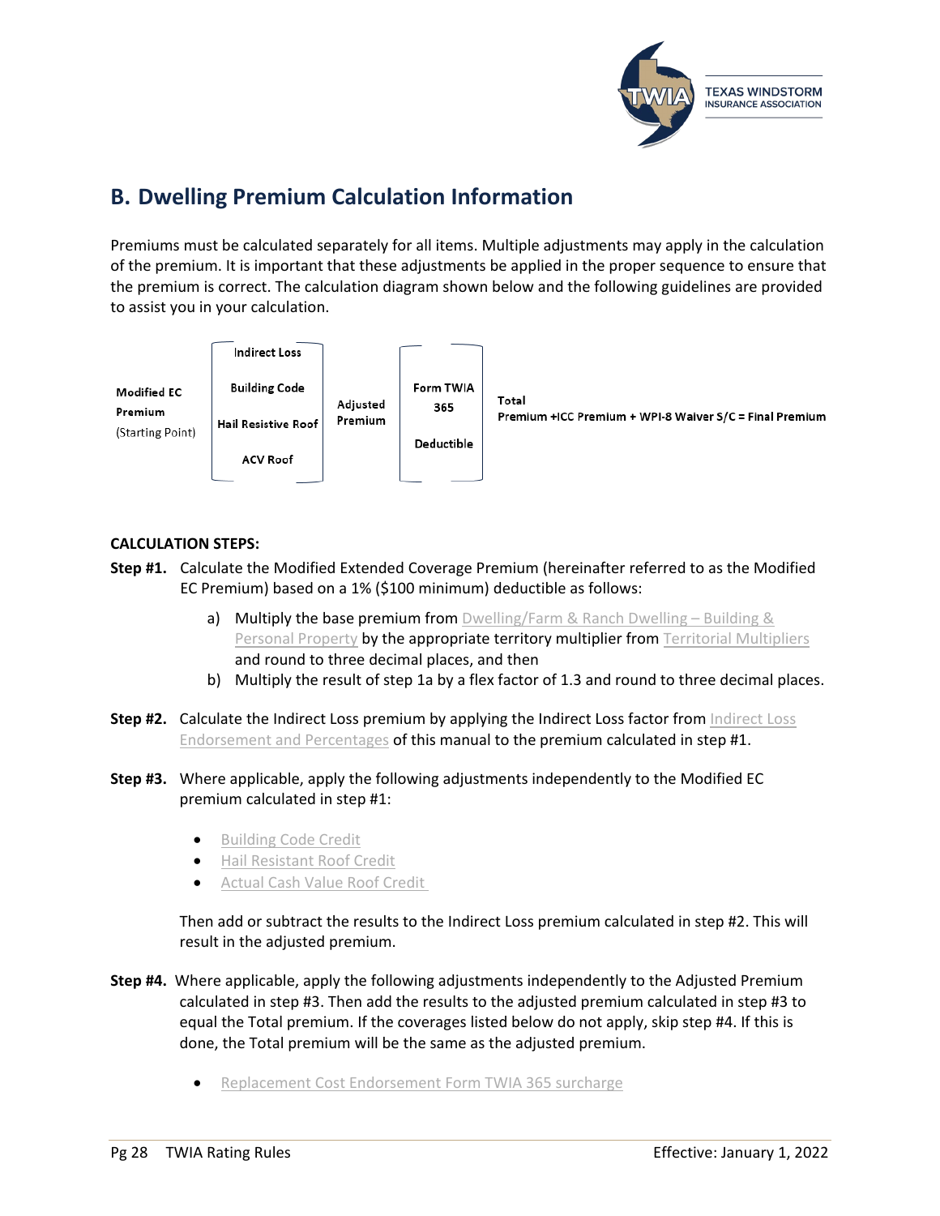## B. Dwelling Premium Calculation Information

Premiums must be calculated separately for all items. Multiple adjustments may apply in the calculation of the premium. It is important that these adjustments be applied in the proper sequence to ensure that the premium is correct. The calculation diagram shown below and the following guidelines are provided to assist you in your calculation.

| Modified EC Premium (Starting Point) | Indirect Loss<br>Building Code<br>Hail Resistive Roof<br>ACV Roof | Adjusted Premium | Form TWIA 365<br>Deductible | Total Premium + ICC Premium + WPI-8 Waiver S/C = Final Premium |
|---|---|---|---|---|

**CALCULATION STEPS:**

**Step #1.** Calculate the Modified Extended Coverage Premium (hereinafter referred to as the Modified EC Premium) based on a 1% ($100 minimum) deductible as follows:

a) Multiply the base premium from Dwelling/Farm & Ranch Dwelling – Building & Personal Property by the appropriate territory multiplier from Territorial Multipliers and round to three decimal places, and then

b) Multiply the result of step 1a by a flex factor of 1.3 and round to three decimal places.

**Step #2.** Calculate the Indirect Loss premium by applying the Indirect Loss factor from Indirect Loss Endorsement and Percentages of this manual to the premium calculated in step #1.

**Step #3.** Where applicable, apply the following adjustments independently to the Modified EC premium calculated in step #1:

- Building Code Credit
- Hail Resistant Roof Credit
- Actual Cash Value Roof Credit

Then add or subtract the results to the Indirect Loss premium calculated in step #2. This will result in the adjusted premium.

**Step #4.** Where applicable, apply the following adjustments independently to the Adjusted Premium calculated in step #3. Then add the results to the adjusted premium calculated in step #3 to equal the Total premium. If the coverages listed below do not apply, skip step #4. If this is done, the Total premium will be the same as the adjusted premium.

- Replacement Cost Endorsement Form TWIA 365 surcharge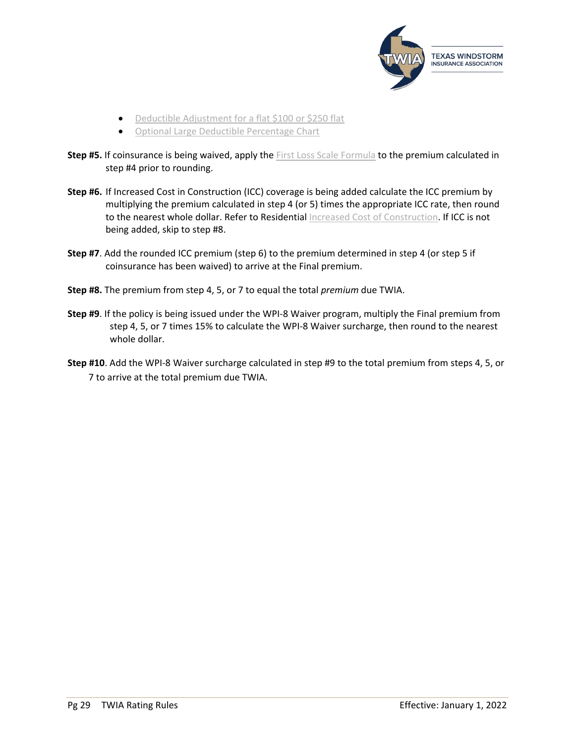- Deductible Adjustment for a flat $100 or $250 flat
- Optional Large Deductible Percentage Chart

**Step #5.** If coinsurance is being waived, apply the First Loss Scale Formula to the premium calculated in step #4 prior to rounding.

**Step #6.** If Increased Cost in Construction (ICC) coverage is being added calculate the ICC premium by multiplying the premium calculated in step 4 (or 5) times the appropriate ICC rate, then round to the nearest whole dollar. Refer to Residential Increased Cost of Construction. If ICC is not being added, skip to step #8.

**Step #7**. Add the rounded ICC premium (step 6) to the premium determined in step 4 (or step 5 if coinsurance has been waived) to arrive at the Final premium.

**Step #8.** The premium from step 4, 5, or 7 to equal the total *premium* due TWIA.

**Step #9**. If the policy is being issued under the WPI-8 Waiver program, multiply the Final premium from step 4, 5, or 7 times 15% to calculate the WPI-8 Waiver surcharge, then round to the nearest whole dollar.

**Step #10**. Add the WPI-8 Waiver surcharge calculated in step #9 to the total premium from steps 4, 5, or 7 to arrive at the total premium due TWIA.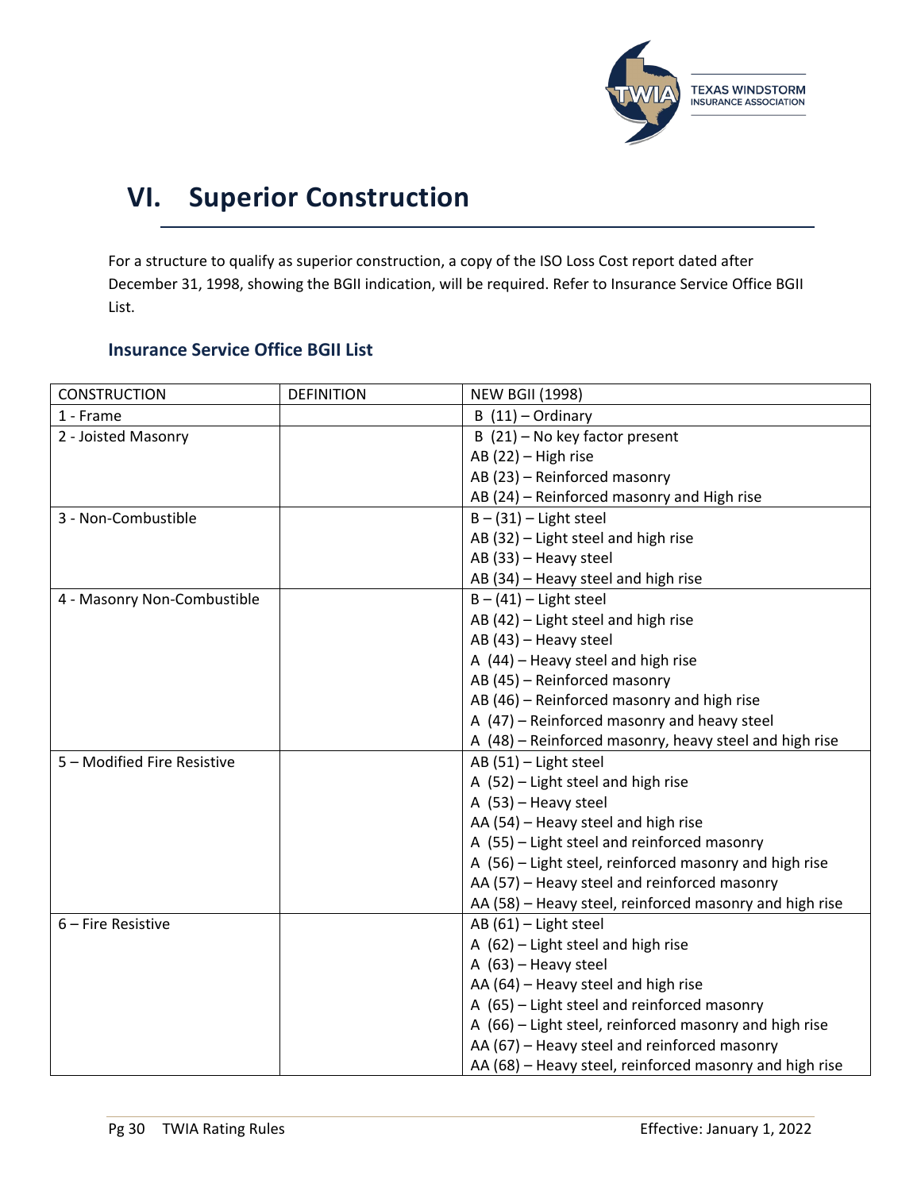# VI. Superior Construction

For a structure to qualify as superior construction, a copy of the ISO Loss Cost report dated after December 31, 1998, showing the BGII indication, will be required. Refer to Insurance Service Office BGII List.

### Insurance Service Office BGII List

| CONSTRUCTION | DEFINITION | NEW BGII (1998) |
|---|---|---|
| 1 - Frame | | B (11) – Ordinary |
| 2 - Joisted Masonry | | B (21) – No key factor present<br>AB (22) – High rise<br>AB (23) – Reinforced masonry<br>AB (24) – Reinforced masonry and High rise |
| 3 - Non-Combustible | | B – (31) – Light steel<br>AB (32) – Light steel and high rise<br>AB (33) – Heavy steel<br>AB (34) – Heavy steel and high rise |
| 4 - Masonry Non-Combustible | | B – (41) – Light steel<br>AB (42) – Light steel and high rise<br>AB (43) – Heavy steel<br>A (44) – Heavy steel and high rise<br>AB (45) – Reinforced masonry<br>AB (46) – Reinforced masonry and high rise<br>A (47) – Reinforced masonry and heavy steel<br>A (48) – Reinforced masonry, heavy steel and high rise |
| 5 – Modified Fire Resistive | | AB (51) – Light steel<br>A (52) – Light steel and high rise<br>A (53) – Heavy steel<br>AA (54) – Heavy steel and high rise<br>A (55) – Light steel and reinforced masonry<br>A (56) – Light steel, reinforced masonry and high rise<br>AA (57) – Heavy steel and reinforced masonry<br>AA (58) – Heavy steel, reinforced masonry and high rise |
| 6 – Fire Resistive | | AB (61) – Light steel<br>A (62) – Light steel and high rise<br>A (63) – Heavy steel<br>AA (64) – Heavy steel and high rise<br>A (65) – Light steel and reinforced masonry<br>A (66) – Light steel, reinforced masonry and high rise<br>AA (67) – Heavy steel and reinforced masonry<br>AA (68) – Heavy steel, reinforced masonry and high rise |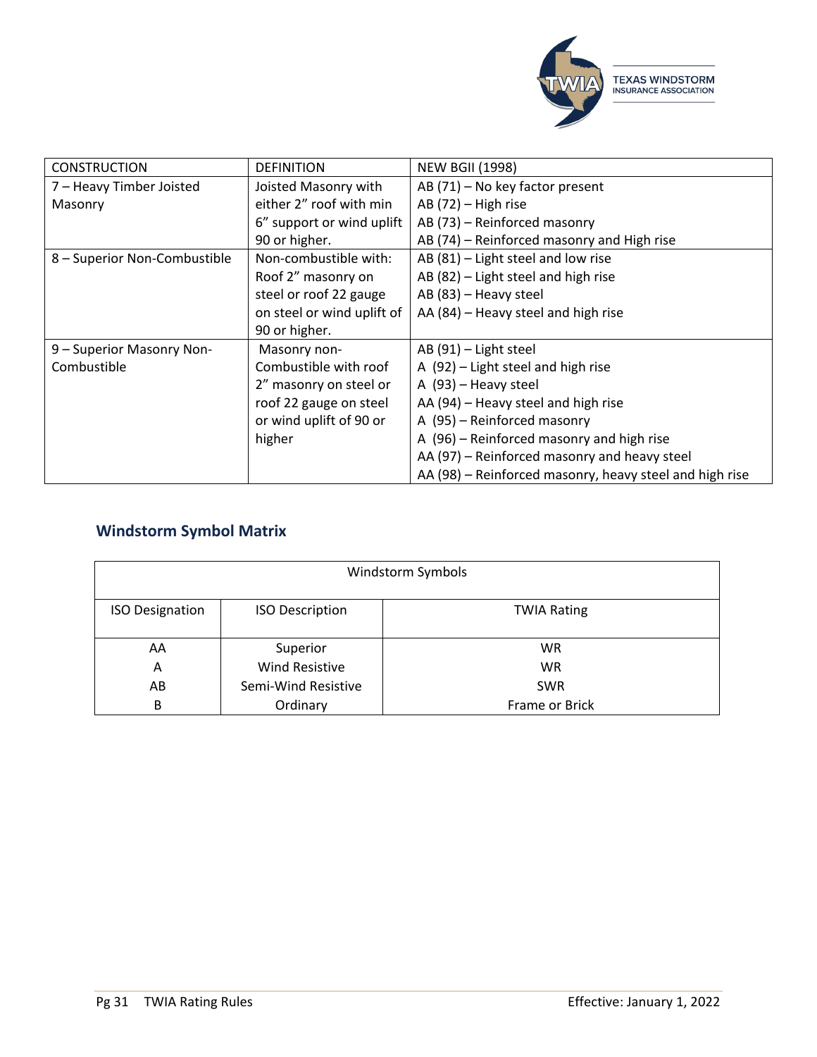| CONSTRUCTION | DEFINITION | NEW BGII (1998) |
|---|---|---|
| 7 – Heavy Timber Joisted Masonry | Joisted Masonry with either 2” roof with min 6” support or wind uplift 90 or higher. | AB (71) – No key factor present<br>AB (72) – High rise<br>AB (73) – Reinforced masonry<br>AB (74) – Reinforced masonry and High rise |
| 8 – Superior Non-Combustible | Non-combustible with: Roof 2” masonry on steel or roof 22 gauge on steel or wind uplift of 90 or higher. | AB (81) – Light steel and low rise<br>AB (82) – Light steel and high rise<br>AB (83) – Heavy steel<br>AA (84) – Heavy steel and high rise |
| 9 – Superior Masonry Non-Combustible | Masonry non-Combustible with roof 2” masonry on steel or roof 22 gauge on steel or wind uplift of 90 or higher | AB (91) – Light steel<br>A (92) – Light steel and high rise<br>A (93) – Heavy steel<br>AA (94) – Heavy steel and high rise<br>A (95) – Reinforced masonry<br>A (96) – Reinforced masonry and high rise<br>AA (97) – Reinforced masonry and heavy steel<br>AA (98) – Reinforced masonry, heavy steel and high rise |

## Windstorm Symbol Matrix

| Windstorm Symbols | | |
|---|---|---|
| ISO Designation | ISO Description | TWIA Rating |
| AA | Superior | WR |
| A | Wind Resistive | WR |
| AB | Semi-Wind Resistive | SWR |
| B | Ordinary | Frame or Brick |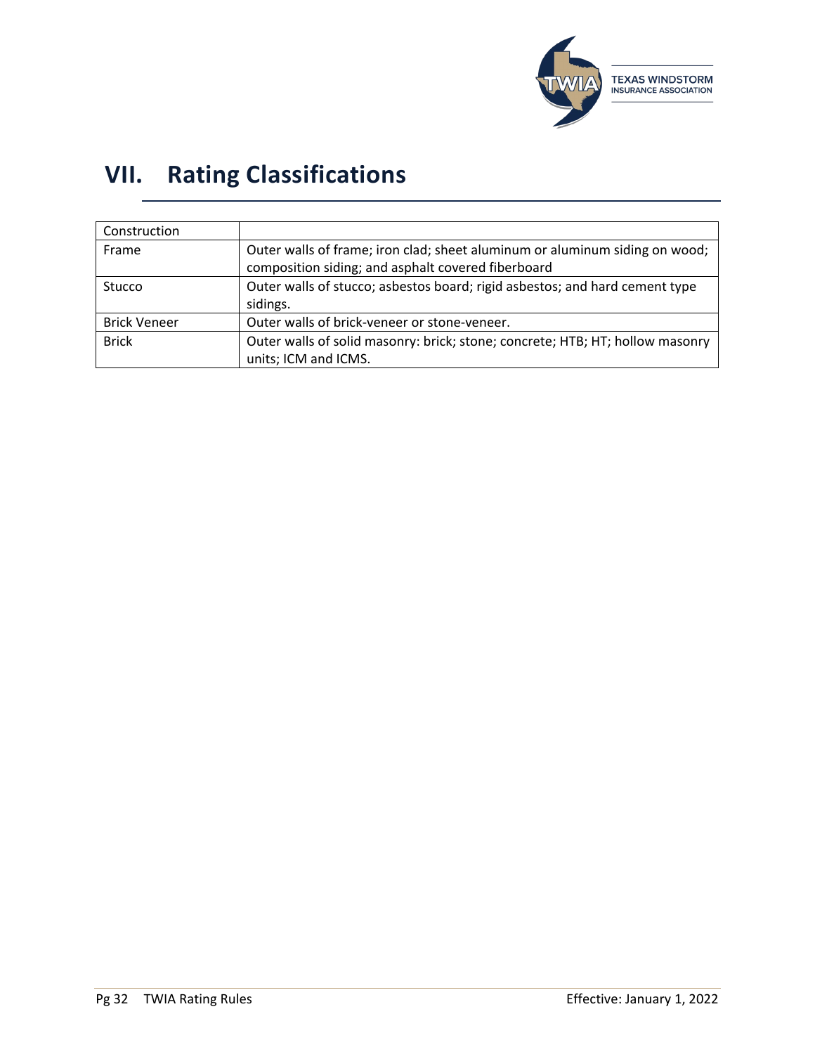# VII. Rating Classifications

| Construction | |
|---|---|
| Frame | Outer walls of frame; iron clad; sheet aluminum or aluminum siding on wood; composition siding; and asphalt covered fiberboard |
| Stucco | Outer walls of stucco; asbestos board; rigid asbestos; and hard cement type sidings. |
| Brick Veneer | Outer walls of brick-veneer or stone-veneer. |
| Brick | Outer walls of solid masonry: brick; stone; concrete; HTB; HT; hollow masonry units; ICM and ICMS. |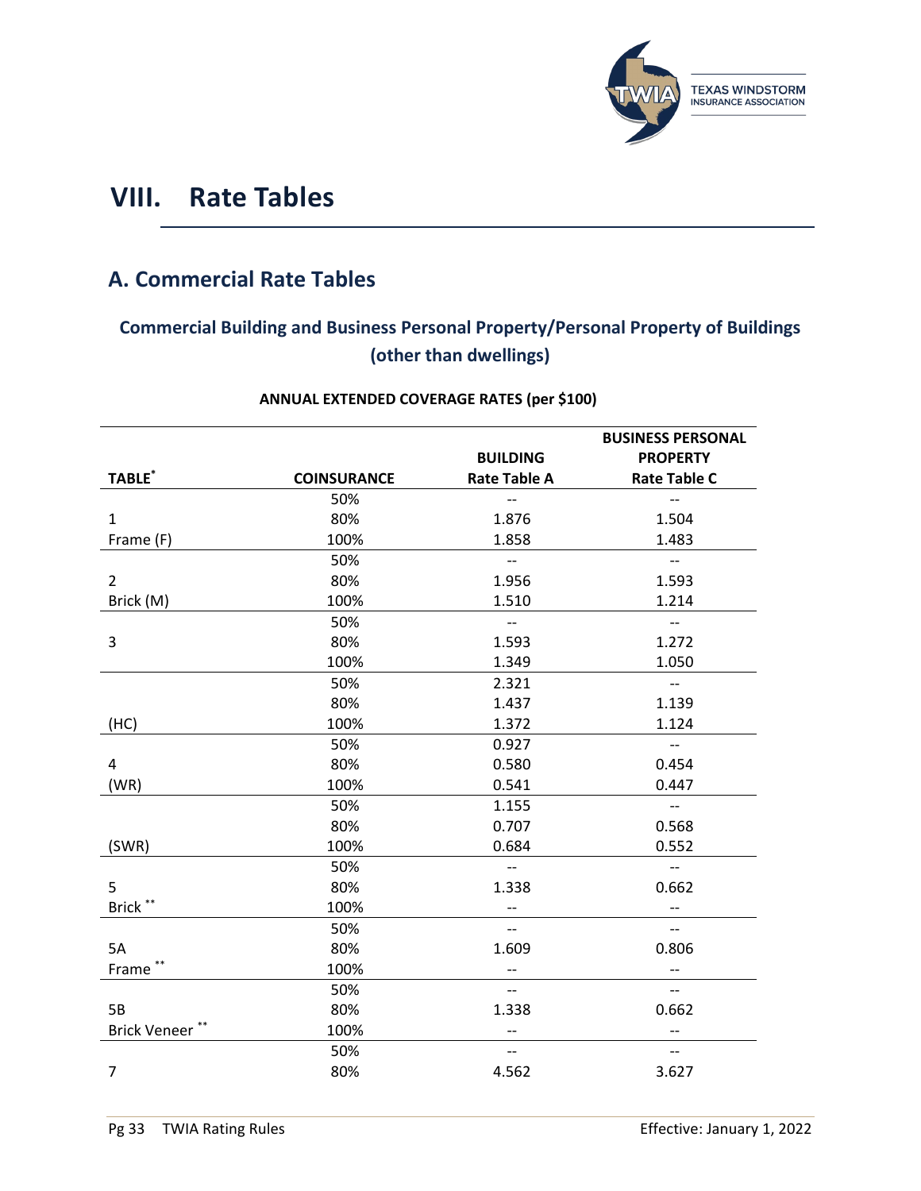# VIII. Rate Tables

## A. Commercial Rate Tables

### Commercial Building and Business Personal Property/Personal Property of Buildings (other than dwellings)

**ANNUAL EXTENDED COVERAGE RATES (per $100)**

| TABLE* | COINSURANCE | BUILDING Rate Table A | BUSINESS PERSONAL PROPERTY Rate Table C |
|---|---|---|---|
| | 50% | -- | -- |
| 1 | 80% | 1.876 | 1.504 |
| Frame (F) | 100% | 1.858 | 1.483 |
| | 50% | -- | -- |
| 2 | 80% | 1.956 | 1.593 |
| Brick (M) | 100% | 1.510 | 1.214 |
| | 50% | -- | -- |
| 3 | 80% | 1.593 | 1.272 |
| | 100% | 1.349 | 1.050 |
| | 50% | 2.321 | -- |
| | 80% | 1.437 | 1.139 |
| (HC) | 100% | 1.372 | 1.124 |
| | 50% | 0.927 | -- |
| 4 | 80% | 0.580 | 0.454 |
| (WR) | 100% | 0.541 | 0.447 |
| | 50% | 1.155 | -- |
| | 80% | 0.707 | 0.568 |
| (SWR) | 100% | 0.684 | 0.552 |
| | 50% | -- | -- |
| 5 | 80% | 1.338 | 0.662 |
| Brick ** | 100% | -- | -- |
| | 50% | -- | -- |
| 5A | 80% | 1.609 | 0.806 |
| Frame ** | 100% | -- | -- |
| | 50% | -- | -- |
| 5B | 80% | 1.338 | 0.662 |
| Brick Veneer ** | 100% | -- | -- |
| | 50% | -- | -- |
| 7 | 80% | 4.562 | 3.627 |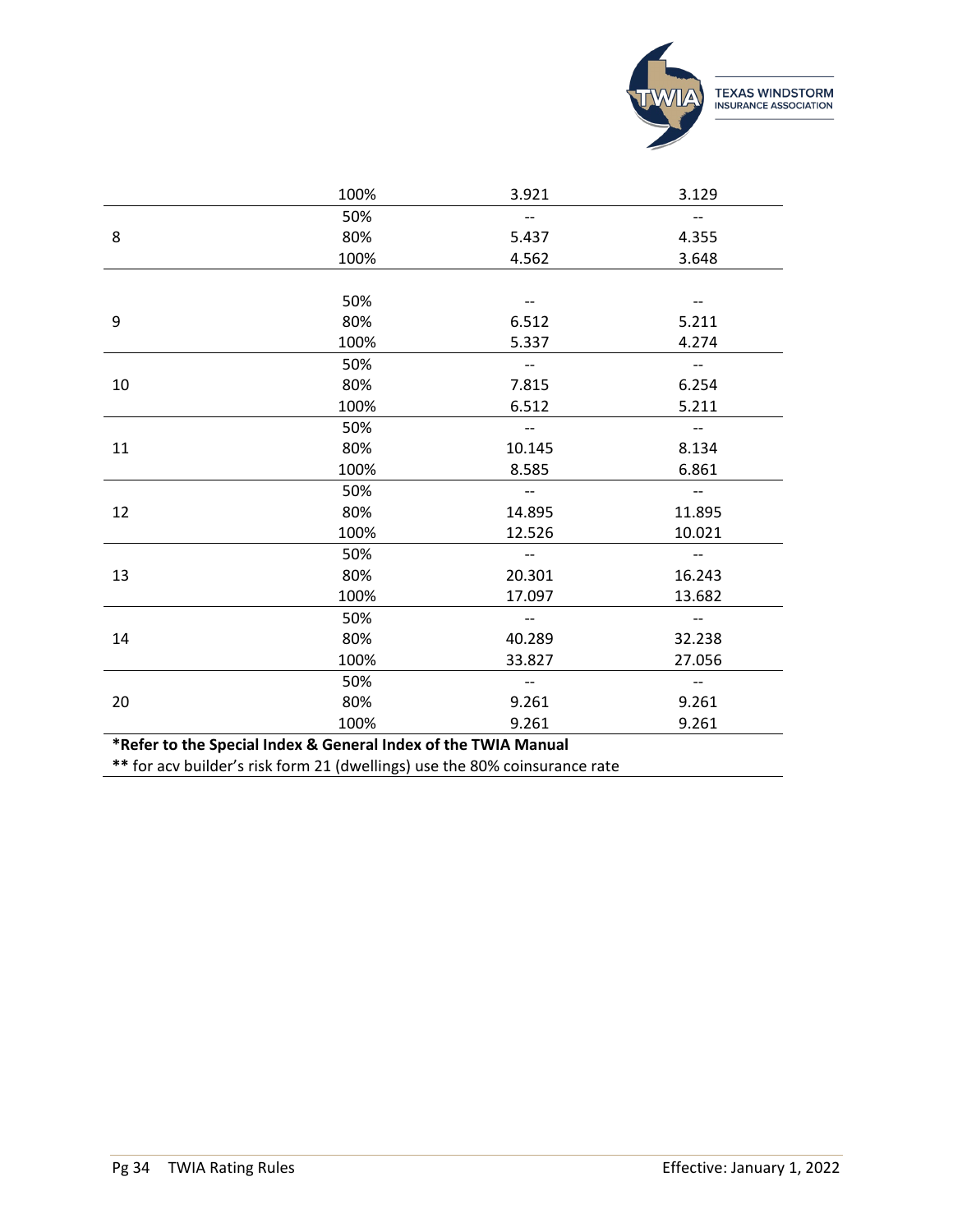| | | | |
|---|---|---|---|
| | 100% | 3.921 | 3.129 |
| 8 | 50% | -- | -- |
| | 80% | 5.437 | 4.355 |
| | 100% | 4.562 | 3.648 |
| 9 | 50% | -- | -- |
| | 80% | 6.512 | 5.211 |
| | 100% | 5.337 | 4.274 |
| 10 | 50% | -- | -- |
| | 80% | 7.815 | 6.254 |
| | 100% | 6.512 | 5.211 |
| 11 | 50% | -- | -- |
| | 80% | 10.145 | 8.134 |
| | 100% | 8.585 | 6.861 |
| 12 | 50% | -- | -- |
| | 80% | 14.895 | 11.895 |
| | 100% | 12.526 | 10.021 |
| 13 | 50% | -- | -- |
| | 80% | 20.301 | 16.243 |
| | 100% | 17.097 | 13.682 |
| 14 | 50% | -- | -- |
| | 80% | 40.289 | 32.238 |
| | 100% | 33.827 | 27.056 |
| 20 | 50% | -- | -- |
| | 80% | 9.261 | 9.261 |
| | 100% | 9.261 | 9.261 |

**\*Refer to the Special Index & General Index of the TWIA Manual**

\*\* for acv builder's risk form 21 (dwellings) use the 80% coinsurance rate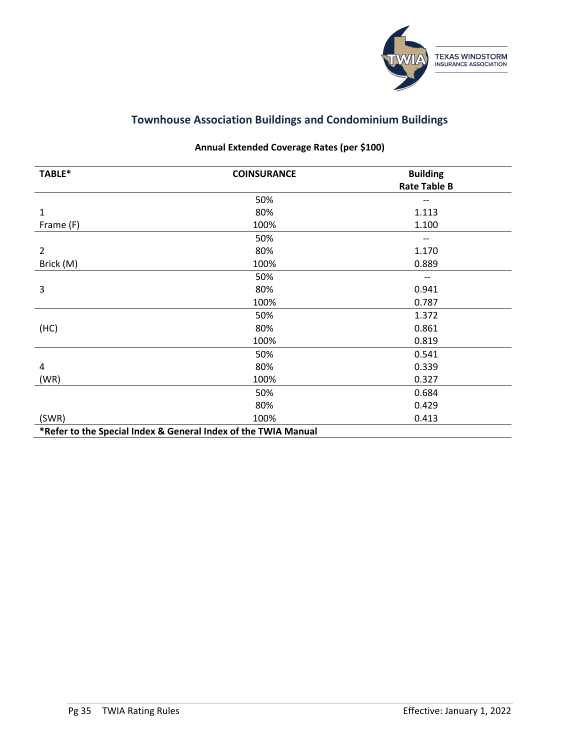## Townhouse Association Buildings and Condominium Buildings

**Annual Extended Coverage Rates (per $100)**

| TABLE* | COINSURANCE | Building Rate Table B |
|---|---|---|
| | 50% | -- |
| 1 | 80% | 1.113 |
| Frame (F) | 100% | 1.100 |
| | 50% | -- |
| 2 | 80% | 1.170 |
| Brick (M) | 100% | 0.889 |
| | 50% | -- |
| 3 | 80% | 0.941 |
| | 100% | 0.787 |
| | 50% | 1.372 |
| (HC) | 80% | 0.861 |
| | 100% | 0.819 |
| | 50% | 0.541 |
| 4 | 80% | 0.339 |
| (WR) | 100% | 0.327 |
| | 50% | 0.684 |
| | 80% | 0.429 |
| (SWR) | 100% | 0.413 |

***Refer to the Special Index & General Index of the TWIA Manual**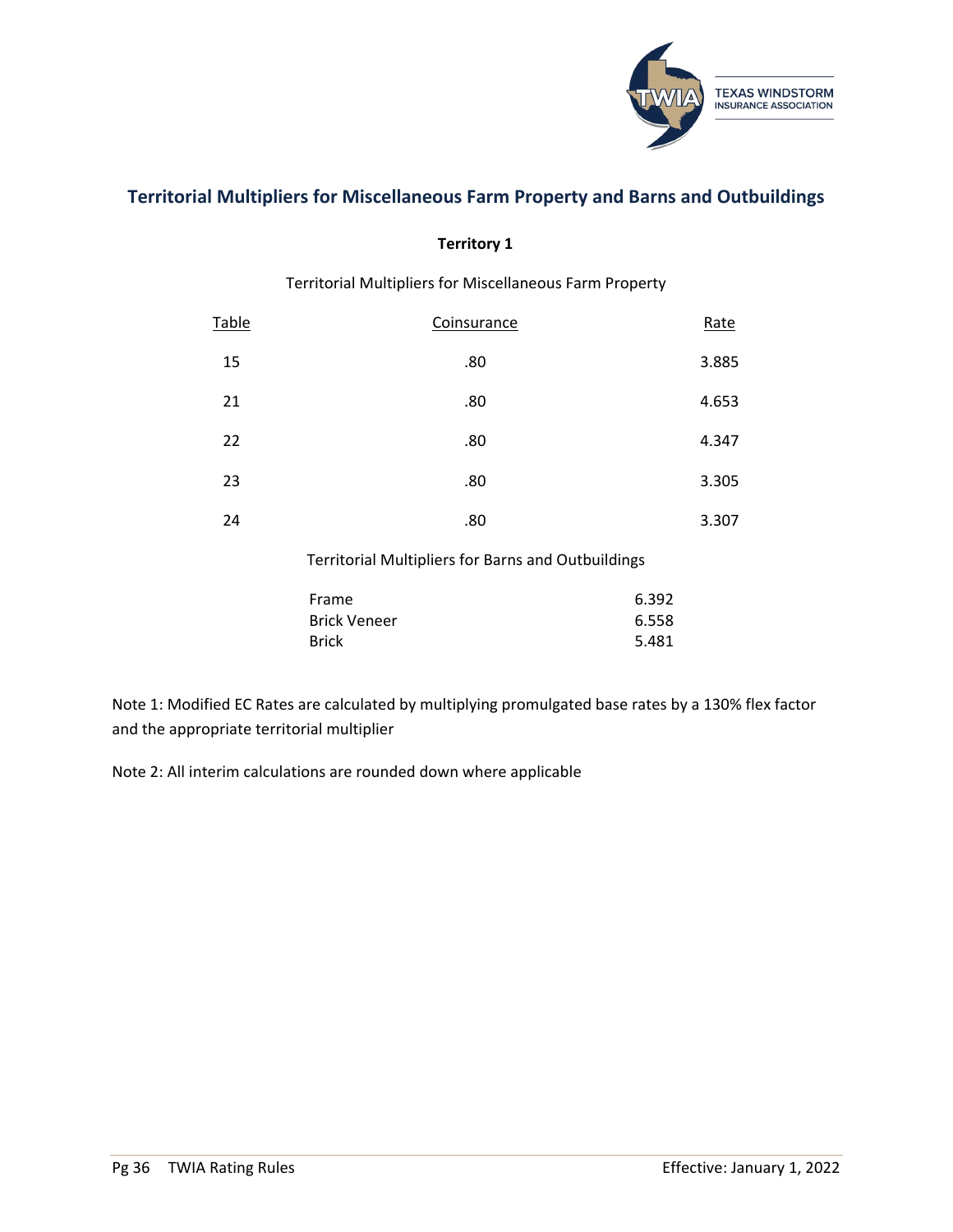## Territorial Multipliers for Miscellaneous Farm Property and Barns and Outbuildings

**Territory 1**

Territorial Multipliers for Miscellaneous Farm Property

| Table | Coinsurance | Rate |
|---|---|---|
| 15 | .80 | 3.885 |
| 21 | .80 | 4.653 |
| 22 | .80 | 4.347 |
| 23 | .80 | 3.305 |
| 24 | .80 | 3.307 |

Territorial Multipliers for Barns and Outbuildings

| | |
|---|---|
| Frame | 6.392 |
| Brick Veneer | 6.558 |
| Brick | 5.481 |

Note 1: Modified EC Rates are calculated by multiplying promulgated base rates by a 130% flex factor and the appropriate territorial multiplier

Note 2: All interim calculations are rounded down where applicable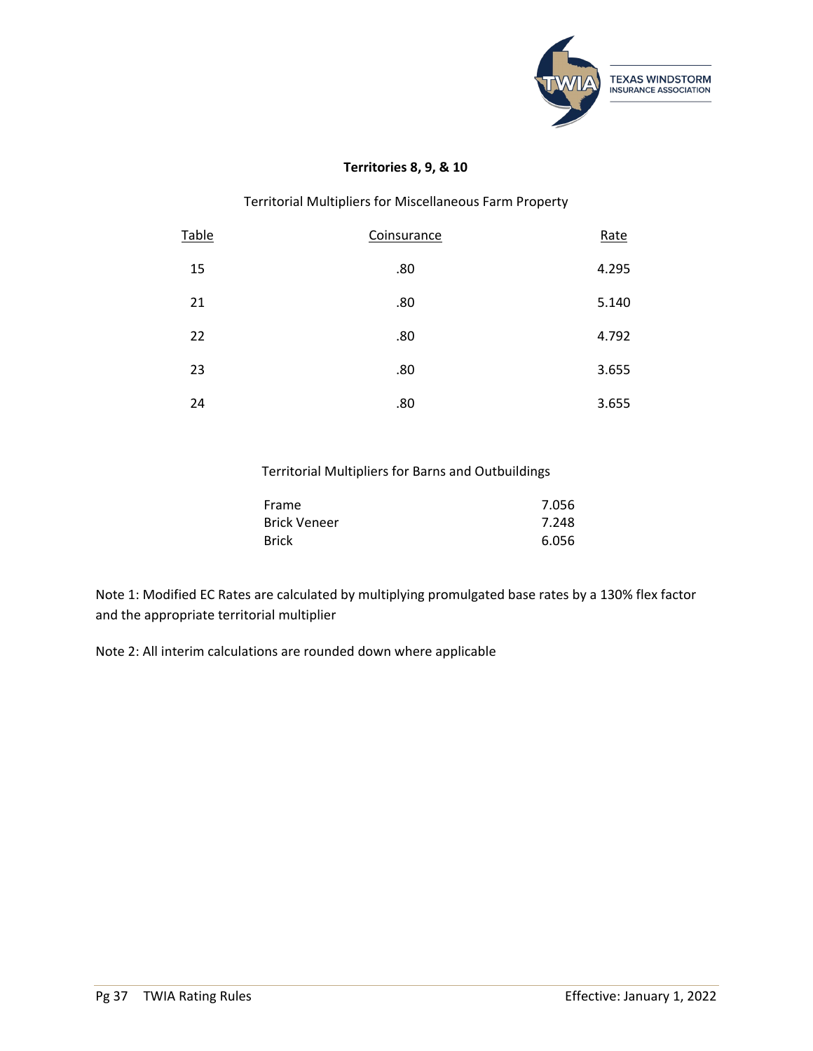## Territories 8, 9, & 10

Territorial Multipliers for Miscellaneous Farm Property

| Table | Coinsurance | Rate |
|---|---|---|
| 15 | .80 | 4.295 |
| 21 | .80 | 5.140 |
| 22 | .80 | 4.792 |
| 23 | .80 | 3.655 |
| 24 | .80 | 3.655 |

Territorial Multipliers for Barns and Outbuildings

| | |
|---|---|
| Frame | 7.056 |
| Brick Veneer | 7.248 |
| Brick | 6.056 |

Note 1: Modified EC Rates are calculated by multiplying promulgated base rates by a 130% flex factor and the appropriate territorial multiplier

Note 2: All interim calculations are rounded down where applicable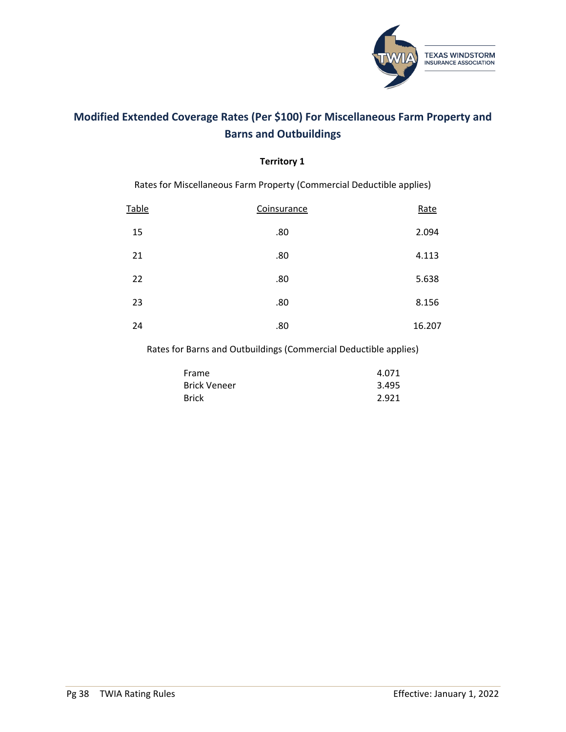## Modified Extended Coverage Rates (Per $100) For Miscellaneous Farm Property and Barns and Outbuildings

**Territory 1**

Rates for Miscellaneous Farm Property (Commercial Deductible applies)

| Table | Coinsurance | Rate |
|---|---|---|
| 15 | .80 | 2.094 |
| 21 | .80 | 4.113 |
| 22 | .80 | 5.638 |
| 23 | .80 | 8.156 |
| 24 | .80 | 16.207 |

Rates for Barns and Outbuildings (Commercial Deductible applies)

| Construction | Rate |
|---|---|
| Frame | 4.071 |
| Brick Veneer | 3.495 |
| Brick | 2.921 |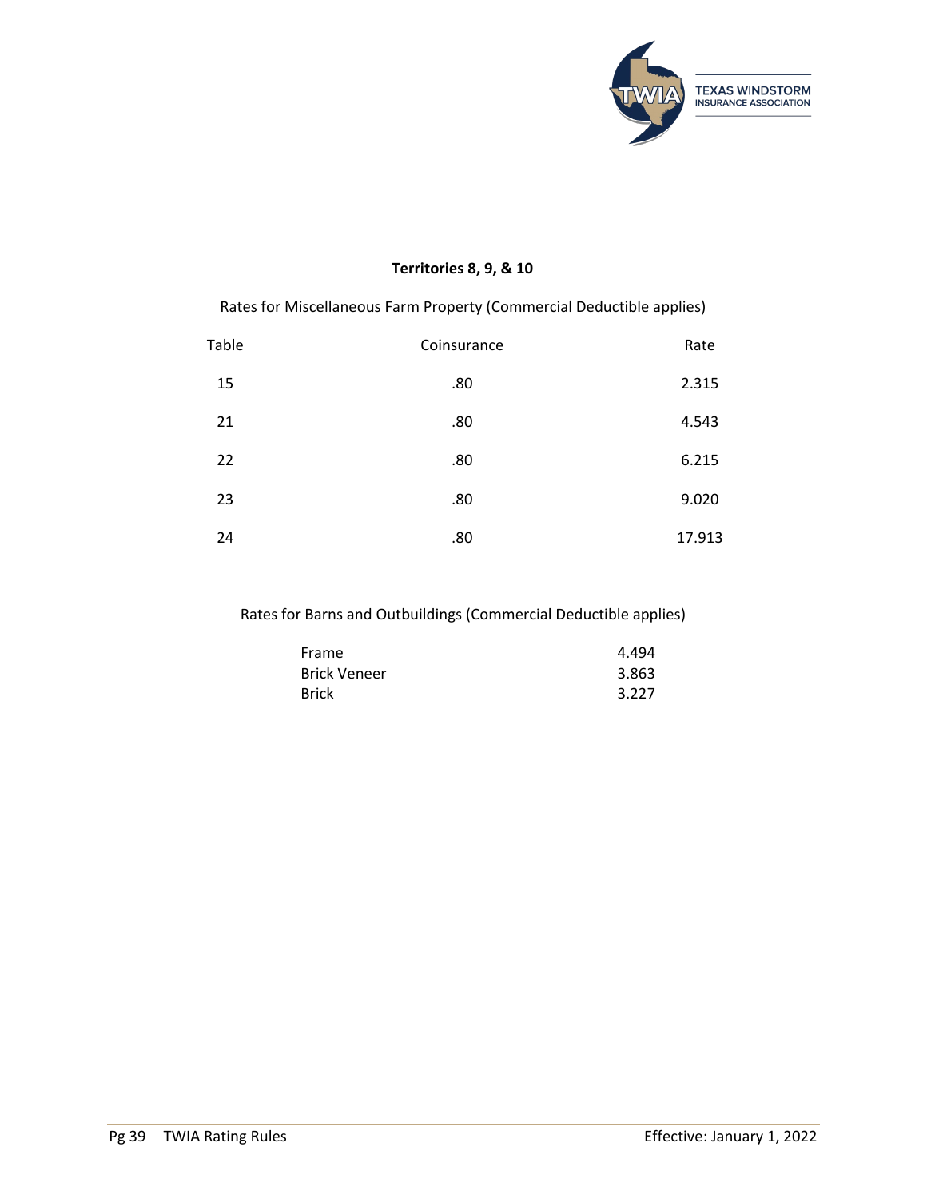### Territories 8, 9, & 10

Rates for Miscellaneous Farm Property (Commercial Deductible applies)

| Table | Coinsurance | Rate |
|---|---|---|
| 15 | .80 | 2.315 |
| 21 | .80 | 4.543 |
| 22 | .80 | 6.215 |
| 23 | .80 | 9.020 |
| 24 | .80 | 17.913 |

Rates for Barns and Outbuildings (Commercial Deductible applies)

| | |
|---|---|
| Frame | 4.494 |
| Brick Veneer | 3.863 |
| Brick | 3.227 |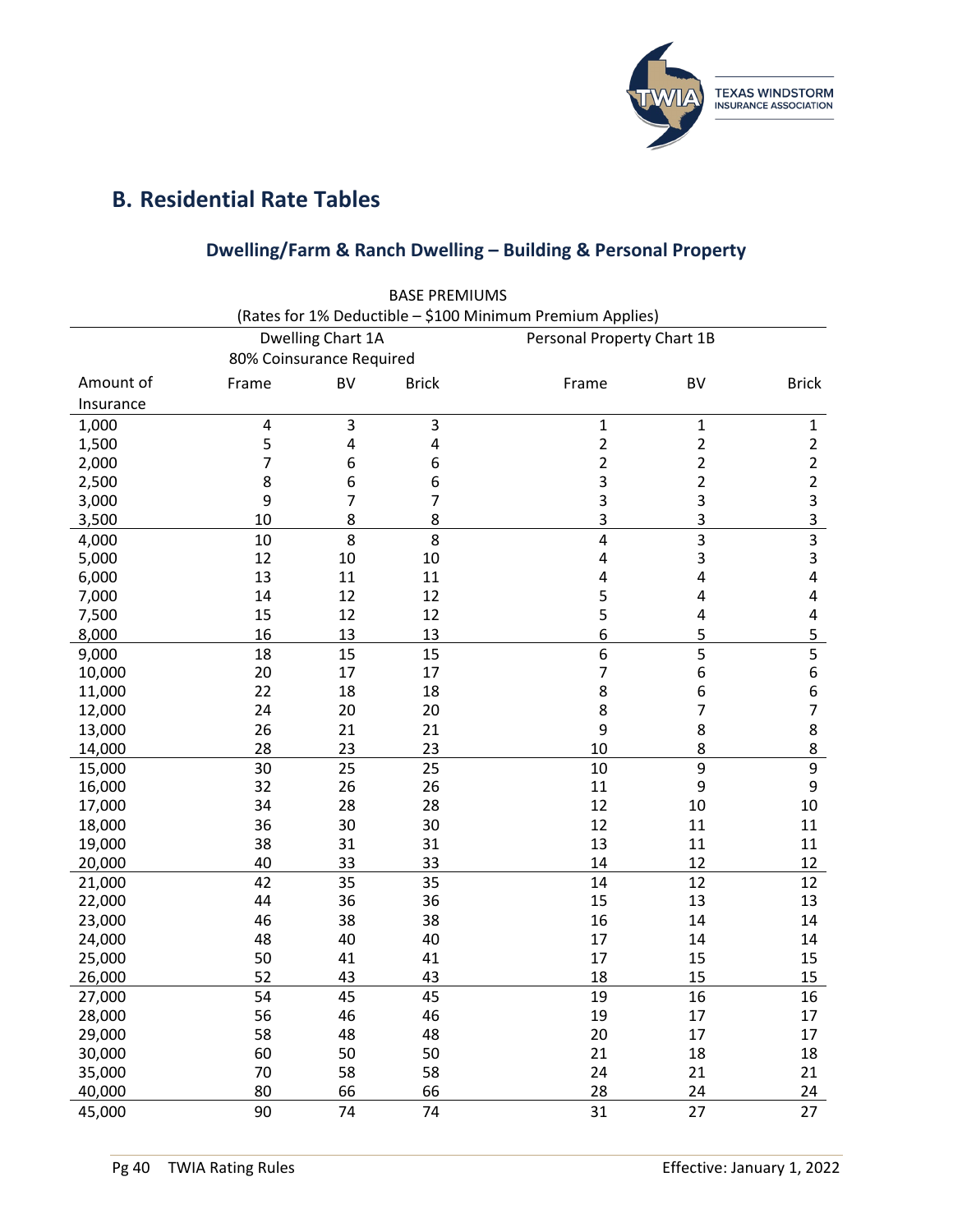## B. Residential Rate Tables

### Dwelling/Farm & Ranch Dwelling – Building & Personal Property

BASE PREMIUMS

(Rates for 1% Deductible – $100 Minimum Premium Applies)

| | Dwelling Chart 1A 80% Coinsurance Required | | | Personal Property Chart 1B | | |
|---|---|---|---|---|---|---|
| Amount of Insurance | Frame | BV | Brick | Frame | BV | Brick |
| 1,000 | 4 | 3 | 3 | 1 | 1 | 1 |
| 1,500 | 5 | 4 | 4 | 2 | 2 | 2 |
| 2,000 | 7 | 6 | 6 | 2 | 2 | 2 |
| 2,500 | 8 | 6 | 6 | 3 | 2 | 2 |
| 3,000 | 9 | 7 | 7 | 3 | 3 | 3 |
| 3,500 | 10 | 8 | 8 | 3 | 3 | 3 |
| 4,000 | 10 | 8 | 8 | 4 | 3 | 3 |
| 5,000 | 12 | 10 | 10 | 4 | 3 | 3 |
| 6,000 | 13 | 11 | 11 | 4 | 4 | 4 |
| 7,000 | 14 | 12 | 12 | 5 | 4 | 4 |
| 7,500 | 15 | 12 | 12 | 5 | 4 | 4 |
| 8,000 | 16 | 13 | 13 | 6 | 5 | 5 |
| 9,000 | 18 | 15 | 15 | 6 | 5 | 5 |
| 10,000 | 20 | 17 | 17 | 7 | 6 | 6 |
| 11,000 | 22 | 18 | 18 | 8 | 6 | 6 |
| 12,000 | 24 | 20 | 20 | 8 | 7 | 7 |
| 13,000 | 26 | 21 | 21 | 9 | 8 | 8 |
| 14,000 | 28 | 23 | 23 | 10 | 8 | 8 |
| 15,000 | 30 | 25 | 25 | 10 | 9 | 9 |
| 16,000 | 32 | 26 | 26 | 11 | 9 | 9 |
| 17,000 | 34 | 28 | 28 | 12 | 10 | 10 |
| 18,000 | 36 | 30 | 30 | 12 | 11 | 11 |
| 19,000 | 38 | 31 | 31 | 13 | 11 | 11 |
| 20,000 | 40 | 33 | 33 | 14 | 12 | 12 |
| 21,000 | 42 | 35 | 35 | 14 | 12 | 12 |
| 22,000 | 44 | 36 | 36 | 15 | 13 | 13 |
| 23,000 | 46 | 38 | 38 | 16 | 14 | 14 |
| 24,000 | 48 | 40 | 40 | 17 | 14 | 14 |
| 25,000 | 50 | 41 | 41 | 17 | 15 | 15 |
| 26,000 | 52 | 43 | 43 | 18 | 15 | 15 |
| 27,000 | 54 | 45 | 45 | 19 | 16 | 16 |
| 28,000 | 56 | 46 | 46 | 19 | 17 | 17 |
| 29,000 | 58 | 48 | 48 | 20 | 17 | 17 |
| 30,000 | 60 | 50 | 50 | 21 | 18 | 18 |
| 35,000 | 70 | 58 | 58 | 24 | 21 | 21 |
| 40,000 | 80 | 66 | 66 | 28 | 24 | 24 |
| 45,000 | 90 | 74 | 74 | 31 | 27 | 27 |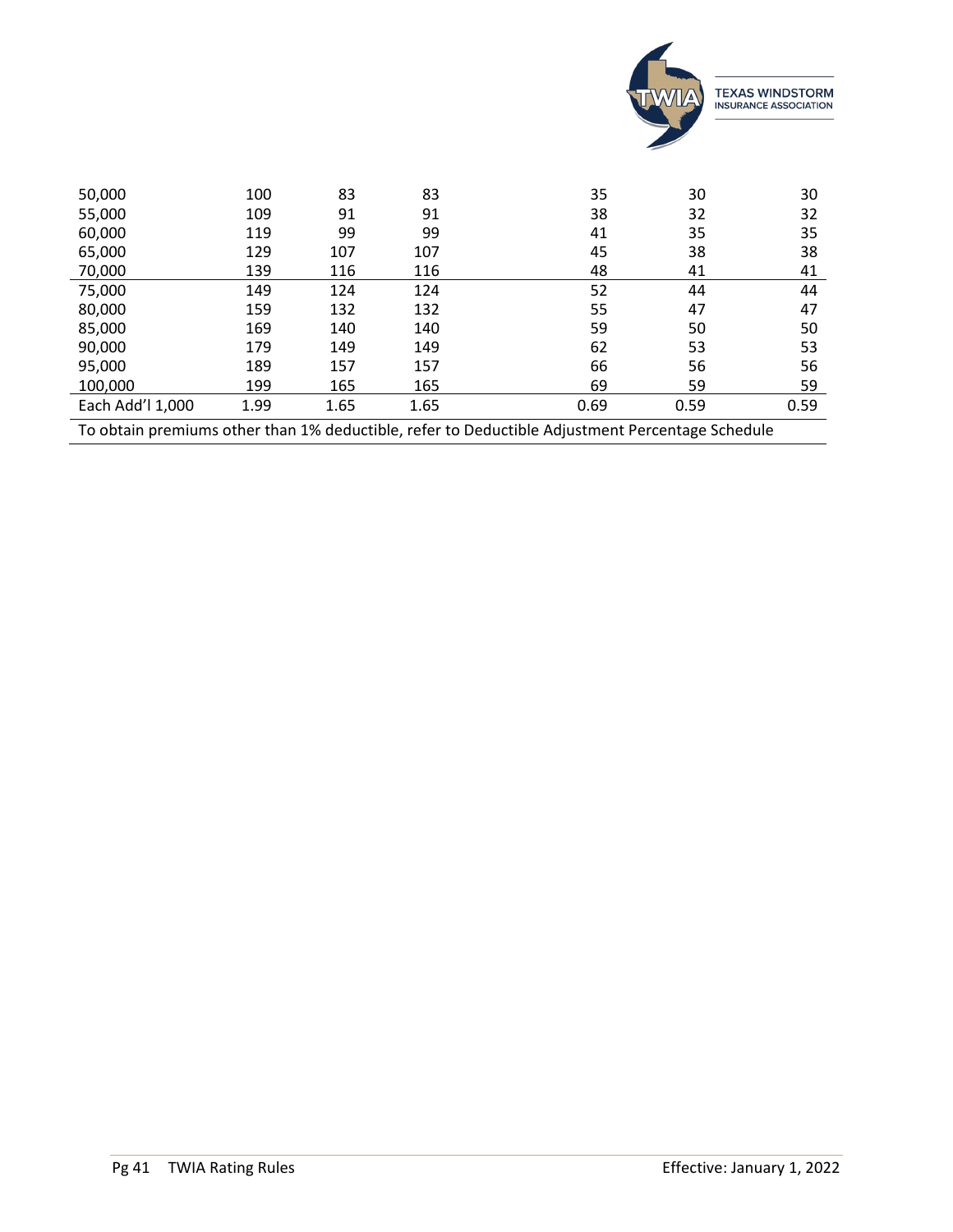| | | | | | | |
|---|---|---|---|---|---|---|
| 50,000 | 100 | 83 | 83 | 35 | 30 | 30 |
| 55,000 | 109 | 91 | 91 | 38 | 32 | 32 |
| 60,000 | 119 | 99 | 99 | 41 | 35 | 35 |
| 65,000 | 129 | 107 | 107 | 45 | 38 | 38 |
| 70,000 | 139 | 116 | 116 | 48 | 41 | 41 |
| 75,000 | 149 | 124 | 124 | 52 | 44 | 44 |
| 80,000 | 159 | 132 | 132 | 55 | 47 | 47 |
| 85,000 | 169 | 140 | 140 | 59 | 50 | 50 |
| 90,000 | 179 | 149 | 149 | 62 | 53 | 53 |
| 95,000 | 189 | 157 | 157 | 66 | 56 | 56 |
| 100,000 | 199 | 165 | 165 | 69 | 59 | 59 |
| Each Add'l 1,000 | 1.99 | 1.65 | 1.65 | 0.69 | 0.59 | 0.59 |

To obtain premiums other than 1% deductible, refer to Deductible Adjustment Percentage Schedule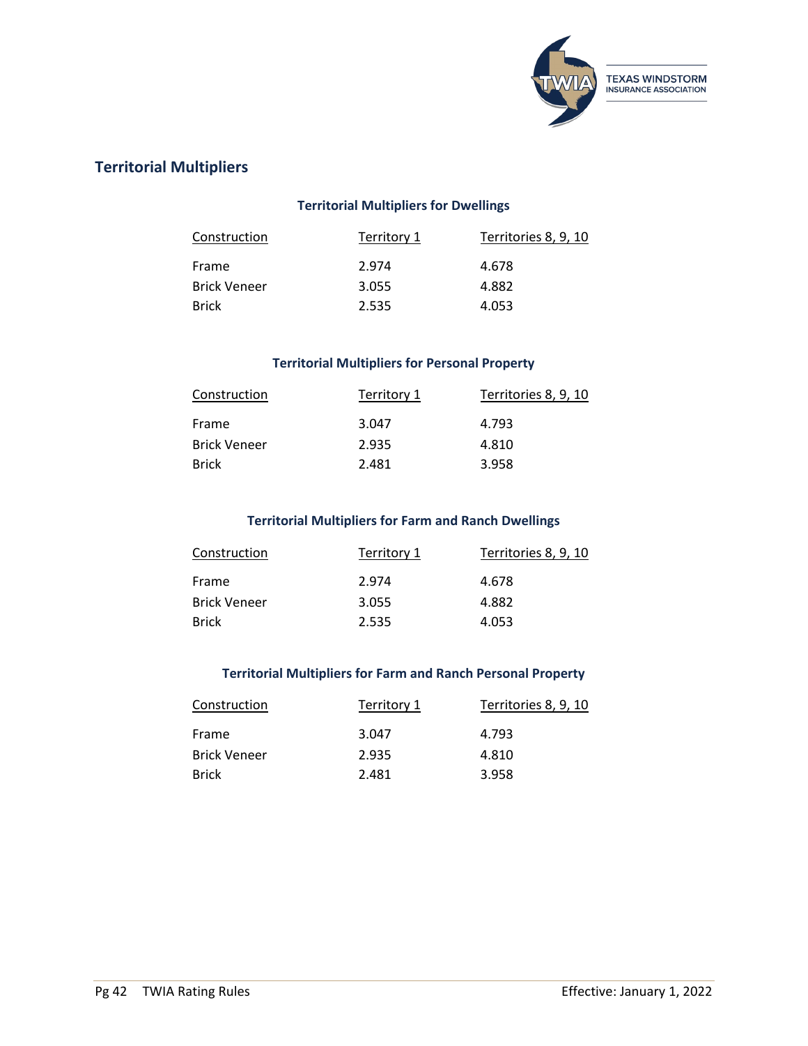## Territorial Multipliers

### Territorial Multipliers for Dwellings

| Construction | Territory 1 | Territories 8, 9, 10 |
|---|---|---|
| Frame | 2.974 | 4.678 |
| Brick Veneer | 3.055 | 4.882 |
| Brick | 2.535 | 4.053 |

### Territorial Multipliers for Personal Property

| Construction | Territory 1 | Territories 8, 9, 10 |
|---|---|---|
| Frame | 3.047 | 4.793 |
| Brick Veneer | 2.935 | 4.810 |
| Brick | 2.481 | 3.958 |

### Territorial Multipliers for Farm and Ranch Dwellings

| Construction | Territory 1 | Territories 8, 9, 10 |
|---|---|---|
| Frame | 2.974 | 4.678 |
| Brick Veneer | 3.055 | 4.882 |
| Brick | 2.535 | 4.053 |

### Territorial Multipliers for Farm and Ranch Personal Property

| Construction | Territory 1 | Territories 8, 9, 10 |
|---|---|---|
| Frame | 3.047 | 4.793 |
| Brick Veneer | 2.935 | 4.810 |
| Brick | 2.481 | 3.958 |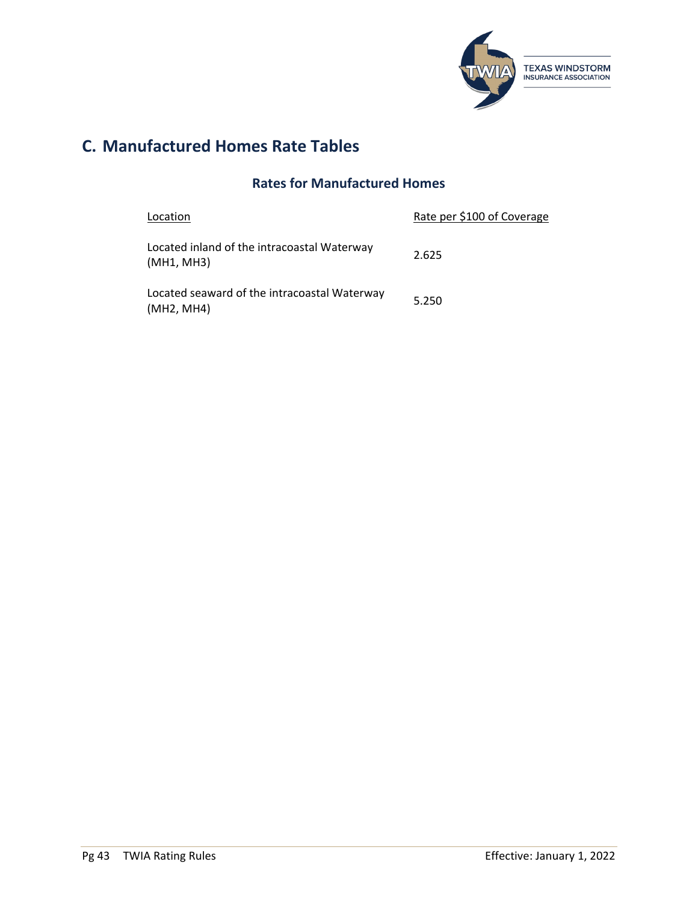## C. Manufactured Homes Rate Tables

### Rates for Manufactured Homes

| Location | Rate per $100 of Coverage |
|---|---|
| Located inland of the intracoastal Waterway (MH1, MH3) | 2.625 |
| Located seaward of the intracoastal Waterway (MH2, MH4) | 5.250 |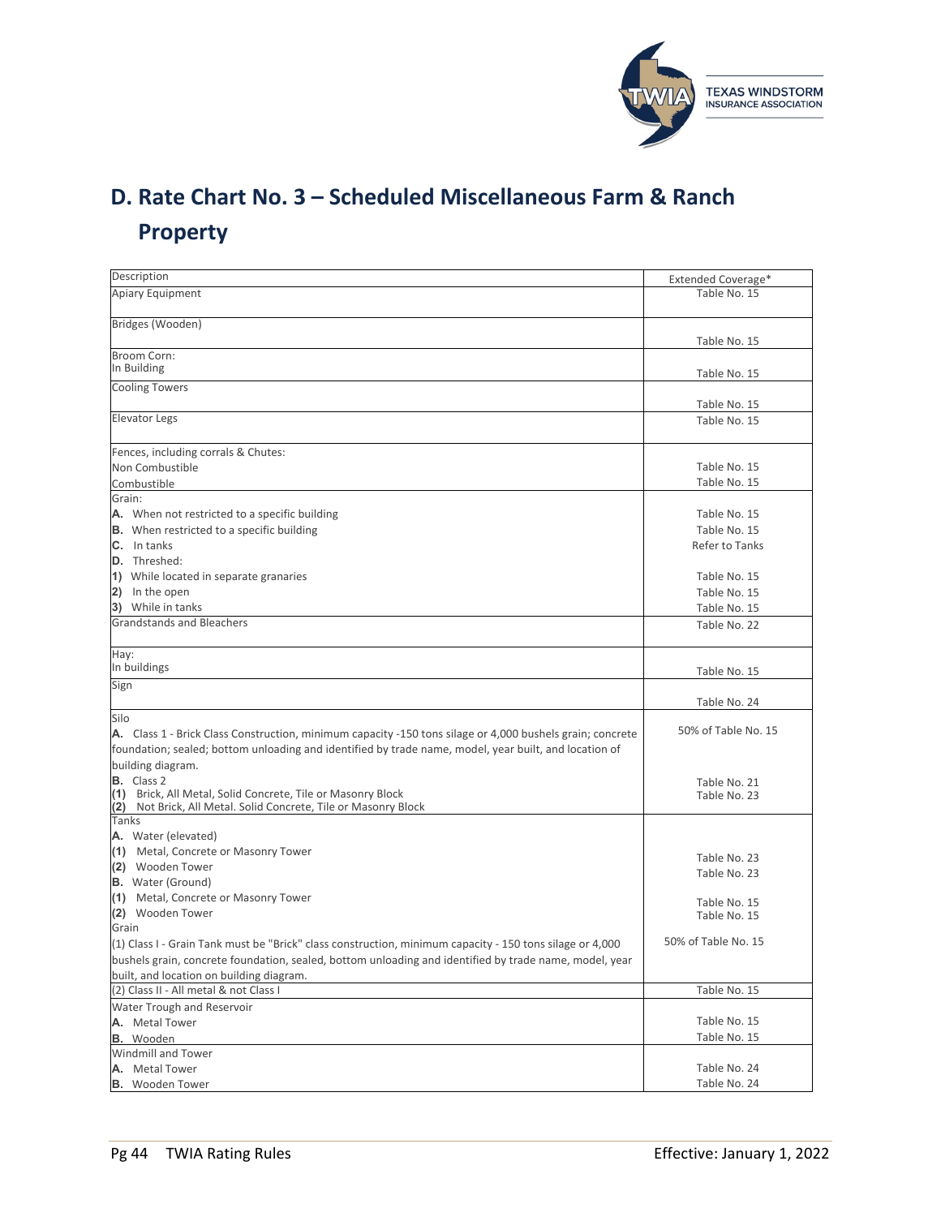## D. Rate Chart No. 3 – Scheduled Miscellaneous Farm & Ranch Property

| Description | Extended Coverage* |
|---|---|
| Apiary Equipment | Table No. 15 |
| Bridges (Wooden) | Table No. 15 |
| Broom Corn:<br>In Building | Table No. 15 |
| Cooling Towers | Table No. 15 |
| Elevator Legs | Table No. 15 |
| Fences, including corrals & Chutes: | |
| Non Combustible | Table No. 15 |
| Combustible | Table No. 15 |
| Grain: | |
| **A.** When not restricted to a specific building | Table No. 15 |
| **B.** When restricted to a specific building | Table No. 15 |
| **C.** In tanks | Refer to Tanks |
| **D.** Threshed: | |
| **1)** While located in separate granaries | Table No. 15 |
| **2)** In the open | Table No. 15 |
| **3)** While in tanks | Table No. 15 |
| Grandstands and Bleachers | Table No. 22 |
| Hay:<br>In buildings | Table No. 15 |
| Sign | Table No. 24 |
| Silo | |
| **A.** Class 1 - Brick Class Construction, minimum capacity -150 tons silage or 4,000 bushels grain; concrete foundation; sealed; bottom unloading and identified by trade name, model, year built, and location of building diagram. | 50% of Table No. 15 |
| **B.** Class 2 | |
| **(1)** Brick, All Metal, Solid Concrete, Tile or Masonry Block | Table No. 21 |
| **(2)** Not Brick, All Metal. Solid Concrete, Tile or Masonry Block | Table No. 23 |
| Tanks | |
| **A.** Water (elevated) | |
| **(1)** Metal, Concrete or Masonry Tower | Table No. 23 |
| **(2)** Wooden Tower | Table No. 23 |
| **B.** Water (Ground) | |
| **(1)** Metal, Concrete or Masonry Tower | Table No. 15 |
| **(2)** Wooden Tower | Table No. 15 |
| Grain | |
| (1) Class I - Grain Tank must be "Brick" class construction, minimum capacity - 150 tons silage or 4,000 bushels grain, concrete foundation, sealed, bottom unloading and identified by trade name, model, year built, and location on building diagram. | 50% of Table No. 15 |
| (2) Class II - All metal & not Class I | Table No. 15 |
| Water Trough and Reservoir | |
| **A.** Metal Tower | Table No. 15 |
| **B.** Wooden | Table No. 15 |
| Windmill and Tower | |
| **A.** Metal Tower | Table No. 24 |
| **B.** Wooden Tower | Table No. 24 |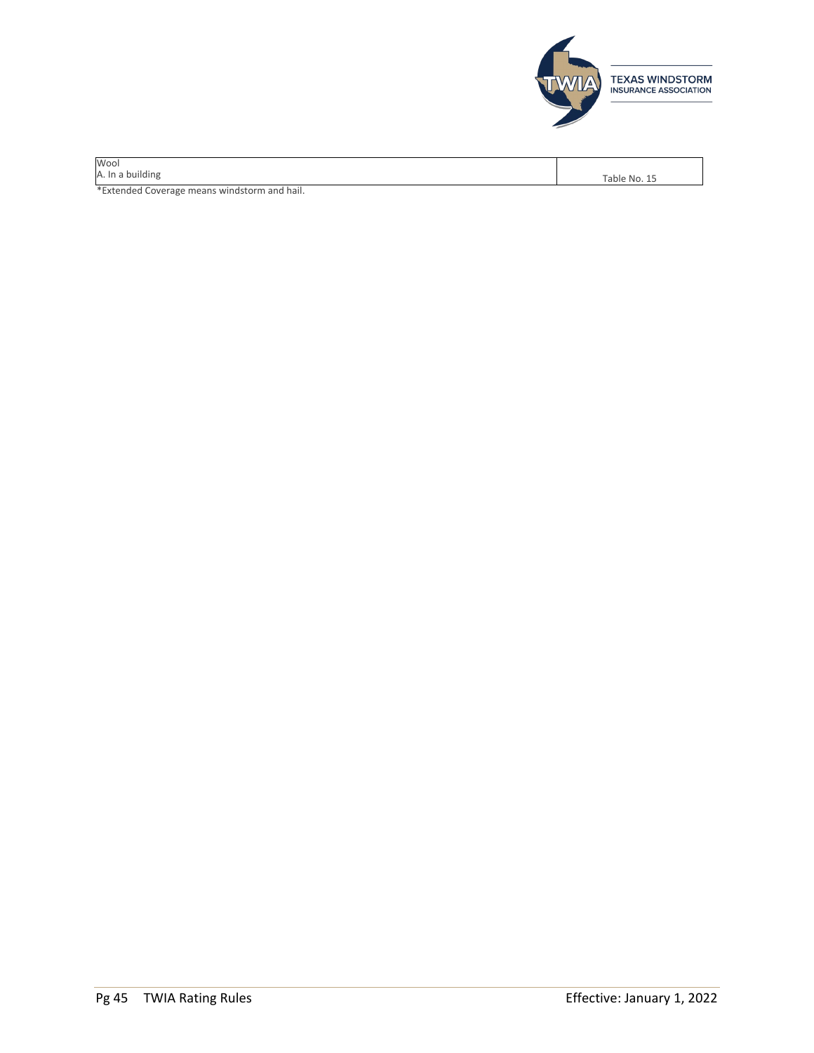| Wool<br>A. In a building | Table No. 15 |
|---|---|

*Extended Coverage means windstorm and hail.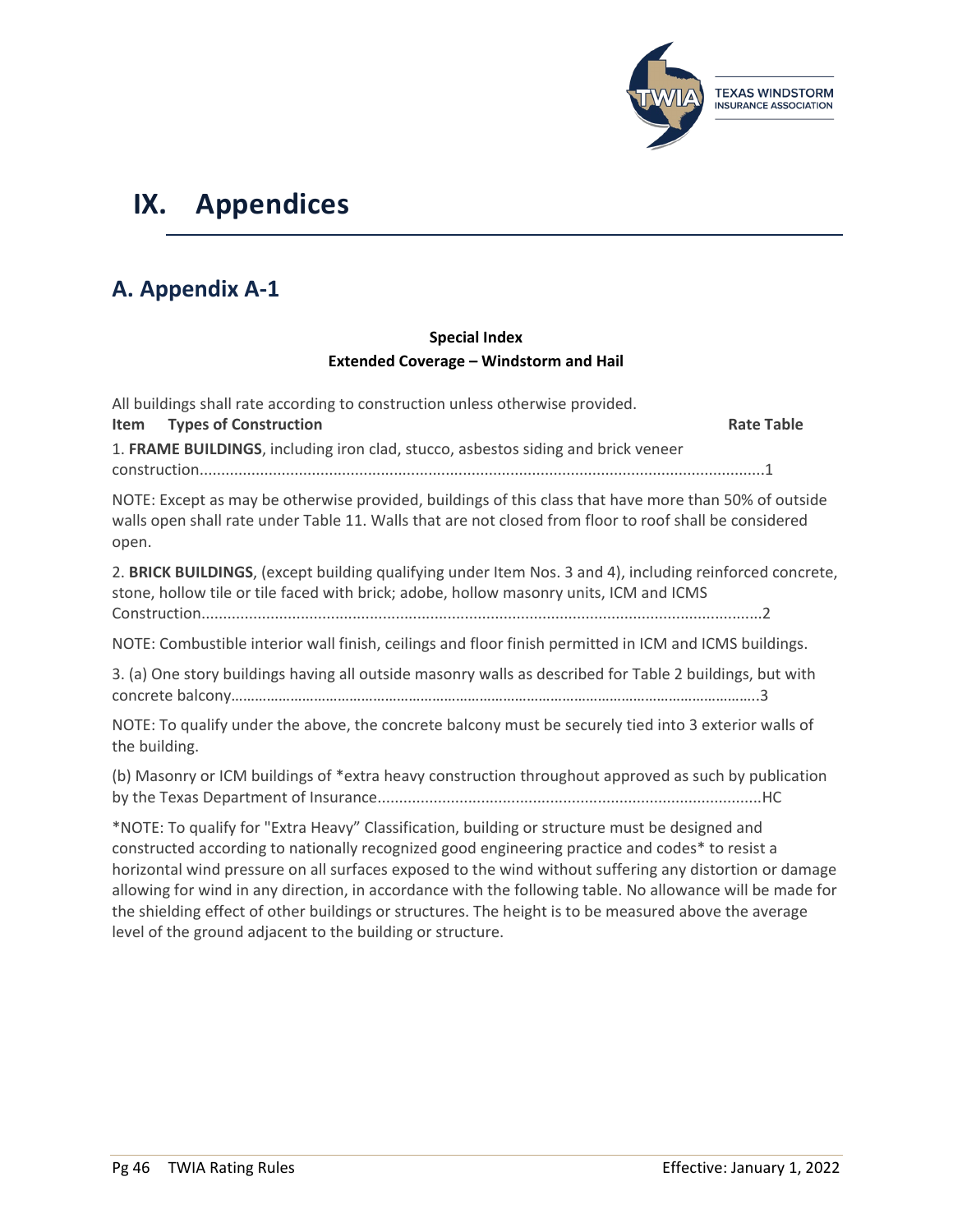# IX. Appendices

## A. Appendix A-1

**Special Index**
**Extended Coverage – Windstorm and Hail**

All buildings shall rate according to construction unless otherwise provided.

**Item Types of Construction** **Rate Table**

1. **FRAME BUILDINGS**, including iron clad, stucco, asbestos siding and brick veneer construction..................................................................................................................................1

NOTE: Except as may be otherwise provided, buildings of this class that have more than 50% of outside walls open shall rate under Table 11. Walls that are not closed from floor to roof shall be considered open.

2. **BRICK BUILDINGS**, (except building qualifying under Item Nos. 3 and 4), including reinforced concrete, stone, hollow tile or tile faced with brick; adobe, hollow masonry units, ICM and ICMS Construction..................................................................................................................................2

NOTE: Combustible interior wall finish, ceilings and floor finish permitted in ICM and ICMS buildings.

3. (a) One story buildings having all outside masonry walls as described for Table 2 buildings, but with concrete balcony……………………………………………………………………………………………………………….3

NOTE: To qualify under the above, the concrete balcony must be securely tied into 3 exterior walls of the building.

(b) Masonry or ICM buildings of *extra heavy construction throughout approved as such by publication by the Texas Department of Insurance.........................................................................................HC

*NOTE: To qualify for "Extra Heavy" Classification, building or structure must be designed and constructed according to nationally recognized good engineering practice and codes* to resist a horizontal wind pressure on all surfaces exposed to the wind without suffering any distortion or damage allowing for wind in any direction, in accordance with the following table. No allowance will be made for the shielding effect of other buildings or structures. The height is to be measured above the average level of the ground adjacent to the building or structure.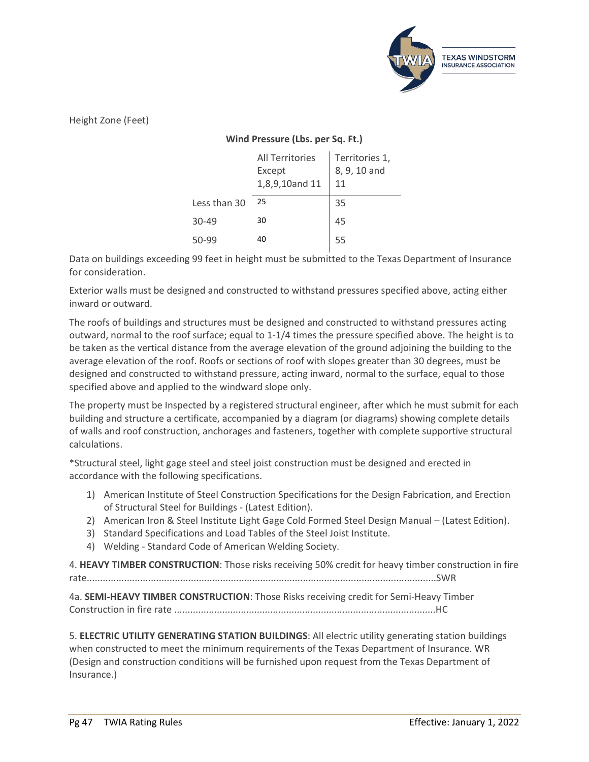Height Zone (Feet)

**Wind Pressure (Lbs. per Sq. Ft.)**

| | All Territories Except 1,8,9,10and 11 | Territories 1, 8, 9, 10 and 11 |
|---|---|---|
| Less than 30 | 25 | 35 |
| 30-49 | 30 | 45 |
| 50-99 | 40 | 55 |

Data on buildings exceeding 99 feet in height must be submitted to the Texas Department of Insurance for consideration.

Exterior walls must be designed and constructed to withstand pressures specified above, acting either inward or outward.

The roofs of buildings and structures must be designed and constructed to withstand pressures acting outward, normal to the roof surface; equal to 1-1/4 times the pressure specified above. The height is to be taken as the vertical distance from the average elevation of the ground adjoining the building to the average elevation of the roof. Roofs or sections of roof with slopes greater than 30 degrees, must be designed and constructed to withstand pressure, acting inward, normal to the surface, equal to those specified above and applied to the windward slope only.

The property must be Inspected by a registered structural engineer, after which he must submit for each building and structure a certificate, accompanied by a diagram (or diagrams) showing complete details of walls and roof construction, anchorages and fasteners, together with complete supportive structural calculations.

*Structural steel, light gage steel and steel joist construction must be designed and erected in accordance with the following specifications.

1) American Institute of Steel Construction Specifications for the Design Fabrication, and Erection of Structural Steel for Buildings - (Latest Edition).
2) American Iron & Steel Institute Light Gage Cold Formed Steel Design Manual – (Latest Edition).
3) Standard Specifications and Load Tables of the Steel Joist Institute.
4) Welding - Standard Code of American Welding Society.

4. **HEAVY TIMBER CONSTRUCTION**: Those risks receiving 50% credit for heavy timber construction in fire rate..................................................................................................................................SWR

4a. **SEMI-HEAVY TIMBER CONSTRUCTION**: Those Risks receiving credit for Semi-Heavy Timber Construction in fire rate ..................................................................................................HC

5. **ELECTRIC UTILITY GENERATING STATION BUILDINGS**: All electric utility generating station buildings when constructed to meet the minimum requirements of the Texas Department of Insurance. WR (Design and construction conditions will be furnished upon request from the Texas Department of Insurance.)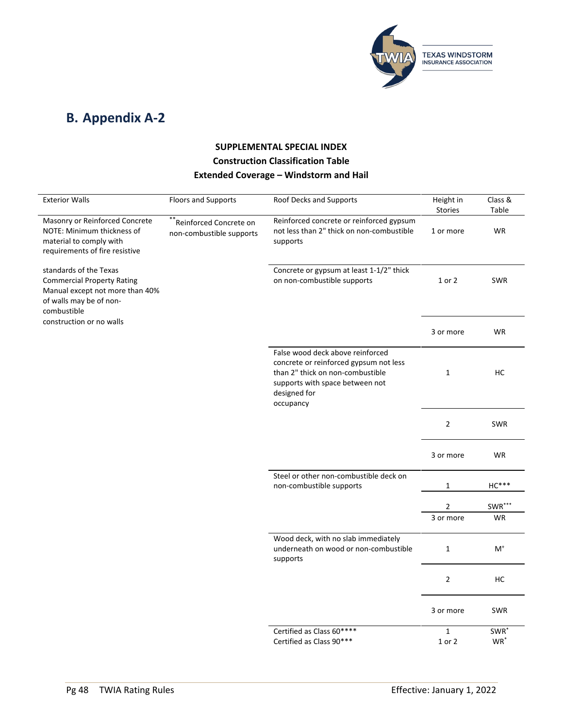## B. Appendix A-2

**SUPPLEMENTAL SPECIAL INDEX**

**Construction Classification Table**

**Extended Coverage – Windstorm and Hail**

| Exterior Walls | Floors and Supports | Roof Decks and Supports | Height in Stories | Class & Table |
|---|---|---|---|---|
| Masonry or Reinforced Concrete NOTE: Minimum thickness of material to comply with requirements of fire resistive standards of the Texas Commercial Property Rating Manual except not more than 40% of walls may be of non-combustible construction or no walls | **Reinforced Concrete on non-combustible supports | Reinforced concrete or reinforced gypsum not less than 2" thick on non-combustible supports | 1 or more | WR |
| | | Concrete or gypsum at least 1-1/2" thick on non-combustible supports | 1 or 2 | SWR |
| | | | 3 or more | WR |
| | | False wood deck above reinforced concrete or reinforced gypsum not less than 2" thick on non-combustible supports with space between not designed for occupancy | 1 | HC |
| | | | 2 | SWR |
| | | | 3 or more | WR |
| | | Steel or other non-combustible deck on non-combustible supports | 1 | HC*** |
| | | | 2 | SWR*** |
| | | | 3 or more | WR |
| | | Wood deck, with no slab immediately underneath on wood or non-combustible supports | 1 | M+ |
| | | | 2 | HC |
| | | | 3 or more | SWR |
| | | Certified as Class 60**** | 1 | SWR* |
| | | Certified as Class 90*** | 1 or 2 | WR* |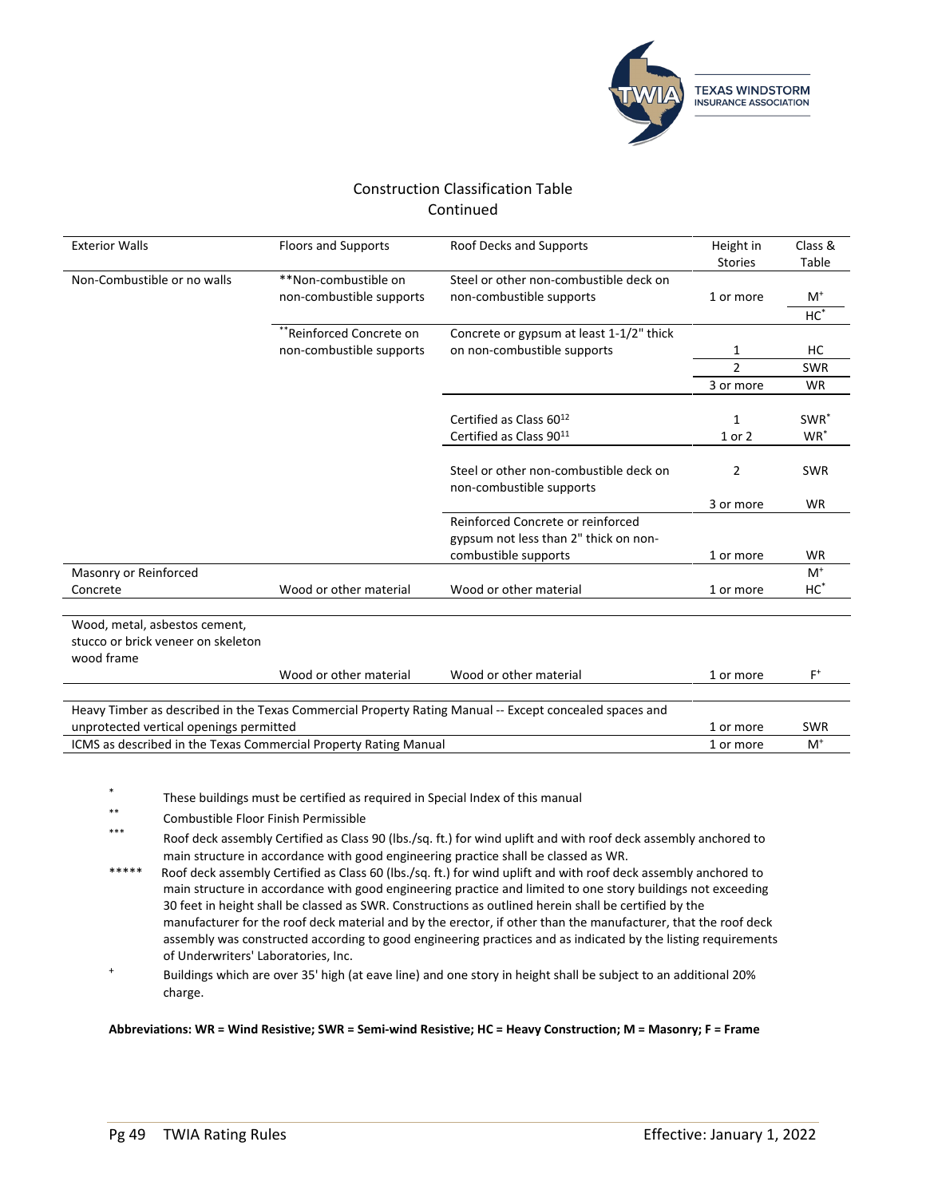## Construction Classification Table
Continued

| Exterior Walls | Floors and Supports | Roof Decks and Supports | Height in Stories | Class & Table |
|---|---|---|---|---|
| Non-Combustible or no walls | **Non-combustible on non-combustible supports | Steel or other non-combustible deck on non-combustible supports | 1 or more | M+ |
| | | | | HC* |
| | **Reinforced Concrete on non-combustible supports | Concrete or gypsum at least 1-1/2" thick on non-combustible supports | 1 | HC |
| | | | 2 | SWR |
| | | | 3 or more | WR |
| | | Certified as Class 60[12] | 1 | SWR* |
| | | Certified as Class 90[11] | 1 or 2 | WR* |
| | | Steel or other non-combustible deck on non-combustible supports | 2 | SWR |
| | | | 3 or more | WR |
| | | Reinforced Concrete or reinforced gypsum not less than 2" thick on non-combustible supports | 1 or more | WR |
| Masonry or Reinforced Concrete | Wood or other material | Wood or other material | 1 or more | M+ HC* |
| Wood, metal, asbestos cement, stucco or brick veneer on skeleton wood frame | Wood or other material | Wood or other material | 1 or more | F+ |
| Heavy Timber as described in the Texas Commercial Property Rating Manual -- Except concealed spaces and unprotected vertical openings permitted | | | 1 or more | SWR |
| ICMS as described in the Texas Commercial Property Rating Manual | | | 1 or more | M+ |

\* These buildings must be certified as required in Special Index of this manual

\*\* Combustible Floor Finish Permissible

\*\*\* Roof deck assembly Certified as Class 90 (lbs./sq. ft.) for wind uplift and with roof deck assembly anchored to main structure in accordance with good engineering practice shall be classed as WR.

\*\*\*\*\* Roof deck assembly Certified as Class 60 (lbs./sq. ft.) for wind uplift and with roof deck assembly anchored to main structure in accordance with good engineering practice and limited to one story buildings not exceeding 30 feet in height shall be classed as SWR. Constructions as outlined herein shall be certified by the manufacturer for the roof deck material and by the erector, if other than the manufacturer, that the roof deck assembly was constructed according to good engineering practices and as indicated by the listing requirements of Underwriters' Laboratories, Inc.

\+ Buildings which are over 35' high (at eave line) and one story in height shall be subject to an additional 20% charge.

**Abbreviations: WR = Wind Resistive; SWR = Semi-wind Resistive; HC = Heavy Construction; M = Masonry; F = Frame**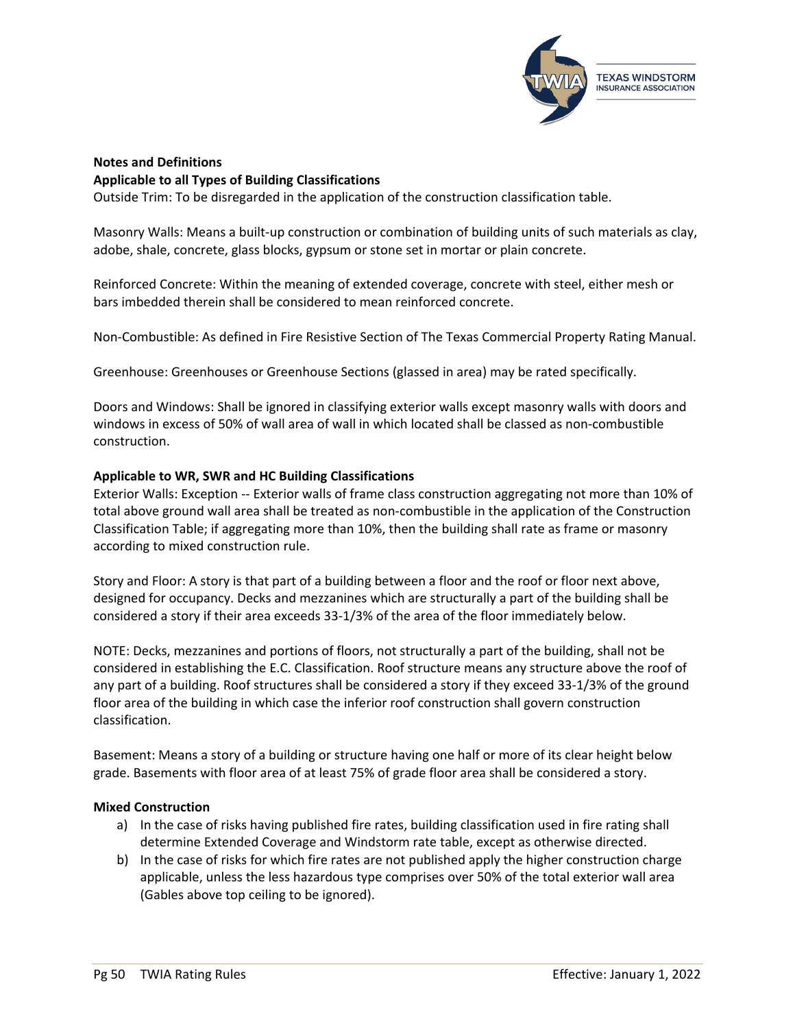**Notes and Definitions**

**Applicable to all Types of Building Classifications**

Outside Trim: To be disregarded in the application of the construction classification table.

Masonry Walls: Means a built-up construction or combination of building units of such materials as clay, adobe, shale, concrete, glass blocks, gypsum or stone set in mortar or plain concrete.

Reinforced Concrete: Within the meaning of extended coverage, concrete with steel, either mesh or bars imbedded therein shall be considered to mean reinforced concrete.

Non-Combustible: As defined in Fire Resistive Section of The Texas Commercial Property Rating Manual.

Greenhouse: Greenhouses or Greenhouse Sections (glassed in area) may be rated specifically.

Doors and Windows: Shall be ignored in classifying exterior walls except masonry walls with doors and windows in excess of 50% of wall area of wall in which located shall be classed as non-combustible construction.

**Applicable to WR, SWR and HC Building Classifications**

Exterior Walls: Exception -- Exterior walls of frame class construction aggregating not more than 10% of total above ground wall area shall be treated as non-combustible in the application of the Construction Classification Table; if aggregating more than 10%, then the building shall rate as frame or masonry according to mixed construction rule.

Story and Floor: A story is that part of a building between a floor and the roof or floor next above, designed for occupancy. Decks and mezzanines which are structurally a part of the building shall be considered a story if their area exceeds 33-1/3% of the area of the floor immediately below.

NOTE: Decks, mezzanines and portions of floors, not structurally a part of the building, shall not be considered in establishing the E.C. Classification. Roof structure means any structure above the roof of any part of a building. Roof structures shall be considered a story if they exceed 33-1/3% of the ground floor area of the building in which case the inferior roof construction shall govern construction classification.

Basement: Means a story of a building or structure having one half or more of its clear height below grade. Basements with floor area of at least 75% of grade floor area shall be considered a story.

**Mixed Construction**

a) In the case of risks having published fire rates, building classification used in fire rating shall determine Extended Coverage and Windstorm rate table, except as otherwise directed.
b) In the case of risks for which fire rates are not published apply the higher construction charge applicable, unless the less hazardous type comprises over 50% of the total exterior wall area (Gables above top ceiling to be ignored).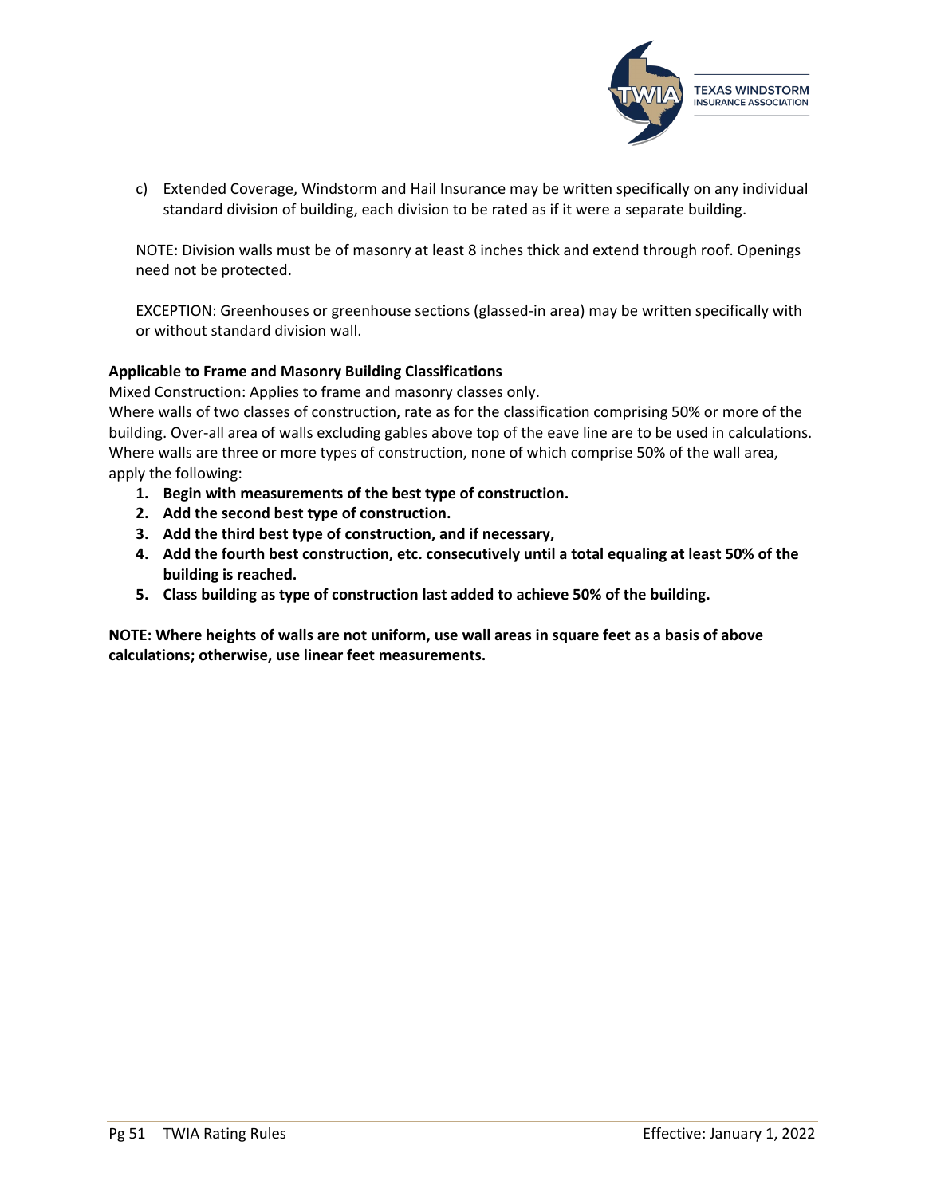c) Extended Coverage, Windstorm and Hail Insurance may be written specifically on any individual standard division of building, each division to be rated as if it were a separate building.

NOTE: Division walls must be of masonry at least 8 inches thick and extend through roof. Openings need not be protected.

EXCEPTION: Greenhouses or greenhouse sections (glassed-in area) may be written specifically with or without standard division wall.

**Applicable to Frame and Masonry Building Classifications**

Mixed Construction: Applies to frame and masonry classes only.

Where walls of two classes of construction, rate as for the classification comprising 50% or more of the building. Over-all area of walls excluding gables above top of the eave line are to be used in calculations. Where walls are three or more types of construction, none of which comprise 50% of the wall area, apply the following:

1. **Begin with measurements of the best type of construction.**
2. **Add the second best type of construction.**
3. **Add the third best type of construction, and if necessary,**
4. **Add the fourth best construction, etc. consecutively until a total equaling at least 50% of the building is reached.**
5. **Class building as type of construction last added to achieve 50% of the building.**

**NOTE: Where heights of walls are not uniform, use wall areas in square feet as a basis of above calculations; otherwise, use linear feet measurements.**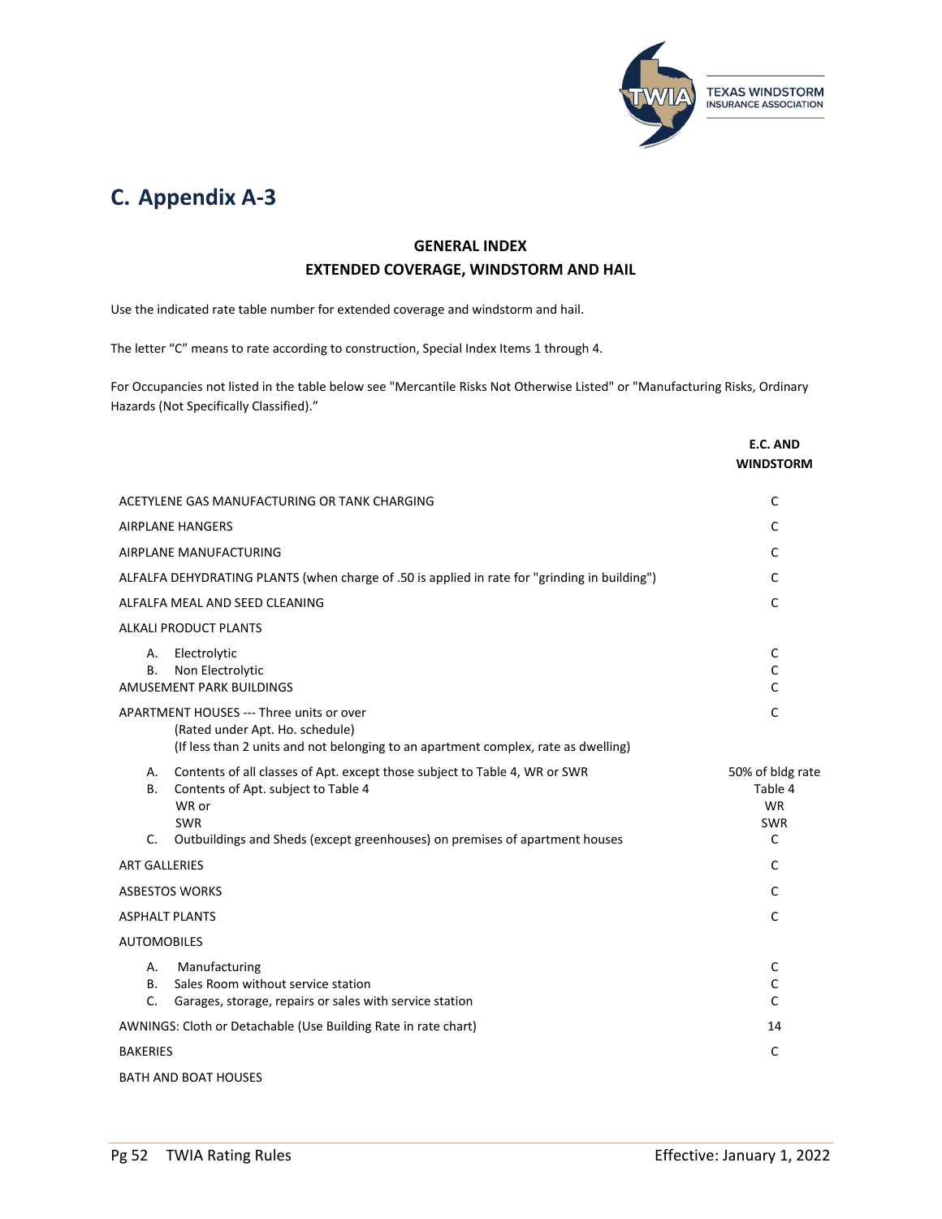## C. Appendix A-3

**GENERAL INDEX**
**EXTENDED COVERAGE, WINDSTORM AND HAIL**

Use the indicated rate table number for extended coverage and windstorm and hail.

The letter "C" means to rate according to construction, Special Index Items 1 through 4.

For Occupancies not listed in the table below see "Mercantile Risks Not Otherwise Listed" or "Manufacturing Risks, Ordinary Hazards (Not Specifically Classified)."

| | E.C. AND WINDSTORM |
|---|---|
| ACETYLENE GAS MANUFACTURING OR TANK CHARGING | C |
| AIRPLANE HANGERS | C |
| AIRPLANE MANUFACTURING | C |
| ALFALFA DEHYDRATING PLANTS (when charge of .50 is applied in rate for "grinding in building") | C |
| ALFALFA MEAL AND SEED CLEANING | C |
| ALKALI PRODUCT PLANTS | |
| A. Electrolytic | C |
| B. Non Electrolytic | C |
| AMUSEMENT PARK BUILDINGS | C |
| APARTMENT HOUSES --- Three units or over (Rated under Apt. Ho. schedule) (If less than 2 units and not belonging to an apartment complex, rate as dwelling) | C |
| A. Contents of all classes of Apt. except those subject to Table 4, WR or SWR | 50% of bldg rate |
| B. Contents of Apt. subject to Table 4 | Table 4 |
| WR or | WR |
| SWR | SWR |
| C. Outbuildings and Sheds (except greenhouses) on premises of apartment houses | C |
| ART GALLERIES | C |
| ASBESTOS WORKS | C |
| ASPHALT PLANTS | C |
| AUTOMOBILES | |
| A. Manufacturing | C |
| B. Sales Room without service station | C |
| C. Garages, storage, repairs or sales with service station | C |
| AWNINGS: Cloth or Detachable (Use Building Rate in rate chart) | 14 |
| BAKERIES | C |
| BATH AND BOAT HOUSES | |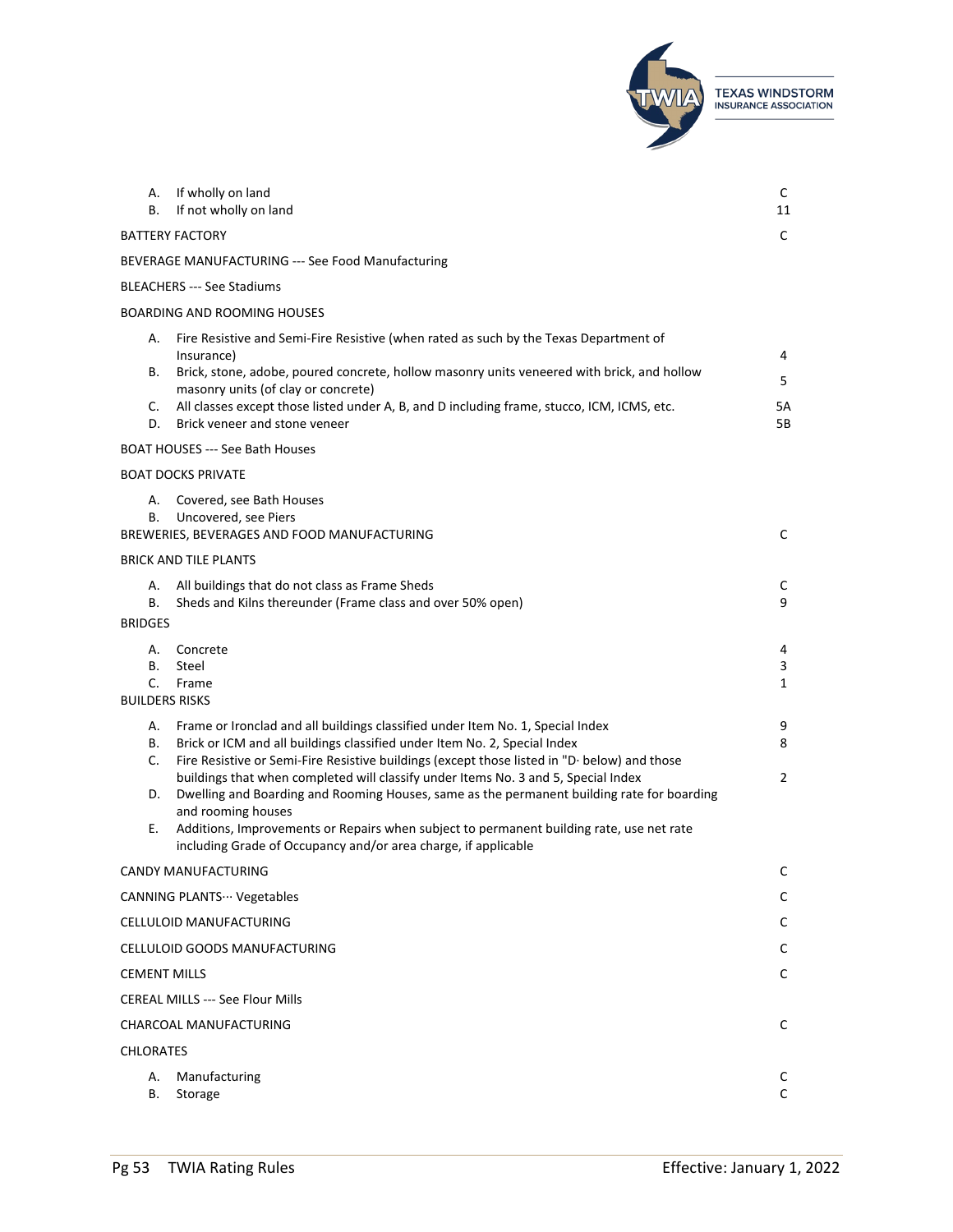| | |
|---|---|
| A. If wholly on land | C |
| B. If not wholly on land | 11 |
| BATTERY FACTORY | C |
| BEVERAGE MANUFACTURING --- See Food Manufacturing | |
| BLEACHERS --- See Stadiums | |
| BOARDING AND ROOMING HOUSES | |
| A. Fire Resistive and Semi-Fire Resistive (when rated as such by the Texas Department of Insurance) | 4 |
| B. Brick, stone, adobe, poured concrete, hollow masonry units veneered with brick, and hollow masonry units (of clay or concrete) | 5 |
| C. All classes except those listed under A, B, and D including frame, stucco, ICM, ICMS, etc. | 5A |
| D. Brick veneer and stone veneer | 5B |
| BOAT HOUSES --- See Bath Houses | |
| BOAT DOCKS PRIVATE | |
| A. Covered, see Bath Houses | |
| B. Uncovered, see Piers | |
| BREWERIES, BEVERAGES AND FOOD MANUFACTURING | C |
| BRICK AND TILE PLANTS | |
| A. All buildings that do not class as Frame Sheds | C |
| B. Sheds and Kilns thereunder (Frame class and over 50% open) | 9 |
| BRIDGES | |
| A. Concrete | 4 |
| B. Steel | 3 |
| C. Frame | 1 |
| BUILDERS RISKS | |
| A. Frame or Ironclad and all buildings classified under Item No. 1, Special Index | 9 |
| B. Brick or ICM and all buildings classified under Item No. 2, Special Index | 8 |
| C. Fire Resistive or Semi-Fire Resistive buildings (except those listed in "D· below) and those buildings that when completed will classify under Items No. 3 and 5, Special Index | 2 |
| D. Dwelling and Boarding and Rooming Houses, same as the permanent building rate for boarding and rooming houses | |
| E. Additions, Improvements or Repairs when subject to permanent building rate, use net rate including Grade of Occupancy and/or area charge, if applicable | |
| CANDY MANUFACTURING | C |
| CANNING PLANTS··· Vegetables | C |
| CELLULOID MANUFACTURING | C |
| CELLULOID GOODS MANUFACTURING | C |
| CEMENT MILLS | C |
| CEREAL MILLS --- See Flour Mills | |
| CHARCOAL MANUFACTURING | C |
| CHLORATES | |
| A. Manufacturing | C |
| B. Storage | C |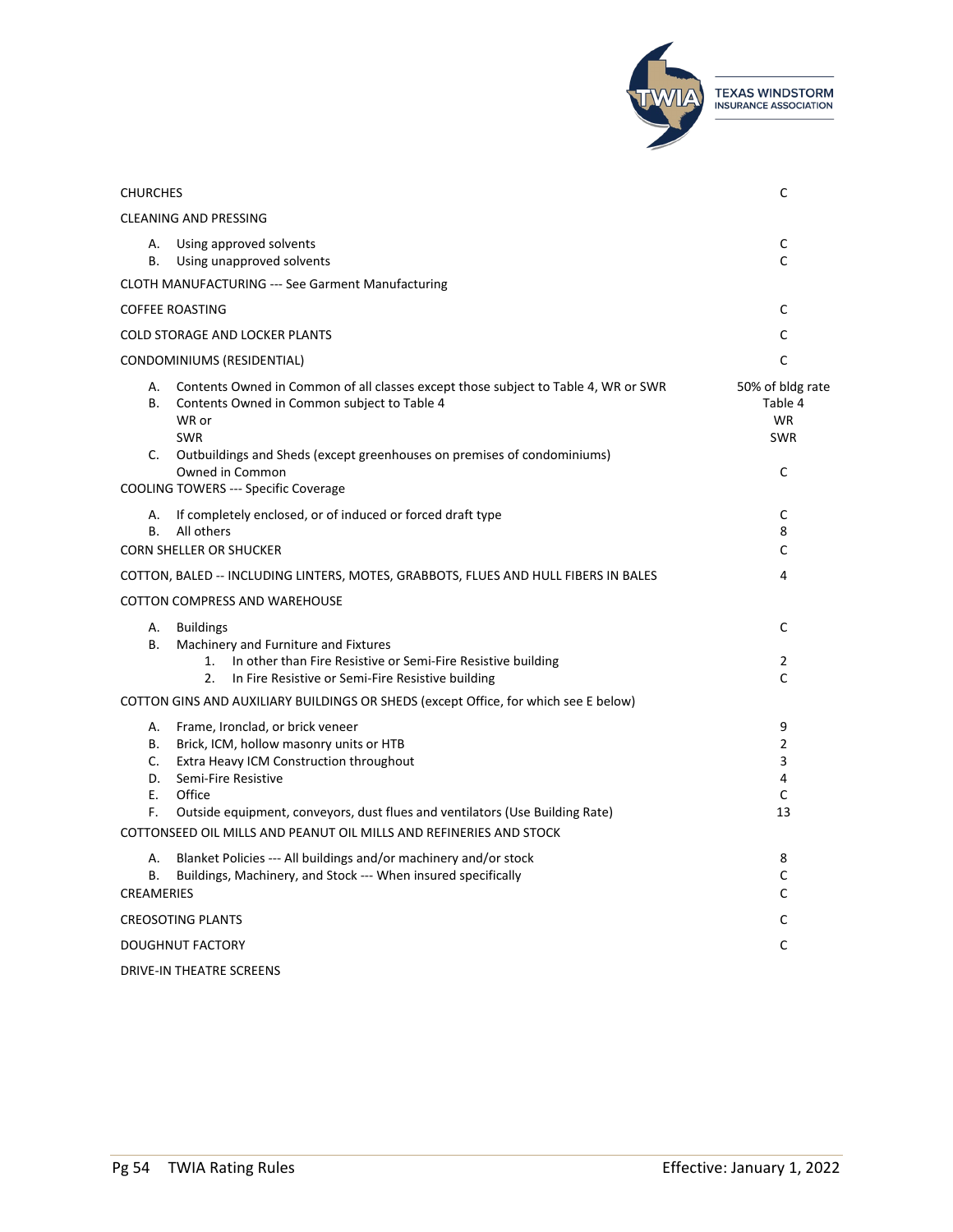| | |
|---|---|
| CHURCHES | C |
| CLEANING AND PRESSING | |
| A. Using approved solvents | C |
| B. Using unapproved solvents | C |
| CLOTH MANUFACTURING --- See Garment Manufacturing | |
| COFFEE ROASTING | C |
| COLD STORAGE AND LOCKER PLANTS | C |
| CONDOMINIUMS (RESIDENTIAL) | C |
| A. Contents Owned in Common of all classes except those subject to Table 4, WR or SWR | 50% of bldg rate |
| B. Contents Owned in Common subject to Table 4 | Table 4 |
| WR or | WR |
| SWR | SWR |
| C. Outbuildings and Sheds (except greenhouses on premises of condominiums) Owned in Common | C |
| COOLING TOWERS --- Specific Coverage | |
| A. If completely enclosed, or of induced or forced draft type | C |
| B. All others | 8 |
| CORN SHELLER OR SHUCKER | C |
| COTTON, BALED -- INCLUDING LINTERS, MOTES, GRABBOTS, FLUES AND HULL FIBERS IN BALES | 4 |
| COTTON COMPRESS AND WAREHOUSE | |
| A. Buildings | C |
| B. Machinery and Furniture and Fixtures | |
| 1. In other than Fire Resistive or Semi-Fire Resistive building | 2 |
| 2. In Fire Resistive or Semi-Fire Resistive building | C |
| COTTON GINS AND AUXILIARY BUILDINGS OR SHEDS (except Office, for which see E below) | |
| A. Frame, Ironclad, or brick veneer | 9 |
| B. Brick, ICM, hollow masonry units or HTB | 2 |
| C. Extra Heavy ICM Construction throughout | 3 |
| D. Semi-Fire Resistive | 4 |
| E. Office | C |
| F. Outside equipment, conveyors, dust flues and ventilators (Use Building Rate) | 13 |
| COTTONSEED OIL MILLS AND PEANUT OIL MILLS AND REFINERIES AND STOCK | |
| A. Blanket Policies --- All buildings and/or machinery and/or stock | 8 |
| B. Buildings, Machinery, and Stock --- When insured specifically | C |
| CREAMERIES | C |
| CREOSOTING PLANTS | C |
| DOUGHNUT FACTORY | C |
| DRIVE-IN THEATRE SCREENS | |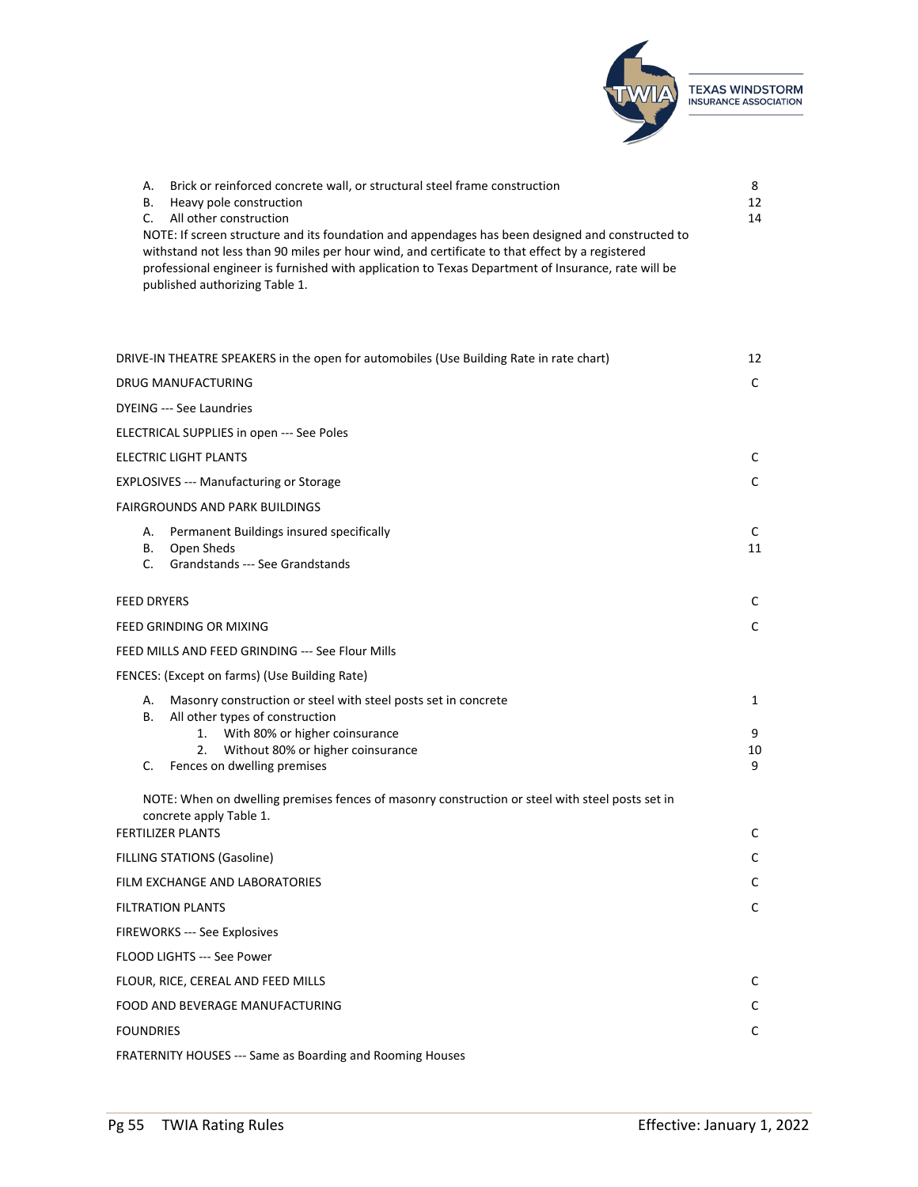| | |
|---|---|
| A. Brick or reinforced concrete wall, or structural steel frame construction | 8 |
| B. Heavy pole construction | 12 |
| C. All other construction | 14 |

NOTE: If screen structure and its foundation and appendages has been designed and constructed to withstand not less than 90 miles per hour wind, and certificate to that effect by a registered professional engineer is furnished with application to Texas Department of Insurance, rate will be published authorizing Table 1.

| | |
|---|---|
| DRIVE-IN THEATRE SPEAKERS in the open for automobiles (Use Building Rate in rate chart) | 12 |
| DRUG MANUFACTURING | C |
| DYEING --- See Laundries | |
| ELECTRICAL SUPPLIES in open --- See Poles | |
| ELECTRIC LIGHT PLANTS | C |
| EXPLOSIVES --- Manufacturing or Storage | C |
| FAIRGROUNDS AND PARK BUILDINGS | |
| A. Permanent Buildings insured specifically | C |
| B. Open Sheds | 11 |
| C. Grandstands --- See Grandstands | |
| FEED DRYERS | C |
| FEED GRINDING OR MIXING | C |
| FEED MILLS AND FEED GRINDING --- See Flour Mills | |
| FENCES: (Except on farms) (Use Building Rate) | |
| A. Masonry construction or steel with steel posts set in concrete | 1 |
| B. All other types of construction | |
| 1. With 80% or higher coinsurance | 9 |
| 2. Without 80% or higher coinsurance | 10 |
| C. Fences on dwelling premises | 9 |

NOTE: When on dwelling premises fences of masonry construction or steel with steel posts set in concrete apply Table 1.

| | |
|---|---|
| FERTILIZER PLANTS | C |
| FILLING STATIONS (Gasoline) | C |
| FILM EXCHANGE AND LABORATORIES | C |
| FILTRATION PLANTS | C |
| FIREWORKS --- See Explosives | |
| FLOOD LIGHTS --- See Power | |
| FLOUR, RICE, CEREAL AND FEED MILLS | C |
| FOOD AND BEVERAGE MANUFACTURING | C |
| FOUNDRIES | C |
| FRATERNITY HOUSES --- Same as Boarding and Rooming Houses | |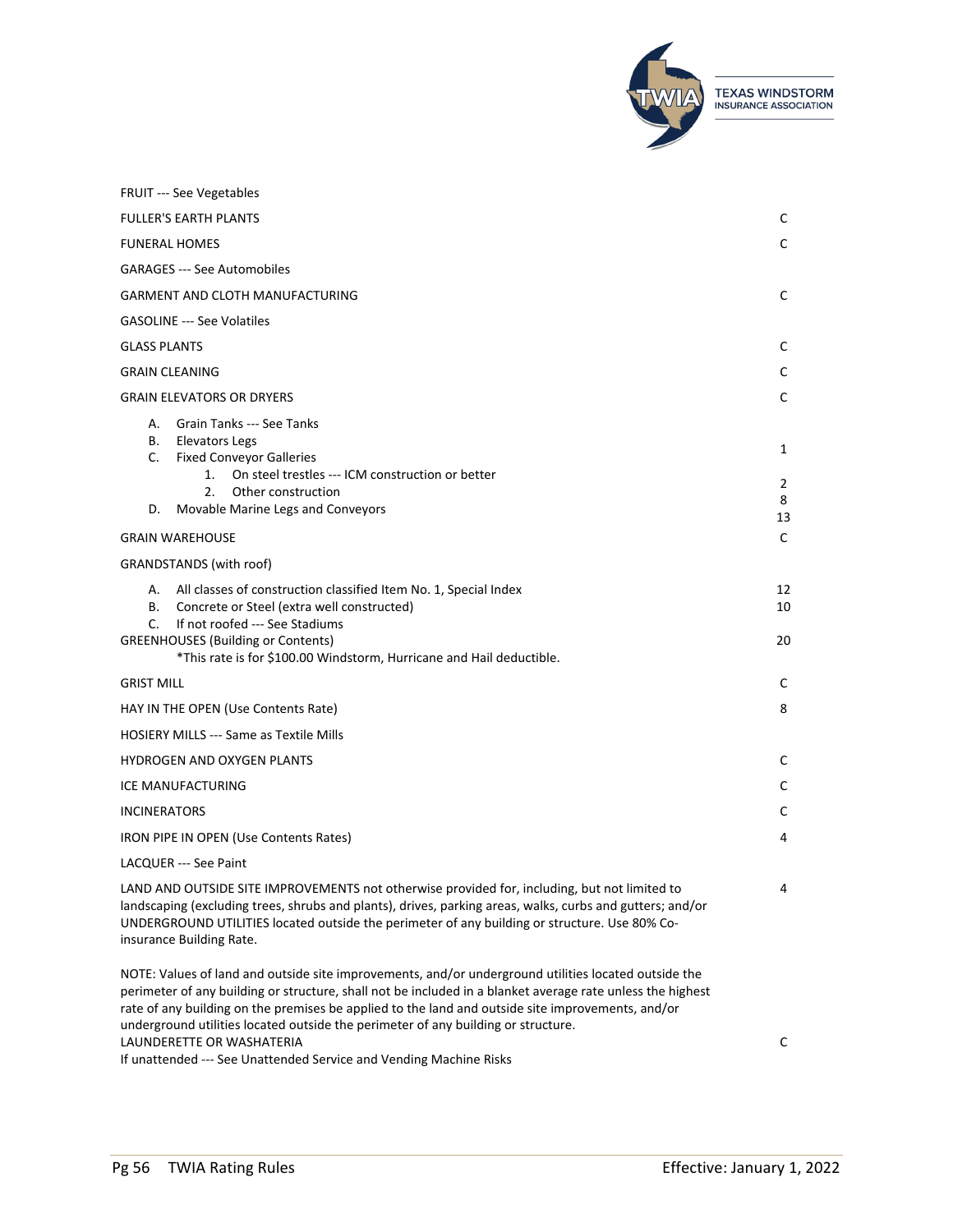| | |
|---|---|
| FRUIT --- See Vegetables | |
| FULLER'S EARTH PLANTS | C |
| FUNERAL HOMES | C |
| GARAGES --- See Automobiles | |
| GARMENT AND CLOTH MANUFACTURING | C |
| GASOLINE --- See Volatiles | |
| GLASS PLANTS | C |
| GRAIN CLEANING | C |
| GRAIN ELEVATORS OR DRYERS | C |
| A. Grain Tanks --- See Tanks | |
| B. Elevators Legs | 1 |
| C. Fixed Conveyor Galleries | |
| 1. On steel trestles --- ICM construction or better | 2 |
| 2. Other construction | 8 |
| D. Movable Marine Legs and Conveyors | 13 |
| GRAIN WAREHOUSE | C |
| GRANDSTANDS (with roof) | |
| A. All classes of construction classified Item No. 1, Special Index | 12 |
| B. Concrete or Steel (extra well constructed) | 10 |
| C. If not roofed --- See Stadiums | |
| GREENHOUSES (Building or Contents) *This rate is for $100.00 Windstorm, Hurricane and Hail deductible. | 20 |
| GRIST MILL | C |
| HAY IN THE OPEN (Use Contents Rate) | 8 |
| HOSIERY MILLS --- Same as Textile Mills | |
| HYDROGEN AND OXYGEN PLANTS | C |
| ICE MANUFACTURING | C |
| INCINERATORS | C |
| IRON PIPE IN OPEN (Use Contents Rates) | 4 |
| LACQUER --- See Paint | |
| LAND AND OUTSIDE SITE IMPROVEMENTS not otherwise provided for, including, but not limited to landscaping (excluding trees, shrubs and plants), drives, parking areas, walks, curbs and gutters; and/or UNDERGROUND UTILITIES located outside the perimeter of any building or structure. Use 80% Co-insurance Building Rate. | 4 |

NOTE: Values of land and outside site improvements, and/or underground utilities located outside the perimeter of any building or structure, shall not be included in a blanket average rate unless the highest rate of any building on the premises be applied to the land and outside site improvements, and/or underground utilities located outside the perimeter of any building or structure.

| | |
|---|---|
| LAUNDERETTE OR WASHATERIA | C |
| If unattended --- See Unattended Service and Vending Machine Risks | |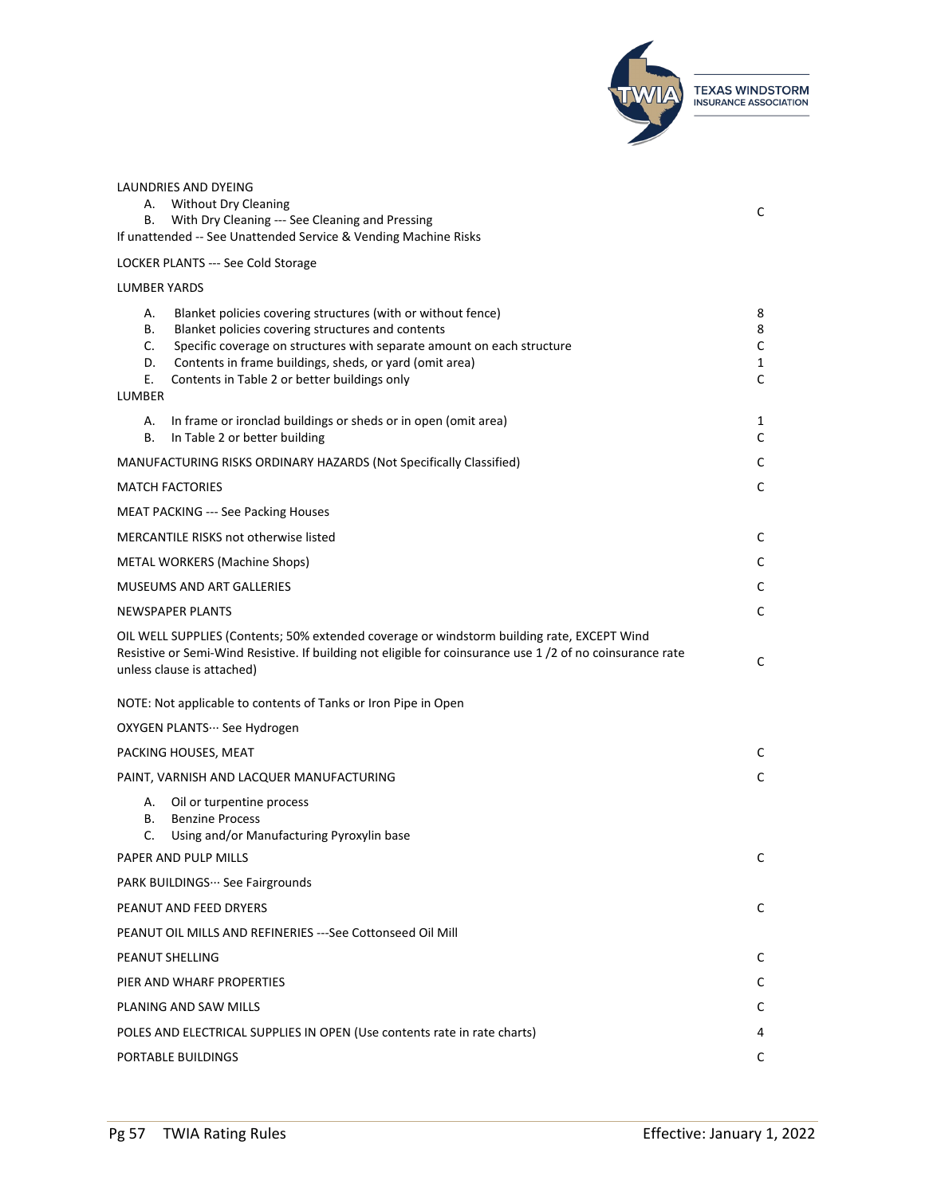| Classification | Rate |
|---|---|
| LAUNDRIES AND DYEING<br>A. Without Dry Cleaning<br>B. With Dry Cleaning --- See Cleaning and Pressing<br>If unattended -- See Unattended Service & Vending Machine Risks | C |
| LOCKER PLANTS --- See Cold Storage | |
| LUMBER YARDS | |
| A. Blanket policies covering structures (with or without fence) | 8 |
| B. Blanket policies covering structures and contents | 8 |
| C. Specific coverage on structures with separate amount on each structure | C |
| D. Contents in frame buildings, sheds, or yard (omit area) | 1 |
| E. Contents in Table 2 or better buildings only | C |
| LUMBER | |
| A. In frame or ironclad buildings or sheds or in open (omit area) | 1 |
| B. In Table 2 or better building | C |
| MANUFACTURING RISKS ORDINARY HAZARDS (Not Specifically Classified) | C |
| MATCH FACTORIES | C |
| MEAT PACKING --- See Packing Houses | |
| MERCANTILE RISKS not otherwise listed | C |
| METAL WORKERS (Machine Shops) | C |
| MUSEUMS AND ART GALLERIES | C |
| NEWSPAPER PLANTS | C |
| OIL WELL SUPPLIES (Contents; 50% extended coverage or windstorm building rate, EXCEPT Wind Resistive or Semi-Wind Resistive. If building not eligible for coinsurance use 1 /2 of no coinsurance rate unless clause is attached) | C |
| NOTE: Not applicable to contents of Tanks or Iron Pipe in Open | |
| OXYGEN PLANTS··· See Hydrogen | |
| PACKING HOUSES, MEAT | C |
| PAINT, VARNISH AND LACQUER MANUFACTURING<br>A. Oil or turpentine process<br>B. Benzine Process<br>C. Using and/or Manufacturing Pyroxylin base | C |
| PAPER AND PULP MILLS | C |
| PARK BUILDINGS··· See Fairgrounds | |
| PEANUT AND FEED DRYERS | C |
| PEANUT OIL MILLS AND REFINERIES ---See Cottonseed Oil Mill | |
| PEANUT SHELLING | C |
| PIER AND WHARF PROPERTIES | C |
| PLANING AND SAW MILLS | C |
| POLES AND ELECTRICAL SUPPLIES IN OPEN (Use contents rate in rate charts) | 4 |
| PORTABLE BUILDINGS | C |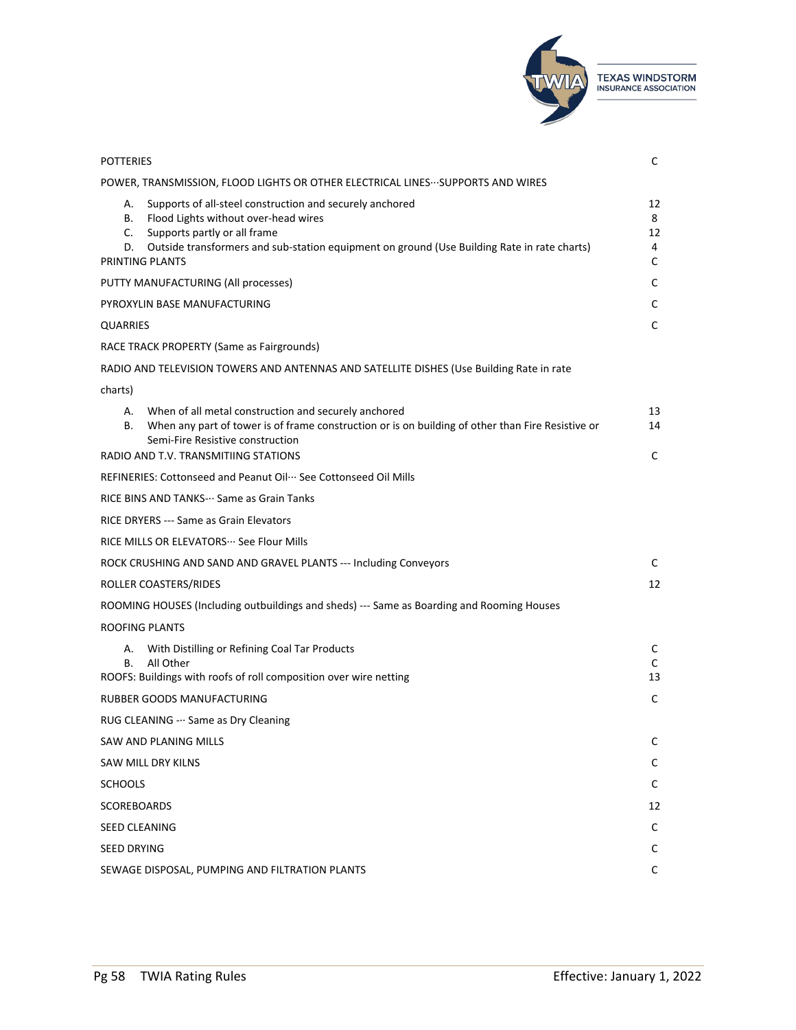| | |
|---|---|
| POTTERIES | C |
| POWER, TRANSMISSION, FLOOD LIGHTS OR OTHER ELECTRICAL LINES···SUPPORTS AND WIRES | |
| A. Supports of all-steel construction and securely anchored | 12 |
| B. Flood Lights without over-head wires | 8 |
| C. Supports partly or all frame | 12 |
| D. Outside transformers and sub-station equipment on ground (Use Building Rate in rate charts) | 4 |
| PRINTING PLANTS | C |
| PUTTY MANUFACTURING (All processes) | C |
| PYROXYLIN BASE MANUFACTURING | C |
| QUARRIES | C |
| RACE TRACK PROPERTY (Same as Fairgrounds) | |
| RADIO AND TELEVISION TOWERS AND ANTENNAS AND SATELLITE DISHES (Use Building Rate in rate charts) | |
| A. When of all metal construction and securely anchored | 13 |
| B. When any part of tower is of frame construction or is on building of other than Fire Resistive or Semi-Fire Resistive construction | 14 |
| RADIO AND T.V. TRANSMITIING STATIONS | C |
| REFINERIES: Cottonseed and Peanut Oil··· See Cottonseed Oil Mills | |
| RICE BINS AND TANKS··· Same as Grain Tanks | |
| RICE DRYERS --- Same as Grain Elevators | |
| RICE MILLS OR ELEVATORS··· See Flour Mills | |
| ROCK CRUSHING AND SAND AND GRAVEL PLANTS --- Including Conveyors | C |
| ROLLER COASTERS/RIDES | 12 |
| ROOMING HOUSES (Including outbuildings and sheds) --- Same as Boarding and Rooming Houses | |
| ROOFING PLANTS | |
| A. With Distilling or Refining Coal Tar Products | C |
| B. All Other | C |
| ROOFS: Buildings with roofs of roll composition over wire netting | 13 |
| RUBBER GOODS MANUFACTURING | C |
| RUG CLEANING ··· Same as Dry Cleaning | |
| SAW AND PLANING MILLS | C |
| SAW MILL DRY KILNS | C |
| SCHOOLS | C |
| SCOREBOARDS | 12 |
| SEED CLEANING | C |
| SEED DRYING | C |
| SEWAGE DISPOSAL, PUMPING AND FILTRATION PLANTS | C |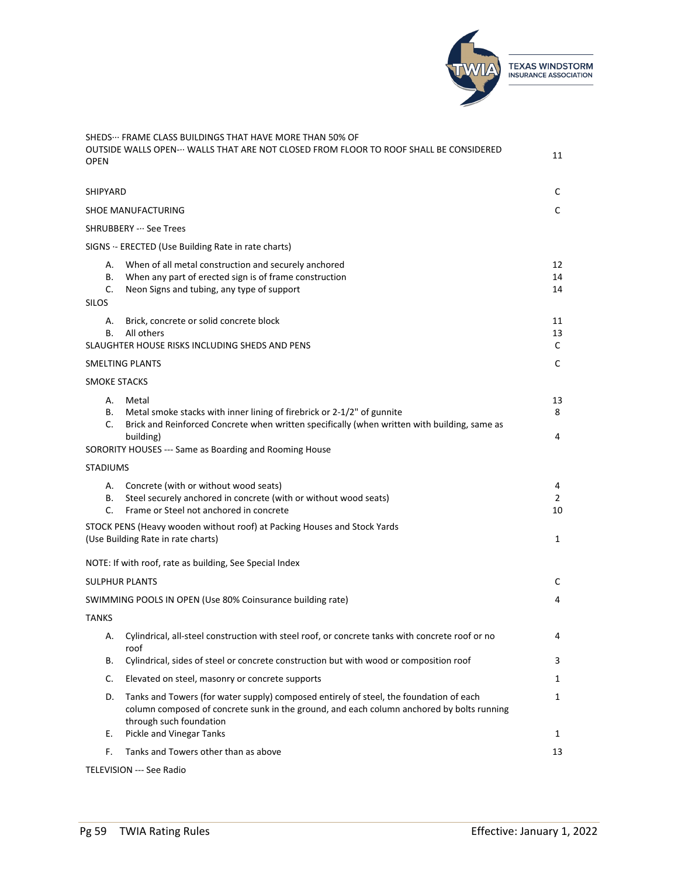| | |
|---|---|
| SHEDS··· FRAME CLASS BUILDINGS THAT HAVE MORE THAN 50% OF OUTSIDE WALLS OPEN··· WALLS THAT ARE NOT CLOSED FROM FLOOR TO ROOF SHALL BE CONSIDERED OPEN | 11 |
| SHIPYARD | C |
| SHOE MANUFACTURING | C |
| SHRUBBERY ··· See Trees | |
| SIGNS ·· ERECTED (Use Building Rate in rate charts) | |
| A. When of all metal construction and securely anchored | 12 |
| B. When any part of erected sign is of frame construction | 14 |
| C. Neon Signs and tubing, any type of support | 14 |
| SILOS | |
| A. Brick, concrete or solid concrete block | 11 |
| B. All others | 13 |
| SLAUGHTER HOUSE RISKS INCLUDING SHEDS AND PENS | C |
| SMELTING PLANTS | C |
| SMOKE STACKS | |
| A. Metal | 13 |
| B. Metal smoke stacks with inner lining of firebrick or 2-1/2" of gunnite | 8 |
| C. Brick and Reinforced Concrete when written specifically (when written with building, same as building) | 4 |
| SORORITY HOUSES --- Same as Boarding and Rooming House | |
| STADIUMS | |
| A. Concrete (with or without wood seats) | 4 |
| B. Steel securely anchored in concrete (with or without wood seats) | 2 |
| C. Frame or Steel not anchored in concrete | 10 |
| STOCK PENS (Heavy wooden without roof) at Packing Houses and Stock Yards (Use Building Rate in rate charts) | 1 |
| NOTE: If with roof, rate as building, See Special Index | |
| SULPHUR PLANTS | C |
| SWIMMING POOLS IN OPEN (Use 80% Coinsurance building rate) | 4 |
| TANKS | |
| A. Cylindrical, all-steel construction with steel roof, or concrete tanks with concrete roof or no roof | 4 |
| B. Cylindrical, sides of steel or concrete construction but with wood or composition roof | 3 |
| C. Elevated on steel, masonry or concrete supports | 1 |
| D. Tanks and Towers (for water supply) composed entirely of steel, the foundation of each column composed of concrete sunk in the ground, and each column anchored by bolts running through such foundation | 1 |
| E. Pickle and Vinegar Tanks | 1 |
| F. Tanks and Towers other than as above | 13 |
| TELEVISION --- See Radio | |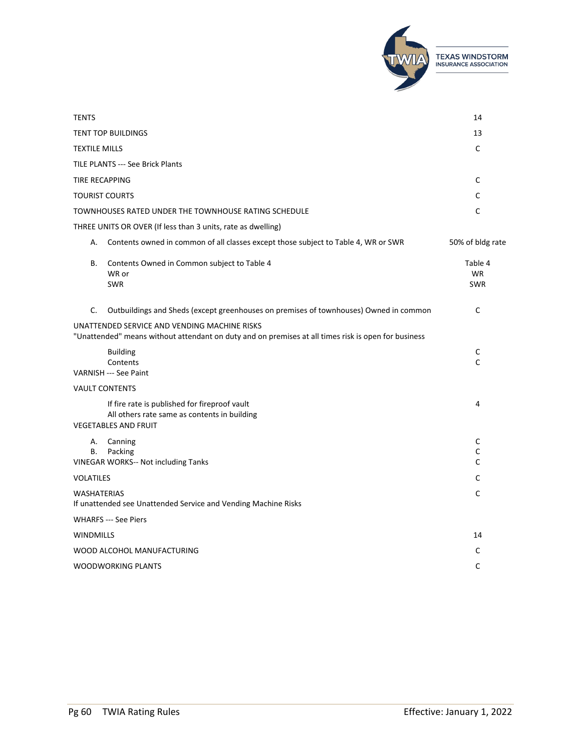| | |
|---|---|
| TENTS | 14 |
| TENT TOP BUILDINGS | 13 |
| TEXTILE MILLS | C |
| TILE PLANTS --- See Brick Plants | |
| TIRE RECAPPING | C |
| TOURIST COURTS | C |
| TOWNHOUSES RATED UNDER THE TOWNHOUSE RATING SCHEDULE | C |
| THREE UNITS OR OVER (If less than 3 units, rate as dwelling) | |
| A. Contents owned in common of all classes except those subject to Table 4, WR or SWR | 50% of bldg rate |
| B. Contents Owned in Common subject to Table 4<br>WR or<br>SWR | Table 4<br>WR<br>SWR |
| C. Outbuildings and Sheds (except greenhouses on premises of townhouses) Owned in common | C |
| UNATTENDED SERVICE AND VENDING MACHINE RISKS<br>"Unattended" means without attendant on duty and on premises at all times risk is open for business | |
| Building<br>Contents | C<br>C |
| VARNISH --- See Paint | |
| VAULT CONTENTS | |
| If fire rate is published for fireproof vault<br>All others rate same as contents in building | 4 |
| VEGETABLES AND FRUIT | |
| A. Canning<br>B. Packing | C<br>C |
| VINEGAR WORKS-- Not including Tanks | C |
| VOLATILES | C |
| WASHATERIAS<br>If unattended see Unattended Service and Vending Machine Risks | C |
| WHARFS --- See Piers | |
| WINDMILLS | 14 |
| WOOD ALCOHOL MANUFACTURING | C |
| WOODWORKING PLANTS | C |